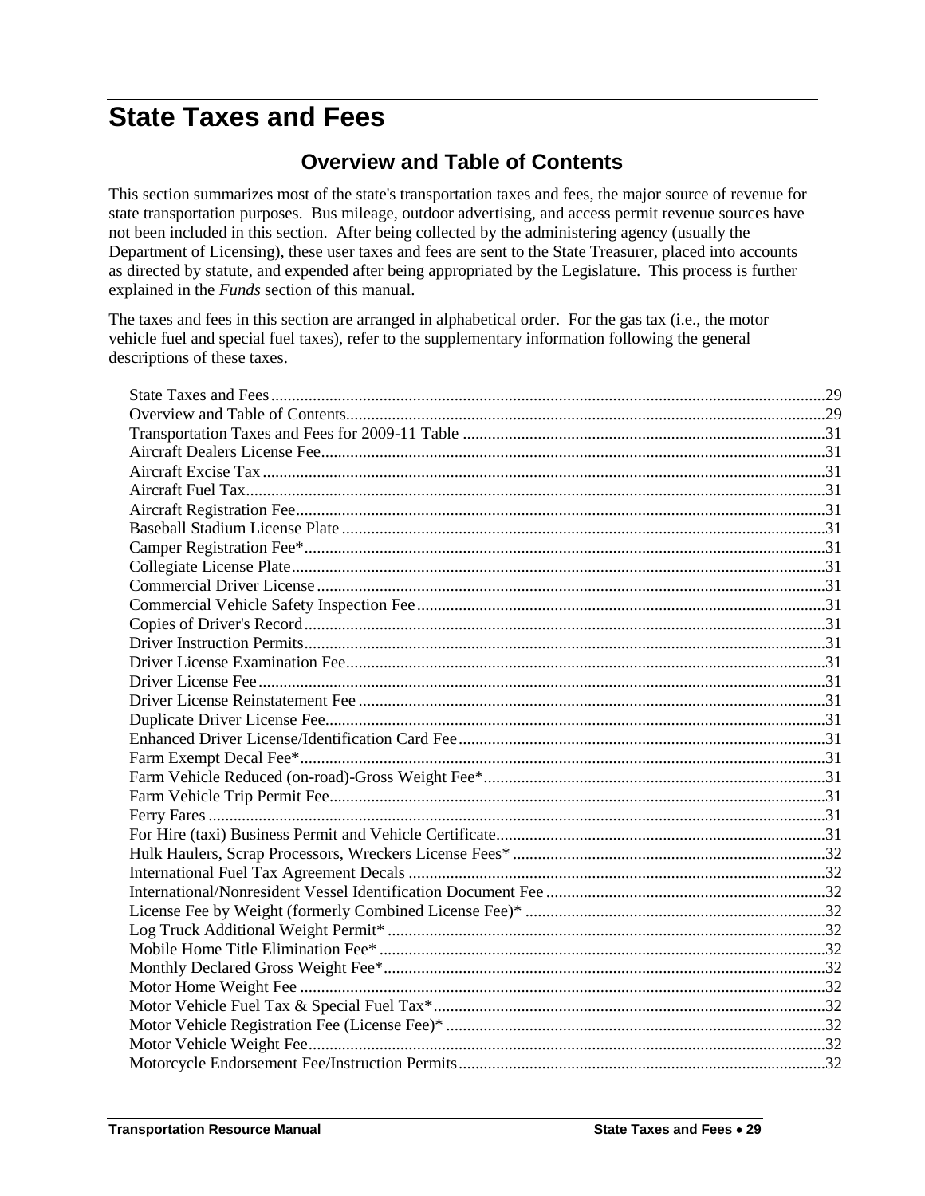# State Taxes and Fees

## Overview and Table of Contents

This section summarizes most of the state's transportation taxes and fees, the major source of revenue for state transportation purposes. Bus mileage, outdoor advertising, and access permit revenue sources have not been included in this section. After being collected by the administering agency (usually the Department of Licensing), these user taxes and fees are sent to the State Treasurer, placed into accounts as directed by statute, and expended after being appropriated by the Legislature. This process is further explained in the *Funds* section of this manual.

The taxes and fees in this section are arranged in alphabetical order. For the gas tax (i.e., the motor vehicle fuel and special fuel taxes), refer to the supplementary information following the general descriptions of these taxes.

- State Taxes and Fees....29
- Overview and Table of Contents....29
- Transportation Taxes and Fees for 2009-11 Table....31
- Aircraft Dealers License Fee....31
- Aircraft Excise Tax....31
- Aircraft Fuel Tax....31
- Aircraft Registration Fee....31
- Baseball Stadium License Plate....31
- Camper Registration Fee*....31
- Collegiate License Plate....31
- Commercial Driver License....31
- Commercial Vehicle Safety Inspection Fee....31
- Copies of Driver's Record....31
- Driver Instruction Permits....31
- Driver License Examination Fee....31
- Driver License Fee....31
- Driver License Reinstatement Fee....31
- Duplicate Driver License Fee....31
- Enhanced Driver License/Identification Card Fee....31
- Farm Exempt Decal Fee*....31
- Farm Vehicle Reduced (on-road)-Gross Weight Fee*....31
- Farm Vehicle Trip Permit Fee....31
- Ferry Fares....31
- For Hire (taxi) Business Permit and Vehicle Certificate....31
- Hulk Haulers, Scrap Processors, Wreckers License Fees*....32
- International Fuel Tax Agreement Decals....32
- International/Nonresident Vessel Identification Document Fee....32
- License Fee by Weight (formerly Combined License Fee)*....32
- Log Truck Additional Weight Permit*....32
- Mobile Home Title Elimination Fee*....32
- Monthly Declared Gross Weight Fee*....32
- Motor Home Weight Fee....32
- Motor Vehicle Fuel Tax & Special Fuel Tax*....32
- Motor Vehicle Registration Fee (License Fee)*....32
- Motor Vehicle Weight Fee....32
- Motorcycle Endorsement Fee/Instruction Permits....32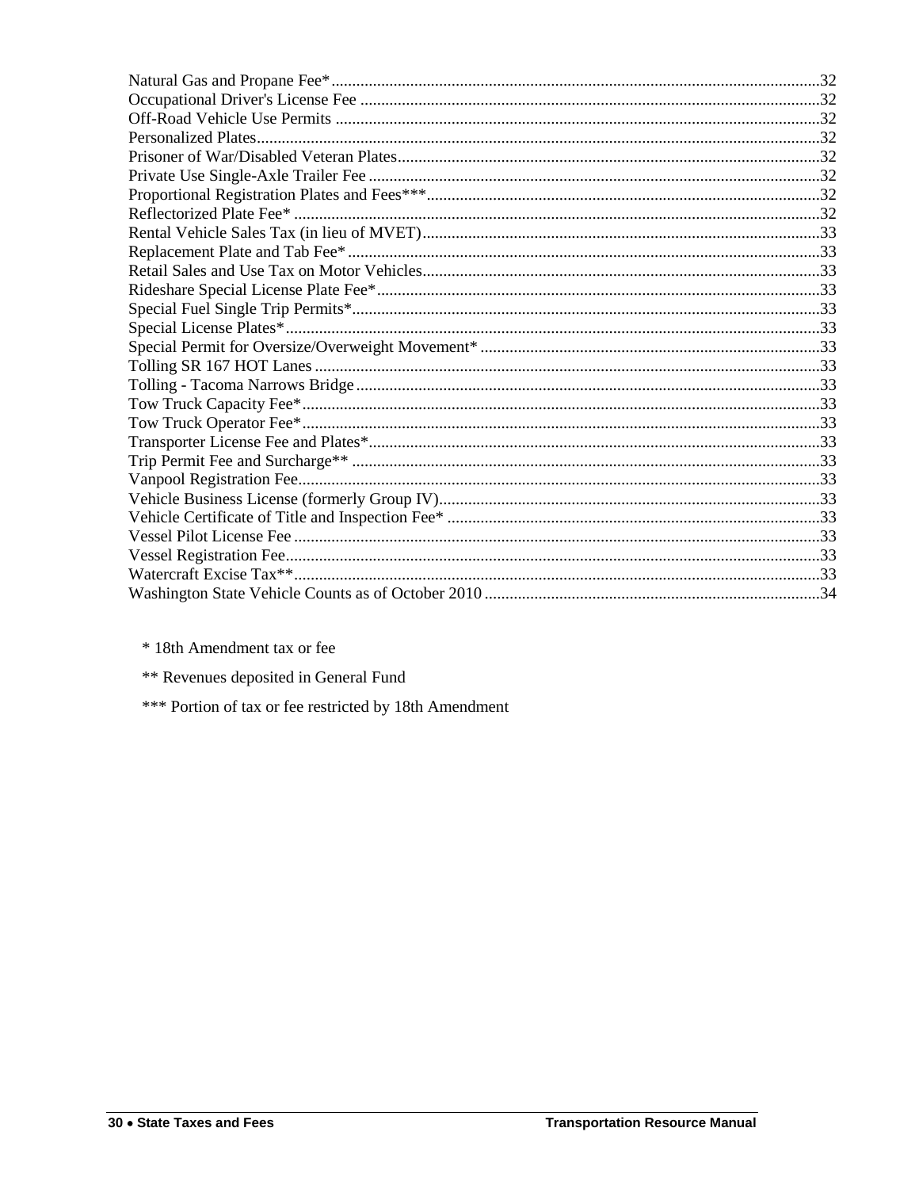Natural Gas and Propane Fee* ........................................................................................................32
Occupational Driver's License Fee ..................................................................................................32
Off-Road Vehicle Use Permits ........................................................................................................32
Personalized Plates..........................................................................................................................32
Prisoner of War/Disabled Veteran Plates........................................................................................32
Private Use Single-Axle Trailer Fee ...............................................................................................32
Proportional Registration Plates and Fees***..................................................................................32
Reflectorized Plate Fee* .................................................................................................................32
Rental Vehicle Sales Tax (in lieu of MVET)...................................................................................33
Replacement Plate and Tab Fee* ....................................................................................................33
Retail Sales and Use Tax on Motor Vehicles...................................................................................33
Rideshare Special License Plate Fee*.............................................................................................33
Special Fuel Single Trip Permits*...................................................................................................33
Special License Plates*...................................................................................................................33
Special Permit for Oversize/Overweight Movement* ....................................................................33
Tolling SR 167 HOT Lanes ............................................................................................................33
Tolling - Tacoma Narrows Bridge ..................................................................................................33
Tow Truck Capacity Fee*...............................................................................................................33
Tow Truck Operator Fee*...............................................................................................................33
Transporter License Fee and Plates*...............................................................................................33
Trip Permit Fee and Surcharge** ...................................................................................................33
Vanpool Registration Fee................................................................................................................33
Vehicle Business License (formerly Group IV)..............................................................................33
Vehicle Certificate of Title and Inspection Fee* ............................................................................33
Vessel Pilot License Fee .................................................................................................................33
Vessel Registration Fee...................................................................................................................33
Watercraft Excise Tax**.................................................................................................................33
Washington State Vehicle Counts as of October 2010 ...................................................................34

\* 18th Amendment tax or fee

\** Revenues deposited in General Fund

\*** Portion of tax or fee restricted by 18th Amendment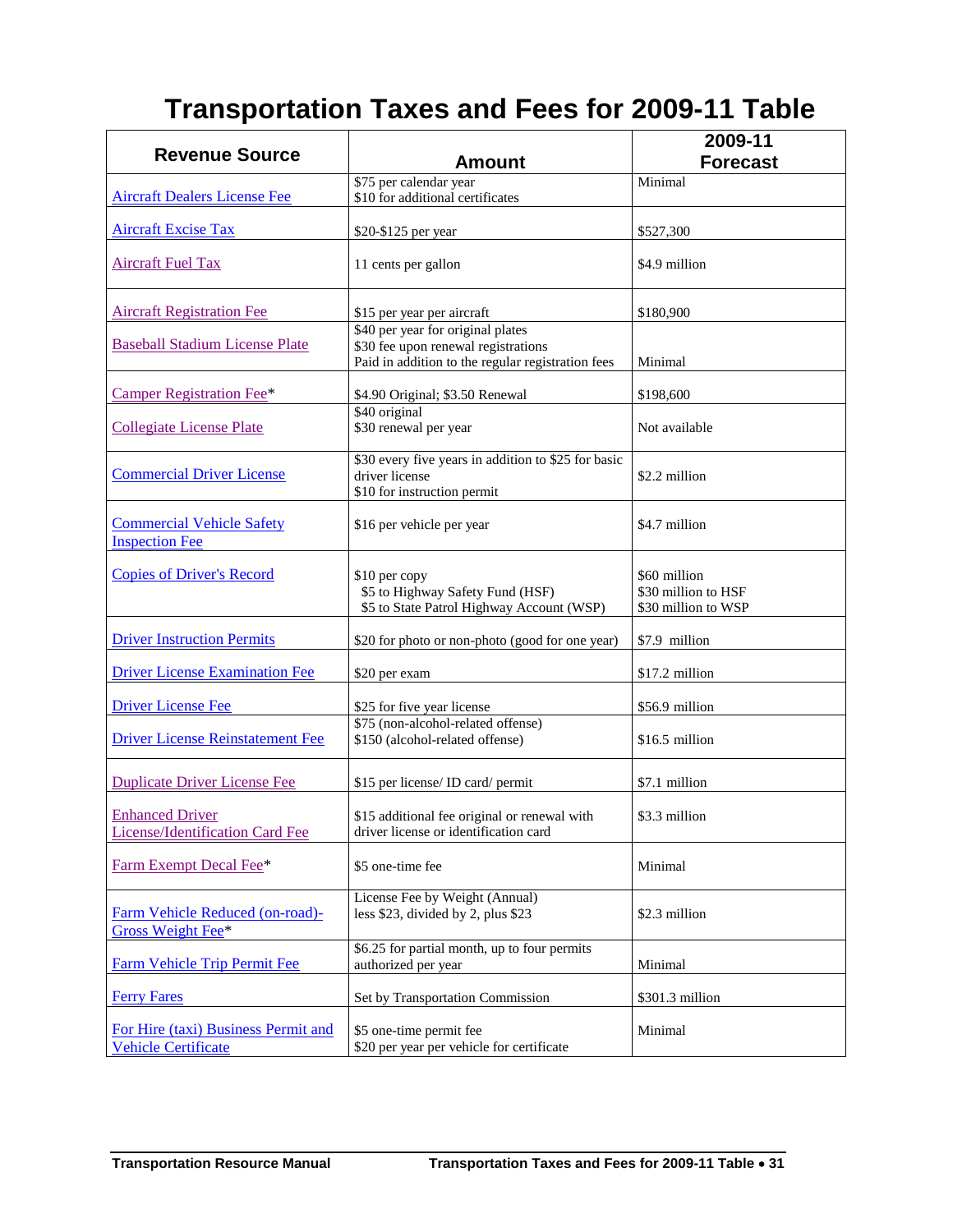# Transportation Taxes and Fees for 2009-11 Table

| Revenue Source | Amount | 2009-11 Forecast |
|---|---|---|
| Aircraft Dealers License Fee | $75 per calendar year<br>$10 for additional certificates | Minimal |
| Aircraft Excise Tax | $20-$125 per year | $527,300 |
| Aircraft Fuel Tax | 11 cents per gallon | $4.9 million |
| Aircraft Registration Fee | $15 per year per aircraft | $180,900 |
| Baseball Stadium License Plate | $40 per year for original plates<br>$30 fee upon renewal registrations<br>Paid in addition to the regular registration fees | Minimal |
| Camper Registration Fee* | $4.90 Original; $3.50 Renewal | $198,600 |
| Collegiate License Plate | $40 original<br>$30 renewal per year | Not available |
| Commercial Driver License | $30 every five years in addition to $25 for basic driver license<br>$10 for instruction permit | $2.2 million |
| Commercial Vehicle Safety Inspection Fee | $16 per vehicle per year | $4.7 million |
| Copies of Driver's Record | $10 per copy<br>$5 to Highway Safety Fund (HSF)<br>$5 to State Patrol Highway Account (WSP) | $60 million<br>$30 million to HSF<br>$30 million to WSP |
| Driver Instruction Permits | $20 for photo or non-photo (good for one year) | $7.9 million |
| Driver License Examination Fee | $20 per exam | $17.2 million |
| Driver License Fee | $25 for five year license | $56.9 million |
| Driver License Reinstatement Fee | $75 (non-alcohol-related offense)<br>$150 (alcohol-related offense) | $16.5 million |
| Duplicate Driver License Fee | $15 per license/ ID card/ permit | $7.1 million |
| Enhanced Driver License/Identification Card Fee | $15 additional fee original or renewal with driver license or identification card | $3.3 million |
| Farm Exempt Decal Fee* | $5 one-time fee | Minimal |
| Farm Vehicle Reduced (on-road)-Gross Weight Fee* | License Fee by Weight (Annual) less $23, divided by 2, plus $23 | $2.3 million |
| Farm Vehicle Trip Permit Fee | $6.25 for partial month, up to four permits authorized per year | Minimal |
| Ferry Fares | Set by Transportation Commission | $301.3 million |
| For Hire (taxi) Business Permit and Vehicle Certificate | $5 one-time permit fee<br>$20 per year per vehicle for certificate | Minimal |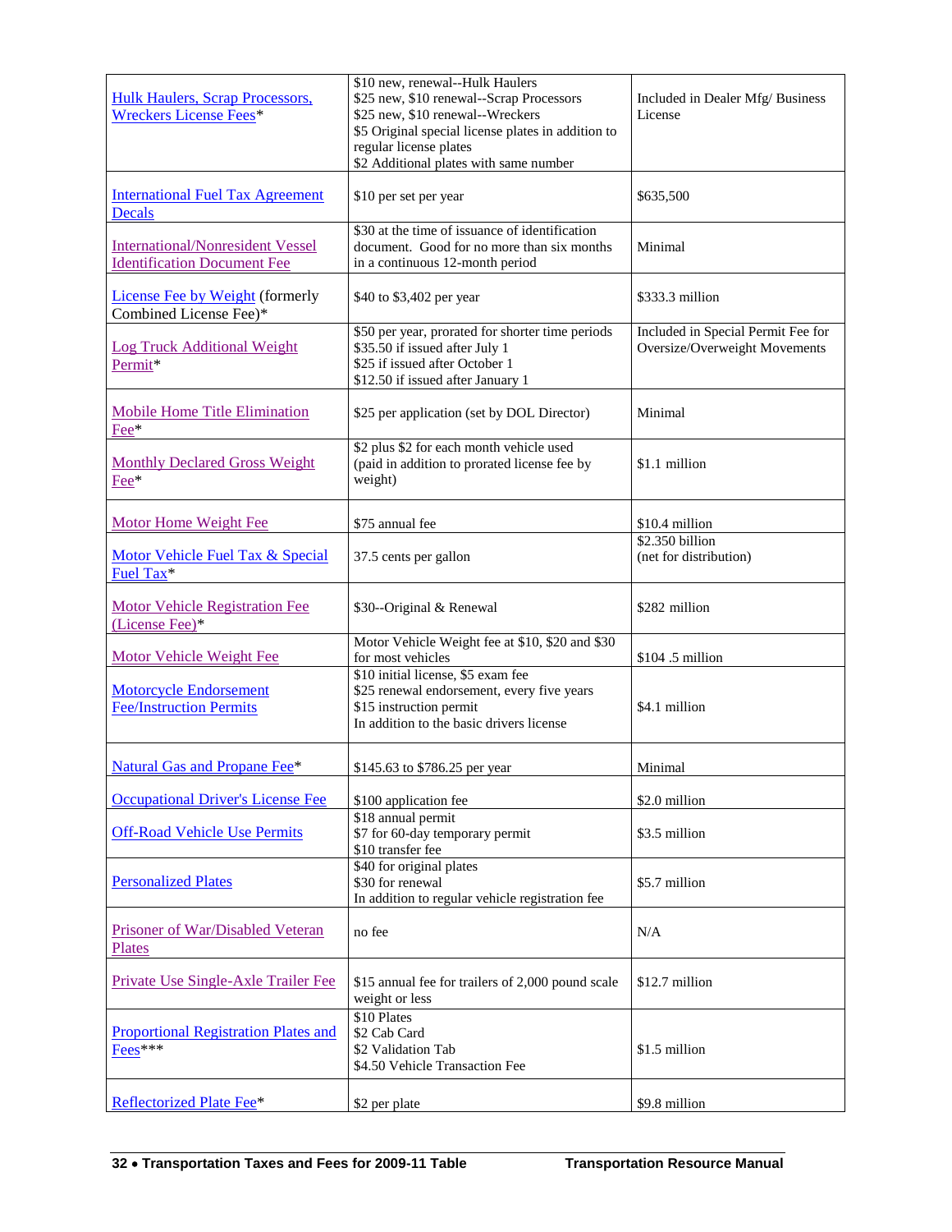| | | |
|---|---|---|
| Hulk Haulers, Scrap Processors, Wreckers License Fees* | $10 new, renewal--Hulk Haulers<br>$25 new, $10 renewal--Scrap Processors<br>$25 new, $10 renewal--Wreckers<br>$5 Original special license plates in addition to regular license plates<br>$2 Additional plates with same number | Included in Dealer Mfg/ Business License |
| International Fuel Tax Agreement Decals | $10 per set per year | $635,500 |
| International/Nonresident Vessel Identification Document Fee | $30 at the time of issuance of identification document. Good for no more than six months in a continuous 12-month period | Minimal |
| License Fee by Weight (formerly Combined License Fee)* | $40 to $3,402 per year | $333.3 million |
| Log Truck Additional Weight Permit* | $50 per year, prorated for shorter time periods<br>$35.50 if issued after July 1<br>$25 if issued after October 1<br>$12.50 if issued after January 1 | Included in Special Permit Fee for Oversize/Overweight Movements |
| Mobile Home Title Elimination Fee* | $25 per application (set by DOL Director) | Minimal |
| Monthly Declared Gross Weight Fee* | $2 plus $2 for each month vehicle used (paid in addition to prorated license fee by weight) | $1.1 million |
| Motor Home Weight Fee | $75 annual fee | $10.4 million |
| Motor Vehicle Fuel Tax & Special Fuel Tax* | 37.5 cents per gallon | $2.350 billion<br>(net for distribution) |
| Motor Vehicle Registration Fee (License Fee)* | $30--Original & Renewal | $282 million |
| Motor Vehicle Weight Fee | Motor Vehicle Weight fee at $10, $20 and $30 for most vehicles | $104 .5 million |
| Motorcycle Endorsement Fee/Instruction Permits | $10 initial license, $5 exam fee<br>$25 renewal endorsement, every five years<br>$15 instruction permit<br>In addition to the basic drivers license | $4.1 million |
| Natural Gas and Propane Fee* | $145.63 to $786.25 per year | Minimal |
| Occupational Driver's License Fee | $100 application fee | $2.0 million |
| Off-Road Vehicle Use Permits | $18 annual permit<br>$7 for 60-day temporary permit<br>$10 transfer fee | $3.5 million |
| Personalized Plates | $40 for original plates<br>$30 for renewal<br>In addition to regular vehicle registration fee | $5.7 million |
| Prisoner of War/Disabled Veteran Plates | no fee | N/A |
| Private Use Single-Axle Trailer Fee | $15 annual fee for trailers of 2,000 pound scale weight or less | $12.7 million |
| Proportional Registration Plates and Fees*** | $10 Plates<br>$2 Cab Card<br>$2 Validation Tab<br>$4.50 Vehicle Transaction Fee | $1.5 million |
| Reflectorized Plate Fee* | $2 per plate | $9.8 million |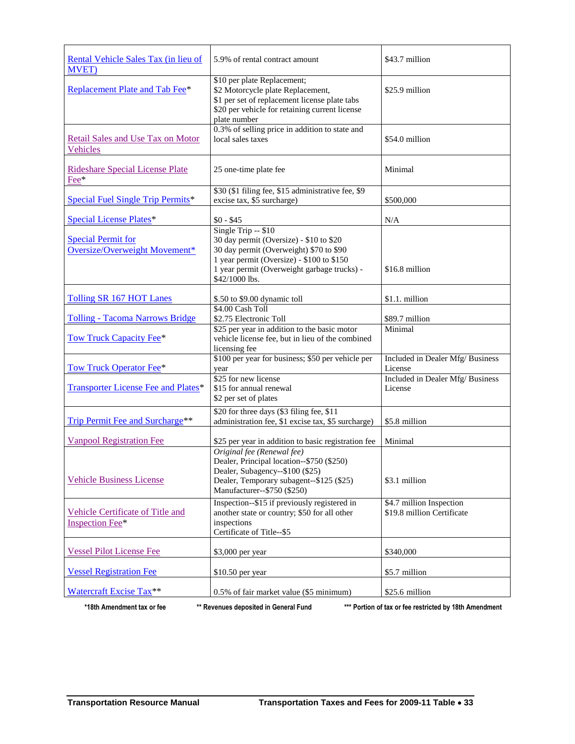| | | |
|---|---|---|
| Rental Vehicle Sales Tax (in lieu of MVET) | 5.9% of rental contract amount | $43.7 million |
| Replacement Plate and Tab Fee* | $10 per plate Replacement;<br>$2 Motorcycle plate Replacement,<br>$1 per set of replacement license plate tabs<br>$20 per vehicle for retaining current license plate number | $25.9 million |
| Retail Sales and Use Tax on Motor Vehicles | 0.3% of selling price in addition to state and local sales taxes | $54.0 million |
| Rideshare Special License Plate Fee* | 25 one-time plate fee | Minimal |
| Special Fuel Single Trip Permits* | $30 ($1 filing fee, $15 administrative fee, $9 excise tax, $5 surcharge) | $500,000 |
| Special License Plates* | $0 - $45 | N/A |
| Special Permit for Oversize/Overweight Movement* | Single Trip -- $10<br>30 day permit (Oversize) - $10 to $20<br>30 day permit (Overweight) $70 to $90<br>1 year permit (Oversize) - $100 to $150<br>1 year permit (Overweight garbage trucks) - $42/1000 lbs. | $16.8 million |
| Tolling SR 167 HOT Lanes | $.50 to $9.00 dynamic toll | $1.1. million |
| Tolling - Tacoma Narrows Bridge | $4.00 Cash Toll<br>$2.75 Electronic Toll | $89.7 million |
| Tow Truck Capacity Fee* | $25 per year in addition to the basic motor vehicle license fee, but in lieu of the combined licensing fee | Minimal |
| Tow Truck Operator Fee* | $100 per year for business; $50 per vehicle per year | Included in Dealer Mfg/ Business License |
| Transporter License Fee and Plates* | $25 for new license<br>$15 for annual renewal<br>$2 per set of plates | Included in Dealer Mfg/ Business License |
| Trip Permit Fee and Surcharge** | $20 for three days ($3 filing fee, $11 administration fee, $1 excise tax, $5 surcharge) | $5.8 million |
| Vanpool Registration Fee | $25 per year in addition to basic registration fee | Minimal |
| Vehicle Business License | *Original fee (Renewal fee)*<br>Dealer, Principal location--$750 ($250)<br>Dealer, Subagency--$100 ($25)<br>Dealer, Temporary subagent--$125 ($25)<br>Manufacturer--$750 ($250) | $3.1 million |
| Vehicle Certificate of Title and Inspection Fee* | Inspection--$15 if previously registered in another state or country; $50 for all other inspections<br>Certificate of Title--$5 | $4.7 million Inspection<br>$19.8 million Certificate |
| Vessel Pilot License Fee | $3,000 per year | $340,000 |
| Vessel Registration Fee | $10.50 per year | $5.7 million |
| Watercraft Excise Tax** | 0.5% of fair market value ($5 minimum) | $25.6 million |

**\*18th Amendment tax or fee** **\*\* Revenues deposited in General Fund** **\*\*\* Portion of tax or fee restricted by 18th Amendment**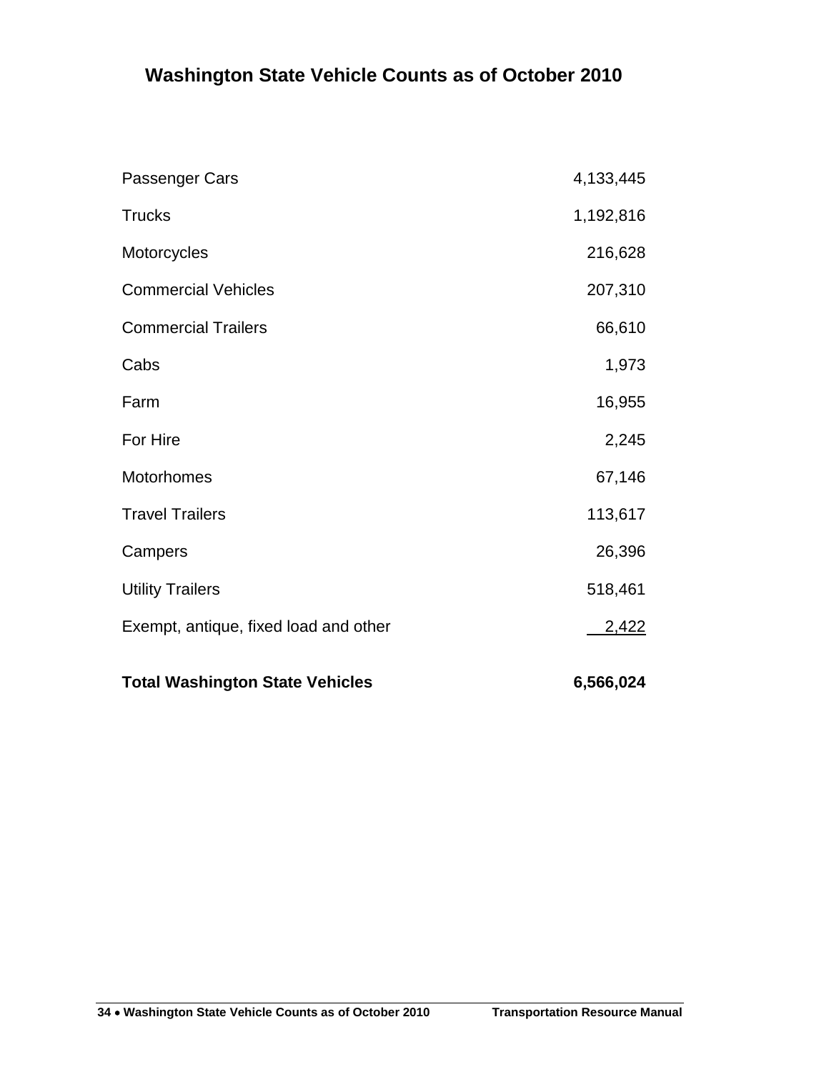# Washington State Vehicle Counts as of October 2010

| Vehicle Type | Count |
|---|---|
| Passenger Cars | 4,133,445 |
| Trucks | 1,192,816 |
| Motorcycles | 216,628 |
| Commercial Vehicles | 207,310 |
| Commercial Trailers | 66,610 |
| Cabs | 1,973 |
| Farm | 16,955 |
| For Hire | 2,245 |
| Motorhomes | 67,146 |
| Travel Trailers | 113,617 |
| Campers | 26,396 |
| Utility Trailers | 518,461 |
| Exempt, antique, fixed load and other | 2,422 |
| **Total Washington State Vehicles** | **6,566,024** |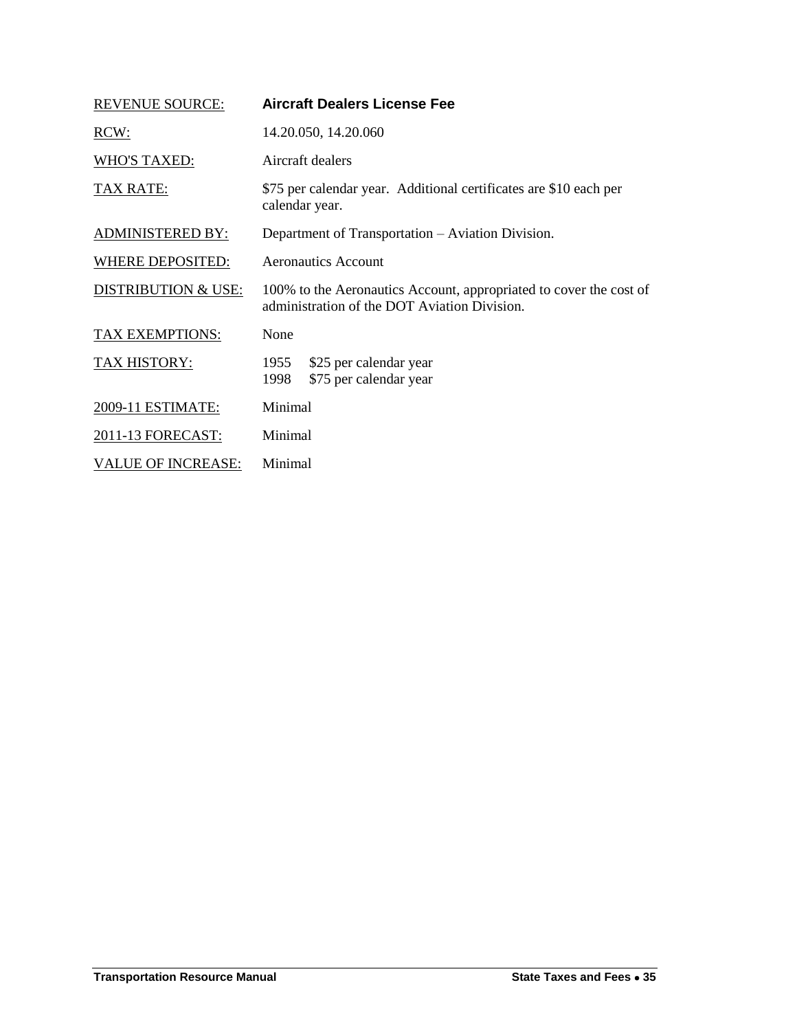| | |
|---|---|
| REVENUE SOURCE: | **Aircraft Dealers License Fee** |
| RCW: | 14.20.050, 14.20.060 |
| WHO'S TAXED: | Aircraft dealers |
| TAX RATE: | $75 per calendar year. Additional certificates are $10 each per calendar year. |
| ADMINISTERED BY: | Department of Transportation – Aviation Division. |
| WHERE DEPOSITED: | Aeronautics Account |
| DISTRIBUTION & USE: | 100% to the Aeronautics Account, appropriated to cover the cost of administration of the DOT Aviation Division. |
| TAX EXEMPTIONS: | None |
| TAX HISTORY: | 1955 $25 per calendar year<br>1998 $75 per calendar year |
| 2009-11 ESTIMATE: | Minimal |
| 2011-13 FORECAST: | Minimal |
| VALUE OF INCREASE: | Minimal |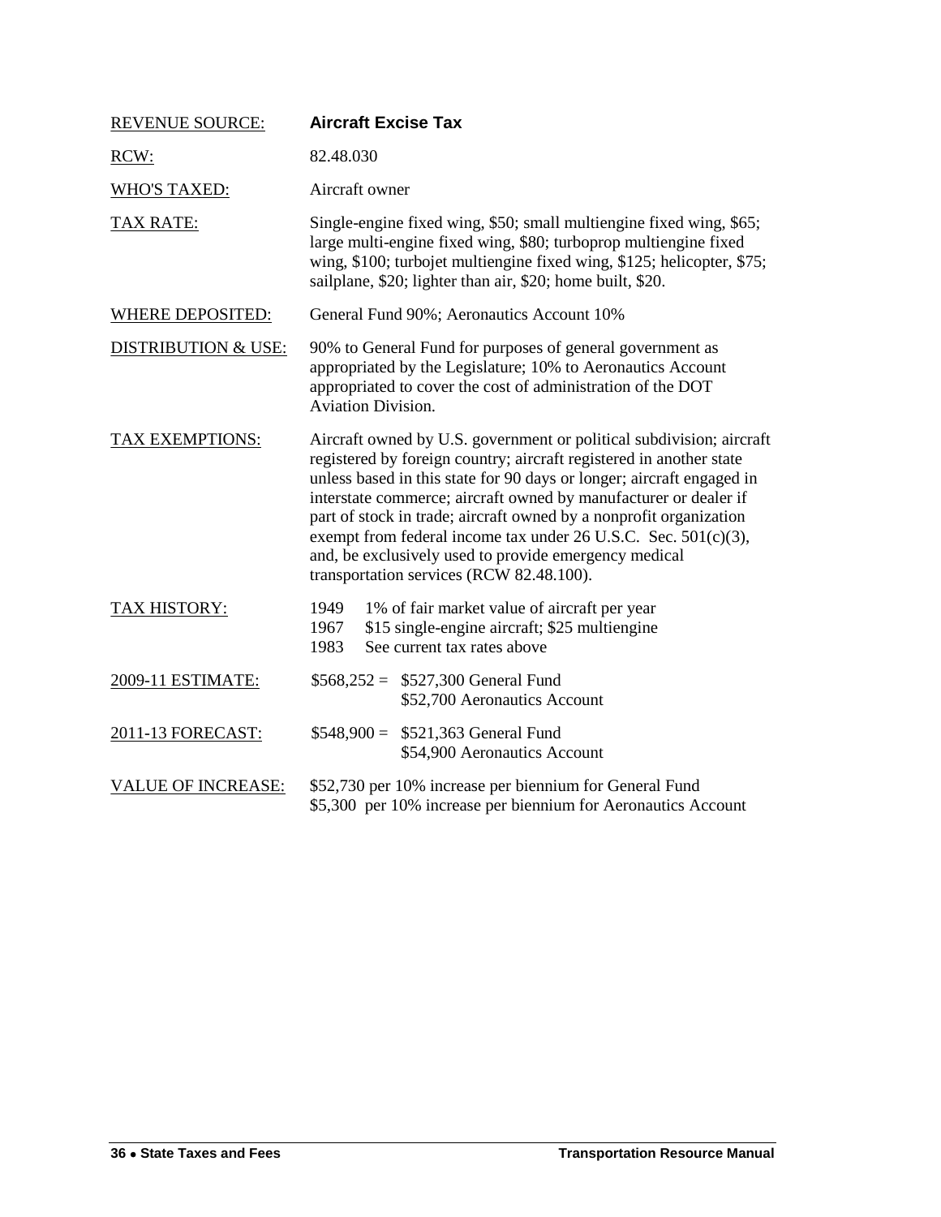| | |
|---|---|
| REVENUE SOURCE: | **Aircraft Excise Tax** |
| RCW: | 82.48.030 |
| WHO'S TAXED: | Aircraft owner |
| TAX RATE: | Single-engine fixed wing, $50; small multiengine fixed wing, $65; large multi-engine fixed wing, $80; turboprop multiengine fixed wing, $100; turbojet multiengine fixed wing, $125; helicopter, $75; sailplane, $20; lighter than air, $20; home built, $20. |
| WHERE DEPOSITED: | General Fund 90%; Aeronautics Account 10% |
| DISTRIBUTION & USE: | 90% to General Fund for purposes of general government as appropriated by the Legislature; 10% to Aeronautics Account appropriated to cover the cost of administration of the DOT Aviation Division. |
| TAX EXEMPTIONS: | Aircraft owned by U.S. government or political subdivision; aircraft registered by foreign country; aircraft registered in another state unless based in this state for 90 days or longer; aircraft engaged in interstate commerce; aircraft owned by manufacturer or dealer if part of stock in trade; aircraft owned by a nonprofit organization exempt from federal income tax under 26 U.S.C. Sec. 501(c)(3), and, be exclusively used to provide emergency medical transportation services (RCW 82.48.100). |
| TAX HISTORY: | 1949 1% of fair market value of aircraft per year<br>1967 $15 single-engine aircraft; $25 multiengine<br>1983 See current tax rates above |
| 2009-11 ESTIMATE: | $568,252 = $527,300 General Fund<br>$52,700 Aeronautics Account |
| 2011-13 FORECAST: | $548,900 = $521,363 General Fund<br>$54,900 Aeronautics Account |
| VALUE OF INCREASE: | $52,730 per 10% increase per biennium for General Fund<br>$5,300 per 10% increase per biennium for Aeronautics Account |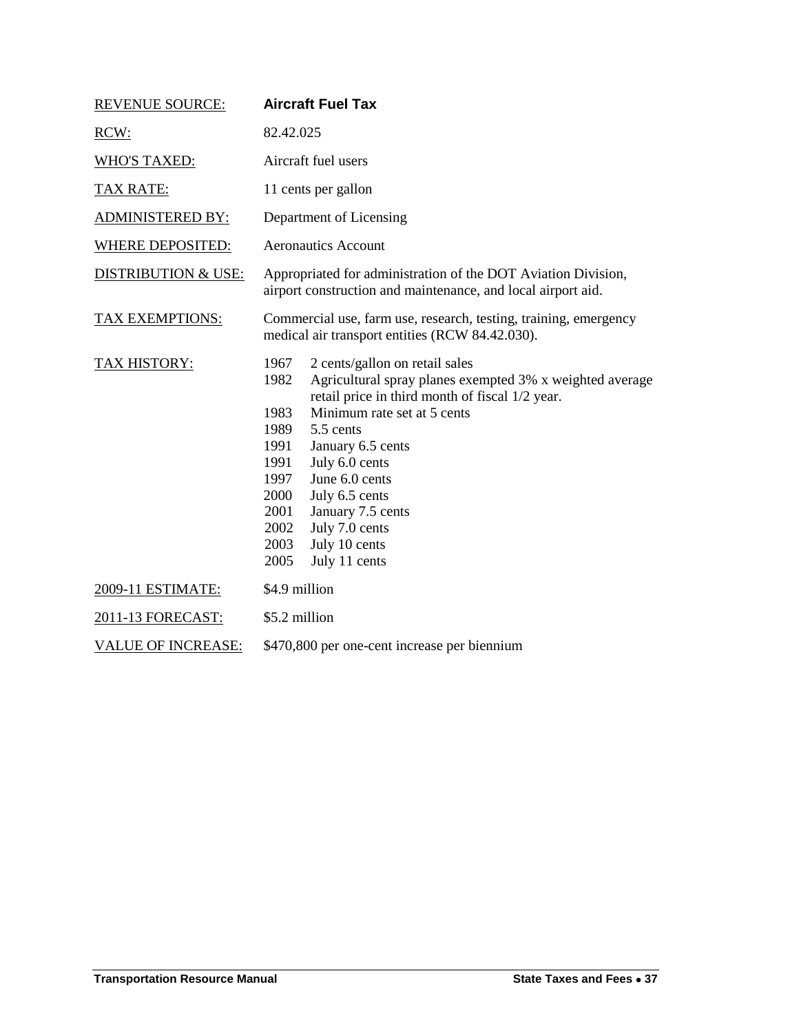| | |
|---|---|
| REVENUE SOURCE: | **Aircraft Fuel Tax** |
| RCW: | 82.42.025 |
| WHO'S TAXED: | Aircraft fuel users |
| TAX RATE: | 11 cents per gallon |
| ADMINISTERED BY: | Department of Licensing |
| WHERE DEPOSITED: | Aeronautics Account |
| DISTRIBUTION & USE: | Appropriated for administration of the DOT Aviation Division, airport construction and maintenance, and local airport aid. |
| TAX EXEMPTIONS: | Commercial use, farm use, research, testing, training, emergency medical air transport entities (RCW 84.42.030). |
| TAX HISTORY: | 1967 2 cents/gallon on retail sales<br>1982 Agricultural spray planes exempted 3% x weighted average retail price in third month of fiscal 1/2 year.<br>1983 Minimum rate set at 5 cents<br>1989 5.5 cents<br>1991 January 6.5 cents<br>1991 July 6.0 cents<br>1997 June 6.0 cents<br>2000 July 6.5 cents<br>2001 January 7.5 cents<br>2002 July 7.0 cents<br>2003 July 10 cents<br>2005 July 11 cents |
| 2009-11 ESTIMATE: | $4.9 million |
| 2011-13 FORECAST: | $5.2 million |
| VALUE OF INCREASE: | $470,800 per one-cent increase per biennium |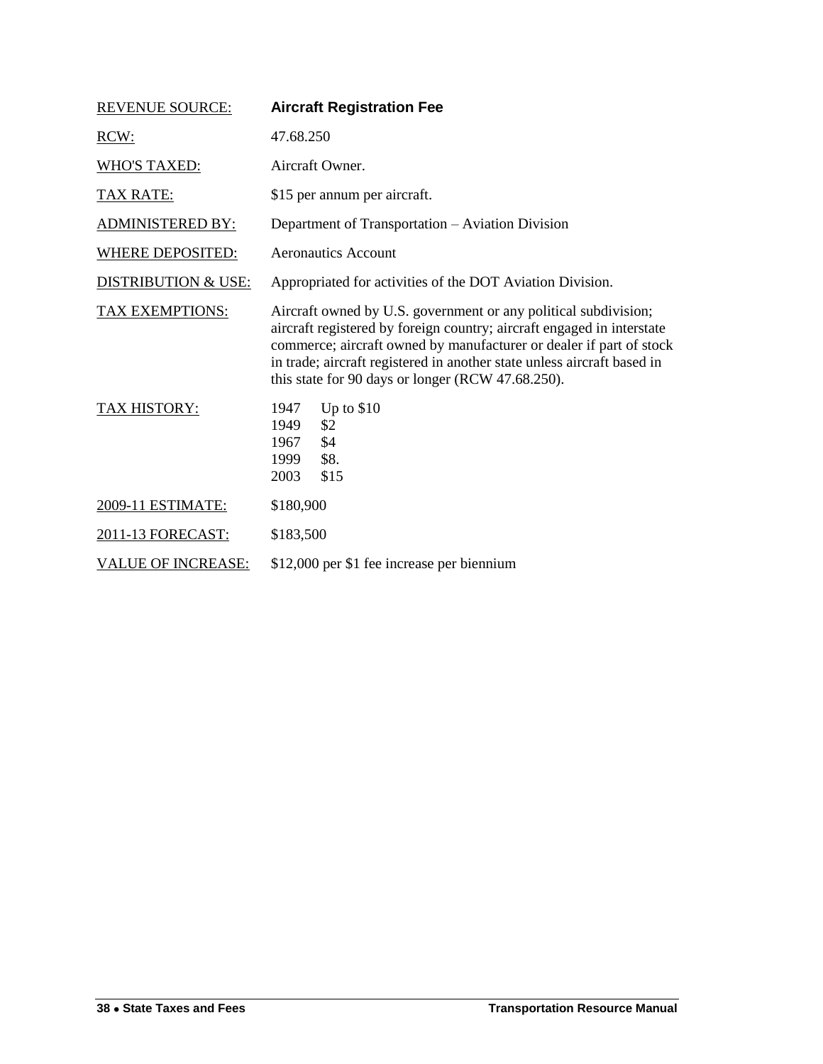| | |
|---|---|
| REVENUE SOURCE: | **Aircraft Registration Fee** |
| RCW: | 47.68.250 |
| WHO'S TAXED: | Aircraft Owner. |
| TAX RATE: | $15 per annum per aircraft. |
| ADMINISTERED BY: | Department of Transportation – Aviation Division |
| WHERE DEPOSITED: | Aeronautics Account |
| DISTRIBUTION & USE: | Appropriated for activities of the DOT Aviation Division. |
| TAX EXEMPTIONS: | Aircraft owned by U.S. government or any political subdivision; aircraft registered by foreign country; aircraft engaged in interstate commerce; aircraft owned by manufacturer or dealer if part of stock in trade; aircraft registered in another state unless aircraft based in this state for 90 days or longer (RCW 47.68.250). |
| TAX HISTORY: | 1947 Up to $10<br>1949 $2<br>1967 $4<br>1999 $8.<br>2003 $15 |
| 2009-11 ESTIMATE: | $180,900 |
| 2011-13 FORECAST: | $183,500 |
| VALUE OF INCREASE: | $12,000 per $1 fee increase per biennium |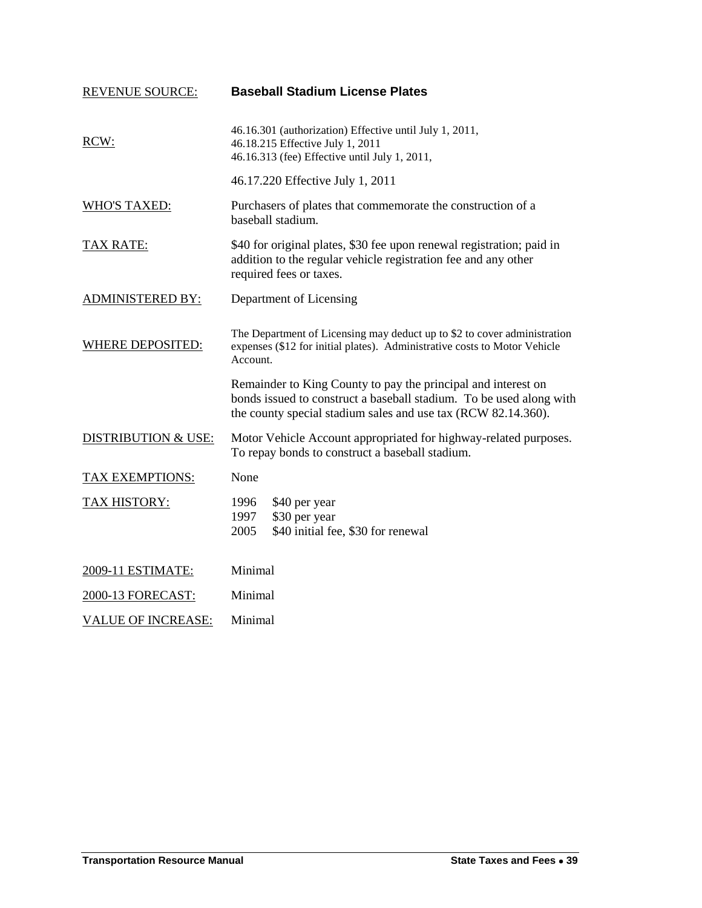| | |
|---|---|
| REVENUE SOURCE: | **Baseball Stadium License Plates** |
| RCW: | 46.16.301 (authorization) Effective until July 1, 2011,<br>46.18.215 Effective July 1, 2011<br>46.16.313 (fee) Effective until July 1, 2011,<br><br>46.17.220 Effective July 1, 2011 |
| WHO'S TAXED: | Purchasers of plates that commemorate the construction of a baseball stadium. |
| TAX RATE: | $40 for original plates, $30 fee upon renewal registration; paid in addition to the regular vehicle registration fee and any other required fees or taxes. |
| ADMINISTERED BY: | Department of Licensing |
| WHERE DEPOSITED: | The Department of Licensing may deduct up to $2 to cover administration expenses ($12 for initial plates). Administrative costs to Motor Vehicle Account.<br><br>Remainder to King County to pay the principal and interest on bonds issued to construct a baseball stadium. To be used along with the county special stadium sales and use tax (RCW 82.14.360). |
| DISTRIBUTION & USE: | Motor Vehicle Account appropriated for highway-related purposes. To repay bonds to construct a baseball stadium. |
| TAX EXEMPTIONS: | None |
| TAX HISTORY: | 1996 $40 per year<br>1997 $30 per year<br>2005 $40 initial fee, $30 for renewal |
| 2009-11 ESTIMATE: | Minimal |
| 2000-13 FORECAST: | Minimal |
| VALUE OF INCREASE: | Minimal |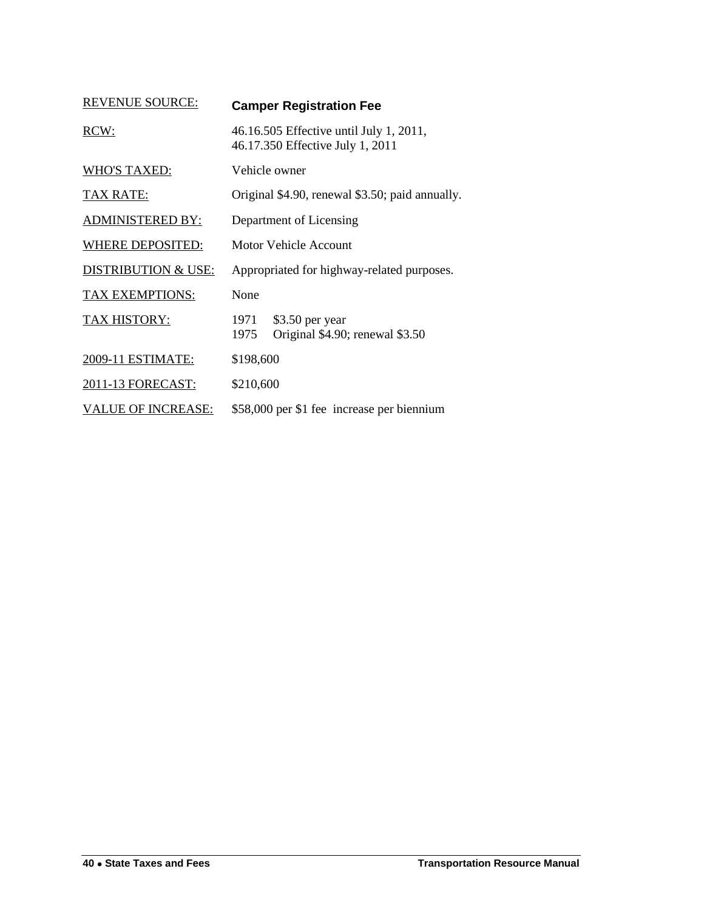| | |
|---|---|
| REVENUE SOURCE: | **Camper Registration Fee** |
| RCW: | 46.16.505 Effective until July 1, 2011,<br>46.17.350 Effective July 1, 2011 |
| WHO'S TAXED: | Vehicle owner |
| TAX RATE: | Original \$4.90, renewal \$3.50; paid annually. |
| ADMINISTERED BY: | Department of Licensing |
| WHERE DEPOSITED: | Motor Vehicle Account |
| DISTRIBUTION & USE: | Appropriated for highway-related purposes. |
| TAX EXEMPTIONS: | None |
| TAX HISTORY: | 1971 \$3.50 per year<br>1975 Original \$4.90; renewal \$3.50 |
| 2009-11 ESTIMATE: | \$198,600 |
| 2011-13 FORECAST: | \$210,600 |
| VALUE OF INCREASE: | \$58,000 per \$1 fee increase per biennium |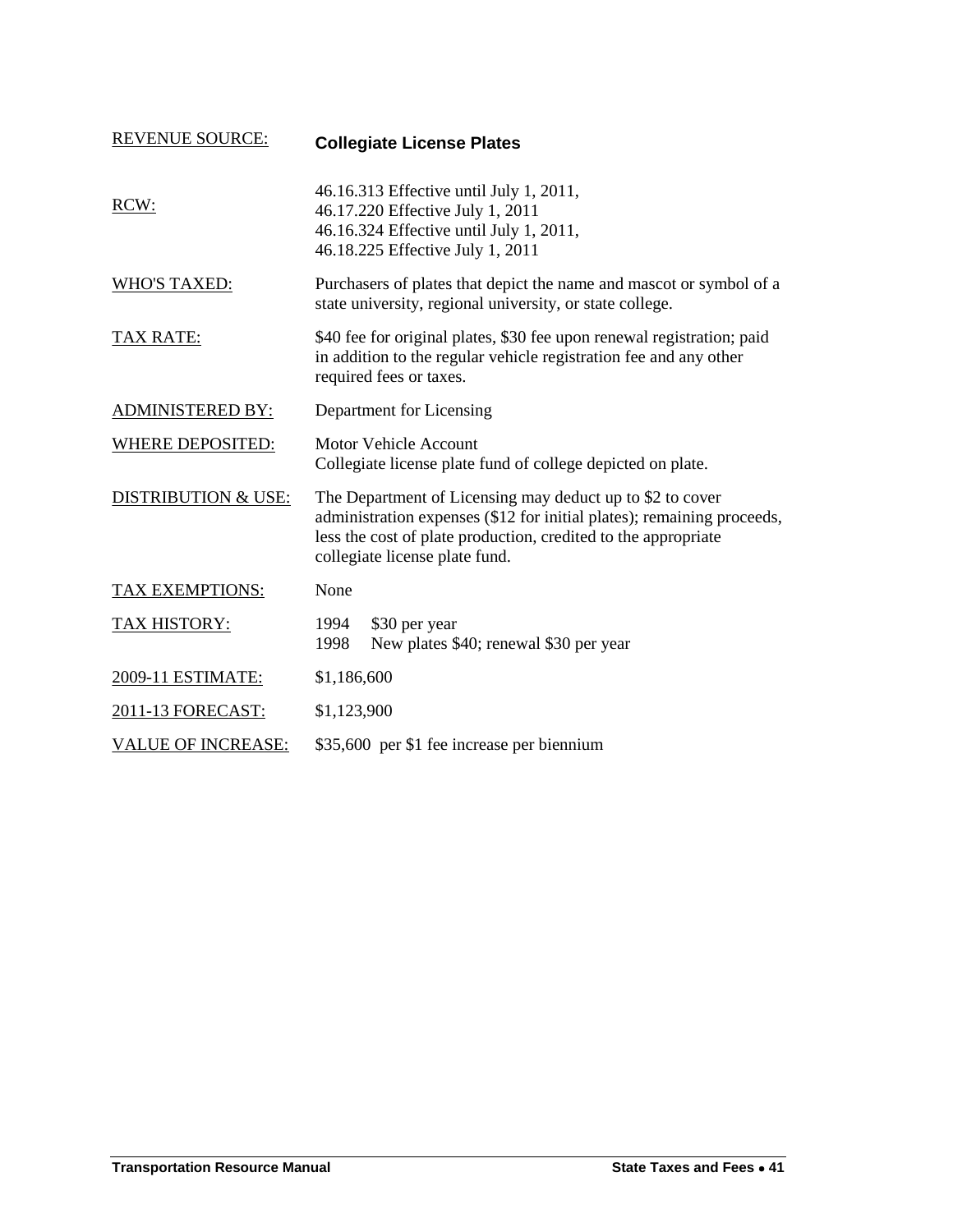| | |
|---|---|
| REVENUE SOURCE: | **Collegiate License Plates** |
| RCW: | 46.16.313 Effective until July 1, 2011,<br>46.17.220 Effective July 1, 2011<br>46.16.324 Effective until July 1, 2011,<br>46.18.225 Effective July 1, 2011 |
| WHO'S TAXED: | Purchasers of plates that depict the name and mascot or symbol of a state university, regional university, or state college. |
| TAX RATE: | $40 fee for original plates, $30 fee upon renewal registration; paid in addition to the regular vehicle registration fee and any other required fees or taxes. |
| ADMINISTERED BY: | Department for Licensing |
| WHERE DEPOSITED: | Motor Vehicle Account<br>Collegiate license plate fund of college depicted on plate. |
| DISTRIBUTION & USE: | The Department of Licensing may deduct up to $2 to cover administration expenses ($12 for initial plates); remaining proceeds, less the cost of plate production, credited to the appropriate collegiate license plate fund. |
| TAX EXEMPTIONS: | None |
| TAX HISTORY: | 1994 $30 per year<br>1998 New plates $40; renewal $30 per year |
| 2009-11 ESTIMATE: | $1,186,600 |
| 2011-13 FORECAST: | $1,123,900 |
| VALUE OF INCREASE: | $35,600 per $1 fee increase per biennium |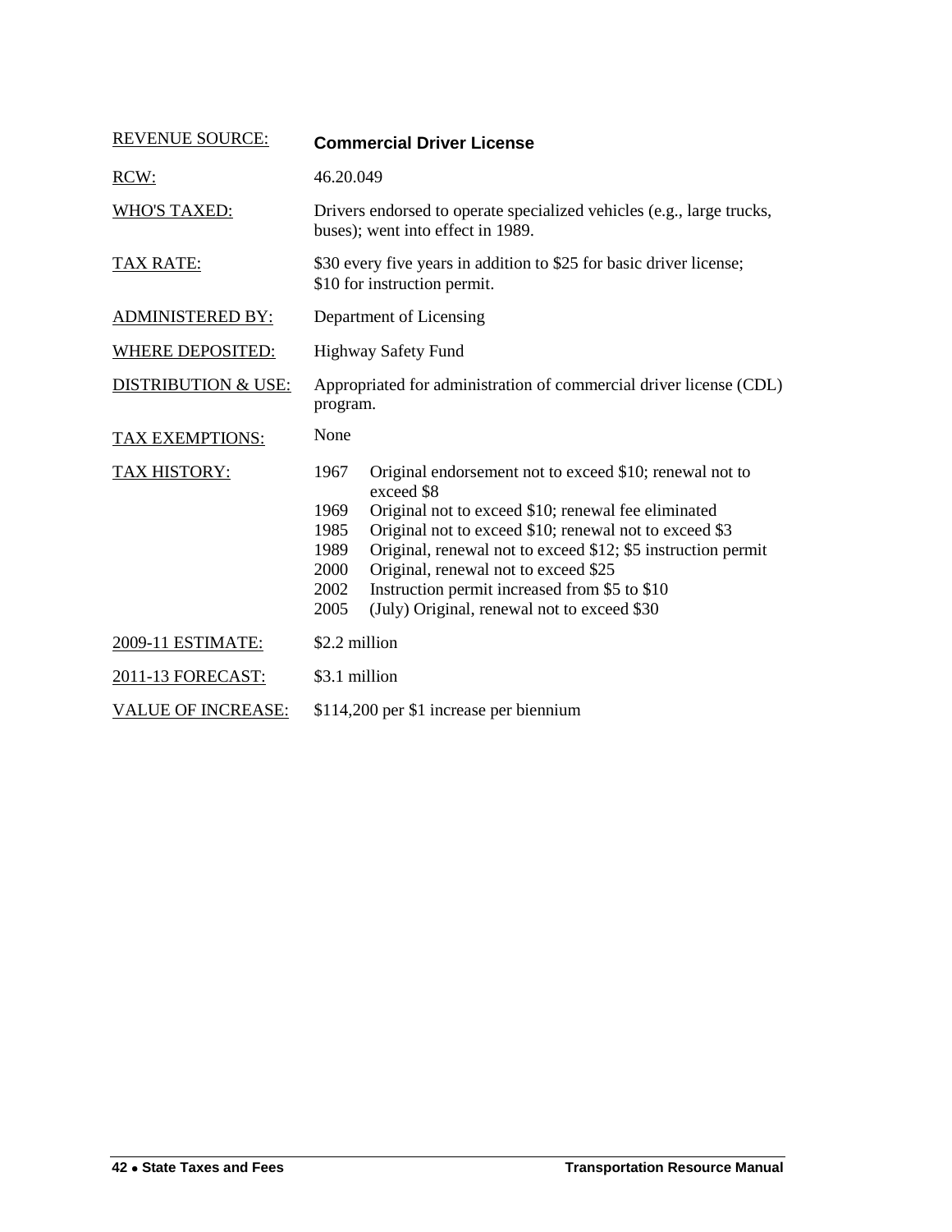**REVENUE SOURCE:** **Commercial Driver License**

**RCW:** 46.20.049

**WHO'S TAXED:** Drivers endorsed to operate specialized vehicles (e.g., large trucks, buses); went into effect in 1989.

**TAX RATE:** $30 every five years in addition to $25 for basic driver license; $10 for instruction permit.

**ADMINISTERED BY:** Department of Licensing

**WHERE DEPOSITED:** Highway Safety Fund

**DISTRIBUTION & USE:** Appropriated for administration of commercial driver license (CDL) program.

**TAX EXEMPTIONS:** None

**TAX HISTORY:**

| | |
|---|---|
| 1967 | Original endorsement not to exceed $10; renewal not to exceed $8 |
| 1969 | Original not to exceed $10; renewal fee eliminated |
| 1985 | Original not to exceed $10; renewal not to exceed $3 |
| 1989 | Original, renewal not to exceed $12; $5 instruction permit |
| 2000 | Original, renewal not to exceed $25 |
| 2002 | Instruction permit increased from $5 to $10 |
| 2005 | (July) Original, renewal not to exceed $30 |

**2009-11 ESTIMATE:** $2.2 million

**2011-13 FORECAST:** $3.1 million

**VALUE OF INCREASE:** $114,200 per $1 increase per biennium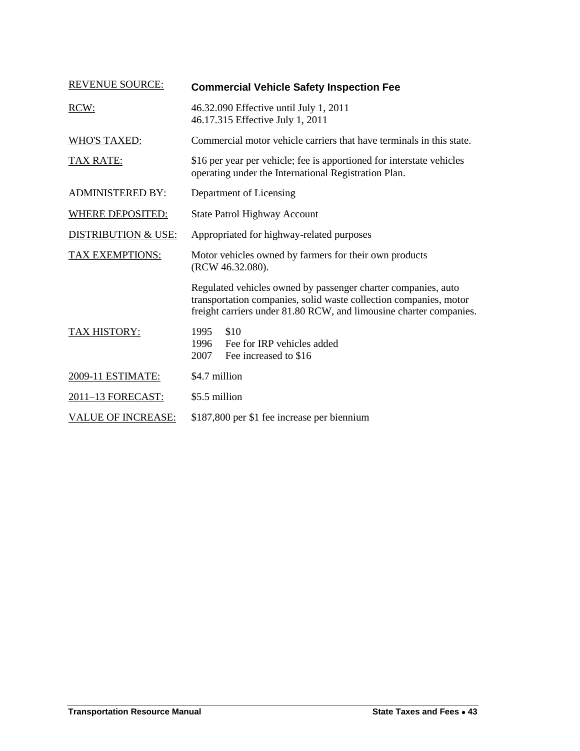| REVENUE SOURCE: | **Commercial Vehicle Safety Inspection Fee** |
|---|---|
| RCW: | 46.32.090 Effective until July 1, 2011<br>46.17.315 Effective July 1, 2011 |
| WHO'S TAXED: | Commercial motor vehicle carriers that have terminals in this state. |
| TAX RATE: | $16 per year per vehicle; fee is apportioned for interstate vehicles operating under the International Registration Plan. |
| ADMINISTERED BY: | Department of Licensing |
| WHERE DEPOSITED: | State Patrol Highway Account |
| DISTRIBUTION & USE: | Appropriated for highway-related purposes |
| TAX EXEMPTIONS: | Motor vehicles owned by farmers for their own products (RCW 46.32.080).<br><br>Regulated vehicles owned by passenger charter companies, auto transportation companies, solid waste collection companies, motor freight carriers under 81.80 RCW, and limousine charter companies. |
| TAX HISTORY: | 1995 $10<br>1996 Fee for IRP vehicles added<br>2007 Fee increased to $16 |
| 2009-11 ESTIMATE: | $4.7 million |
| 2011–13 FORECAST: | $5.5 million |
| VALUE OF INCREASE: | $187,800 per $1 fee increase per biennium |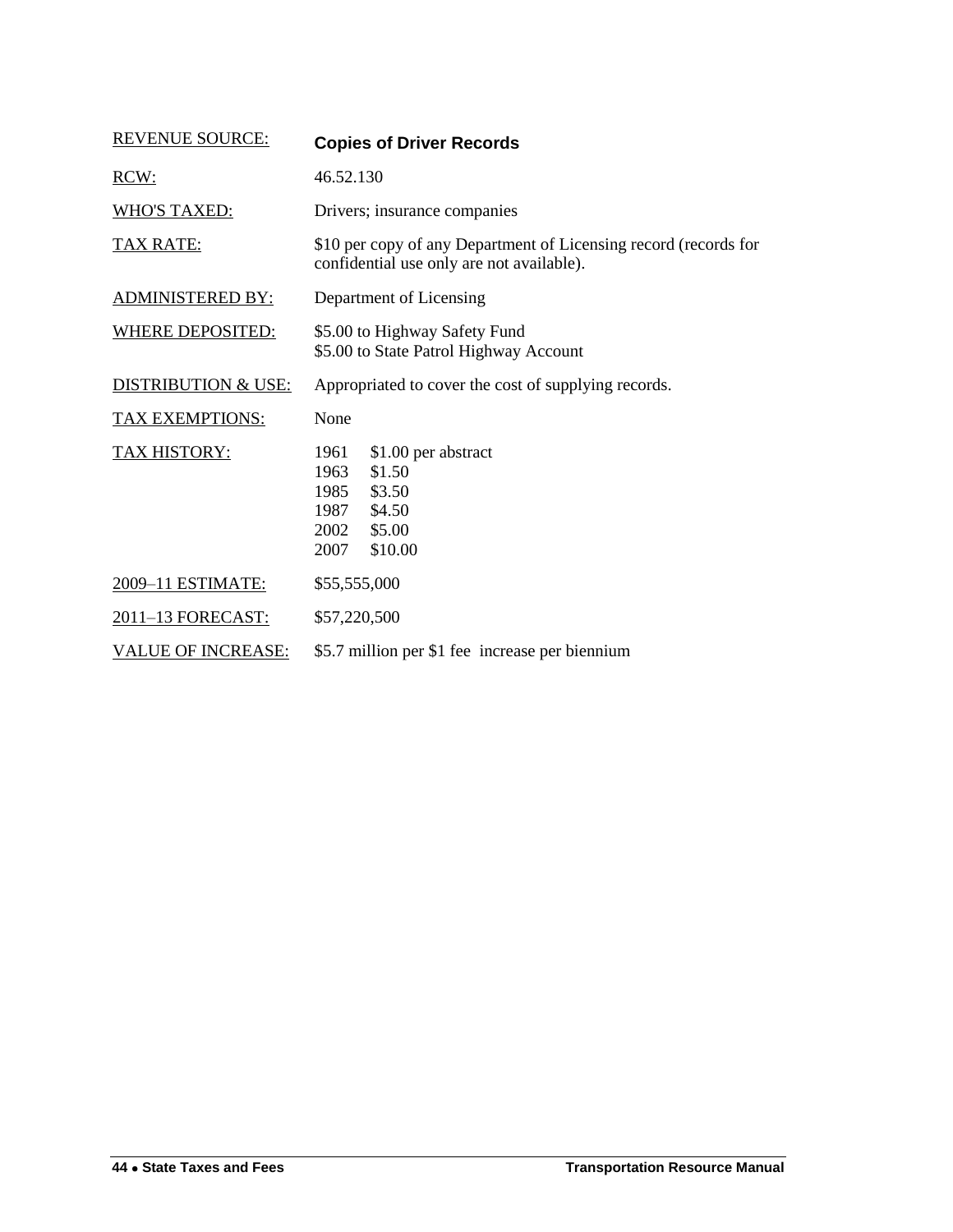| REVENUE SOURCE: | **Copies of Driver Records** |
|---|---|
| RCW: | 46.52.130 |
| WHO'S TAXED: | Drivers; insurance companies |
| TAX RATE: | $10 per copy of any Department of Licensing record (records for confidential use only are not available). |
| ADMINISTERED BY: | Department of Licensing |
| WHERE DEPOSITED: | $5.00 to Highway Safety Fund<br>$5.00 to State Patrol Highway Account |
| DISTRIBUTION & USE: | Appropriated to cover the cost of supplying records. |
| TAX EXEMPTIONS: | None |
| TAX HISTORY: | 1961 $1.00 per abstract<br>1963 $1.50<br>1985 $3.50<br>1987 $4.50<br>2002 $5.00<br>2007 $10.00 |
| 2009–11 ESTIMATE: | $55,555,000 |
| 2011–13 FORECAST: | $57,220,500 |
| VALUE OF INCREASE: | $5.7 million per $1 fee increase per biennium |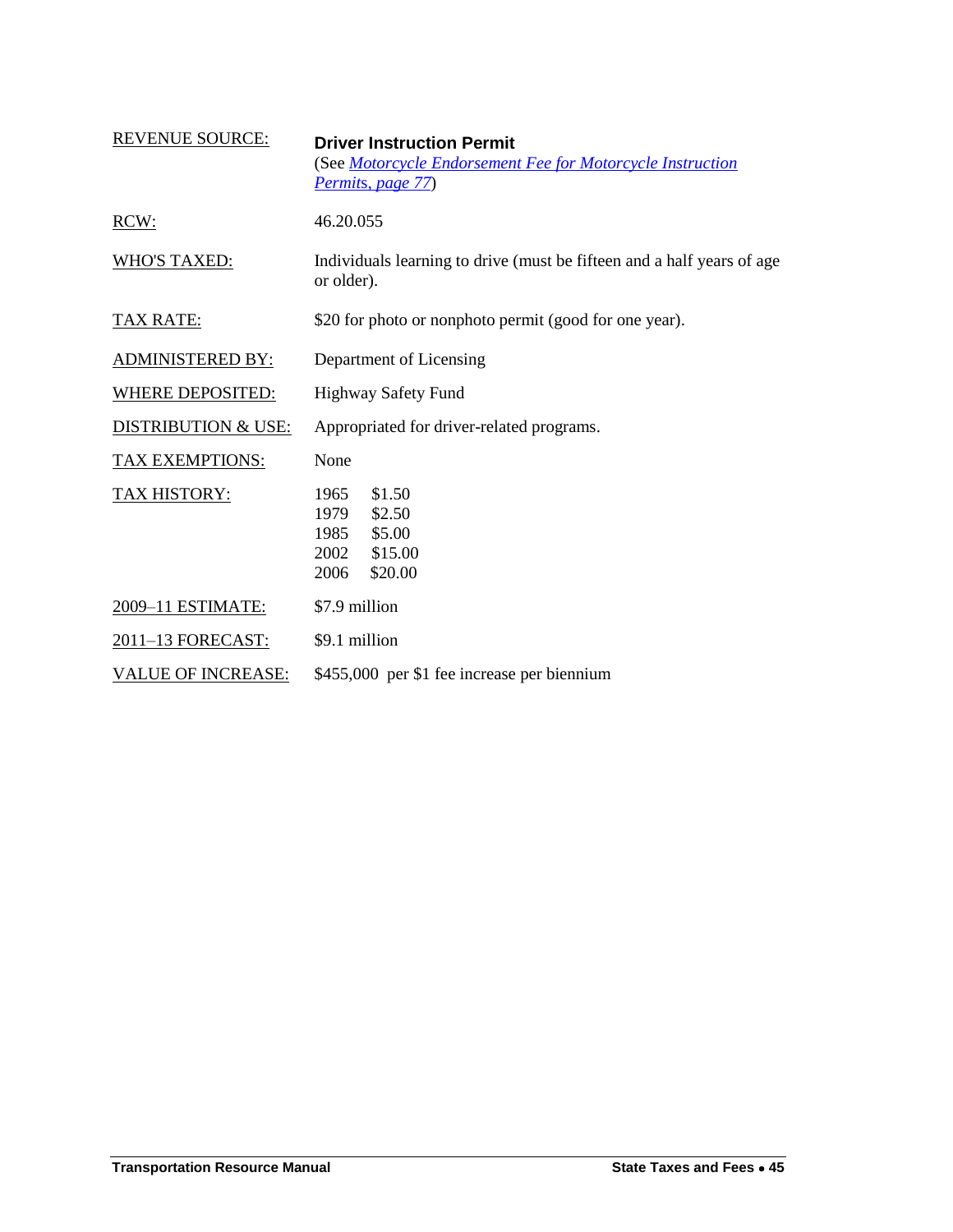| | |
|---|---|
| REVENUE SOURCE: | **Driver Instruction Permit**<br>(See *Motorcycle Endorsement Fee for Motorcycle Instruction Permits, page 77*) |
| RCW: | 46.20.055 |
| WHO'S TAXED: | Individuals learning to drive (must be fifteen and a half years of age or older). |
| TAX RATE: | $20 for photo or nonphoto permit (good for one year). |
| ADMINISTERED BY: | Department of Licensing |
| WHERE DEPOSITED: | Highway Safety Fund |
| DISTRIBUTION & USE: | Appropriated for driver-related programs. |
| TAX EXEMPTIONS: | None |
| TAX HISTORY: | 1965 $1.50<br>1979 $2.50<br>1985 $5.00<br>2002 $15.00<br>2006 $20.00 |
| 2009–11 ESTIMATE: | $7.9 million |
| 2011–13 FORECAST: | $9.1 million |
| VALUE OF INCREASE: | $455,000 per $1 fee increase per biennium |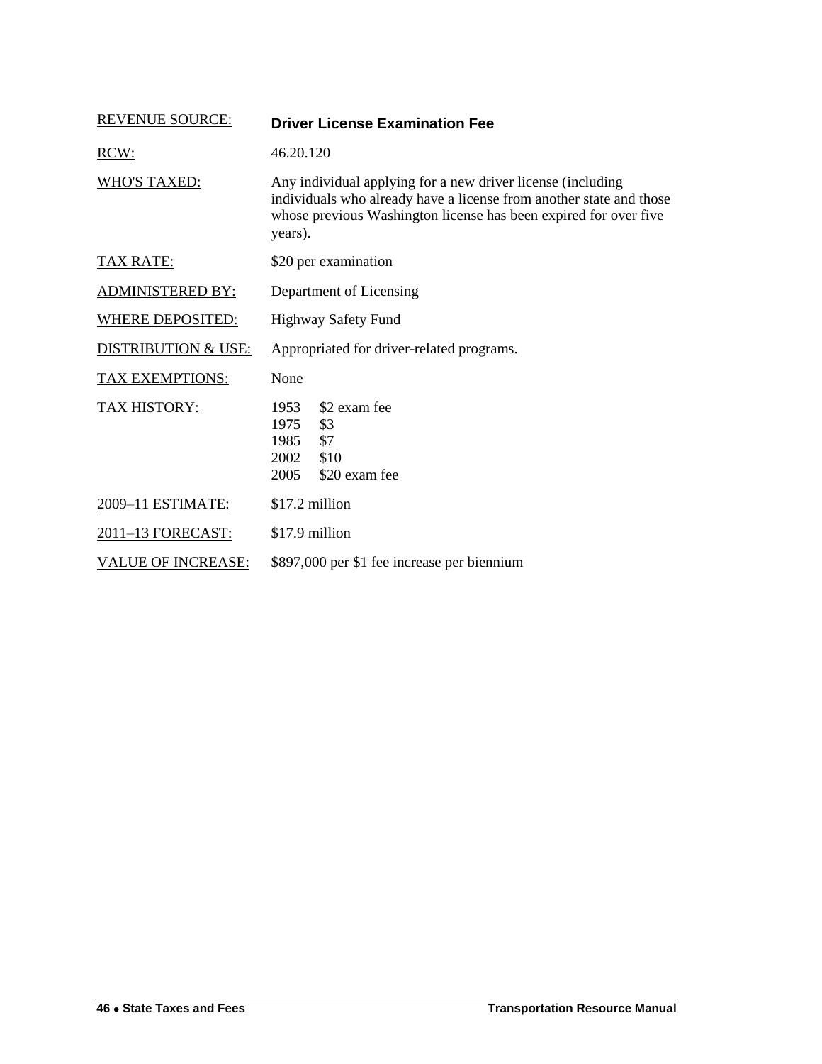| | |
|---|---|
| REVENUE SOURCE: | **Driver License Examination Fee** |
| RCW: | 46.20.120 |
| WHO'S TAXED: | Any individual applying for a new driver license (including individuals who already have a license from another state and those whose previous Washington license has been expired for over five years). |
| TAX RATE: | $20 per examination |
| ADMINISTERED BY: | Department of Licensing |
| WHERE DEPOSITED: | Highway Safety Fund |
| DISTRIBUTION & USE: | Appropriated for driver-related programs. |
| TAX EXEMPTIONS: | None |
| TAX HISTORY: | 1953 $2 exam fee<br>1975 $3<br>1985 $7<br>2002 $10<br>2005 $20 exam fee |
| 2009–11 ESTIMATE: | $17.2 million |
| 2011–13 FORECAST: | $17.9 million |
| VALUE OF INCREASE: | $897,000 per $1 fee increase per biennium |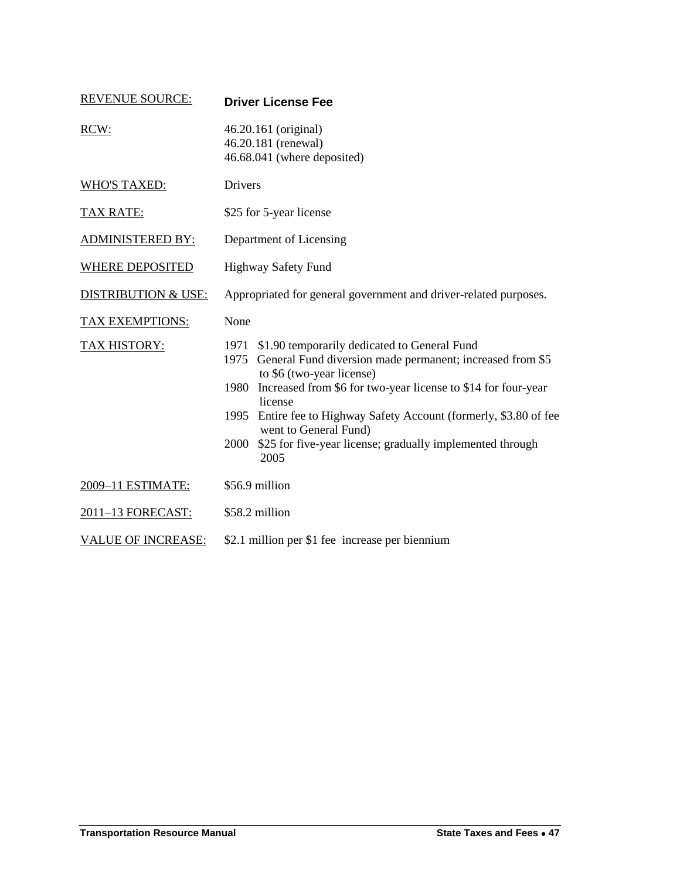| REVENUE SOURCE: | **Driver License Fee** |
| --- | --- |
| RCW: | 46.20.161 (original)<br>46.20.181 (renewal)<br>46.68.041 (where deposited) |
| WHO'S TAXED: | Drivers |
| TAX RATE: | $25 for 5-year license |
| ADMINISTERED BY: | Department of Licensing |
| WHERE DEPOSITED | Highway Safety Fund |
| DISTRIBUTION & USE: | Appropriated for general government and driver-related purposes. |
| TAX EXEMPTIONS: | None |
| TAX HISTORY: | 1971 $1.90 temporarily dedicated to General Fund<br>1975 General Fund diversion made permanent; increased from $5 to $6 (two-year license)<br>1980 Increased from $6 for two-year license to $14 for four-year license<br>1995 Entire fee to Highway Safety Account (formerly, $3.80 of fee went to General Fund)<br>2000 $25 for five-year license; gradually implemented through 2005 |
| 2009–11 ESTIMATE: | $56.9 million |
| 2011–13 FORECAST: | $58.2 million |
| VALUE OF INCREASE: | $2.1 million per $1 fee increase per biennium |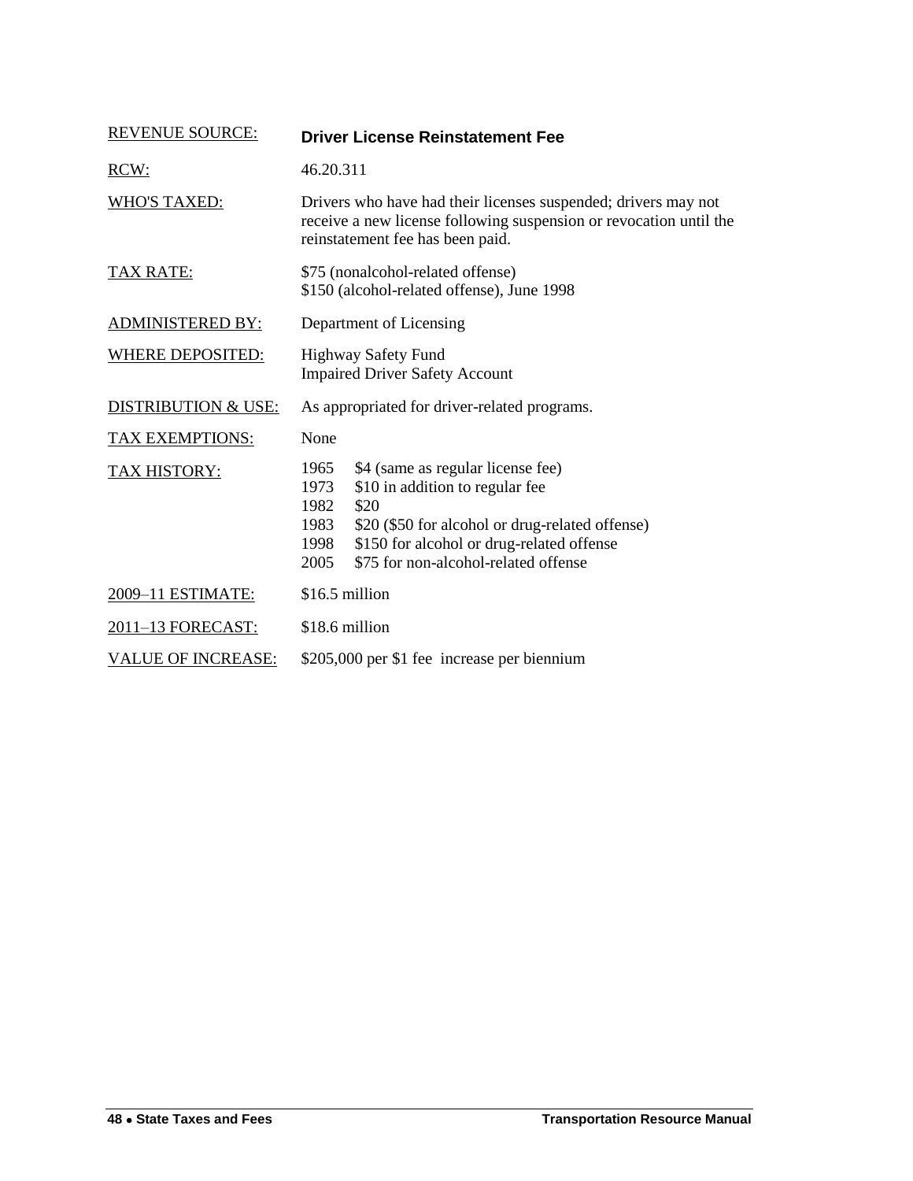| | |
|---|---|
| REVENUE SOURCE: | **Driver License Reinstatement Fee** |
| RCW: | 46.20.311 |
| WHO'S TAXED: | Drivers who have had their licenses suspended; drivers may not receive a new license following suspension or revocation until the reinstatement fee has been paid. |
| TAX RATE: | \$75 (nonalcohol-related offense)<br>\$150 (alcohol-related offense), June 1998 |
| ADMINISTERED BY: | Department of Licensing |
| WHERE DEPOSITED: | Highway Safety Fund<br>Impaired Driver Safety Account |
| DISTRIBUTION & USE: | As appropriated for driver-related programs. |
| TAX EXEMPTIONS: | None |
| TAX HISTORY: | 1965 \$4 (same as regular license fee)<br>1973 \$10 in addition to regular fee<br>1982 \$20<br>1983 \$20 (\$50 for alcohol or drug-related offense)<br>1998 \$150 for alcohol or drug-related offense<br>2005 \$75 for non-alcohol-related offense |
| 2009–11 ESTIMATE: | \$16.5 million |
| 2011–13 FORECAST: | \$18.6 million |
| VALUE OF INCREASE: | \$205,000 per \$1 fee increase per biennium |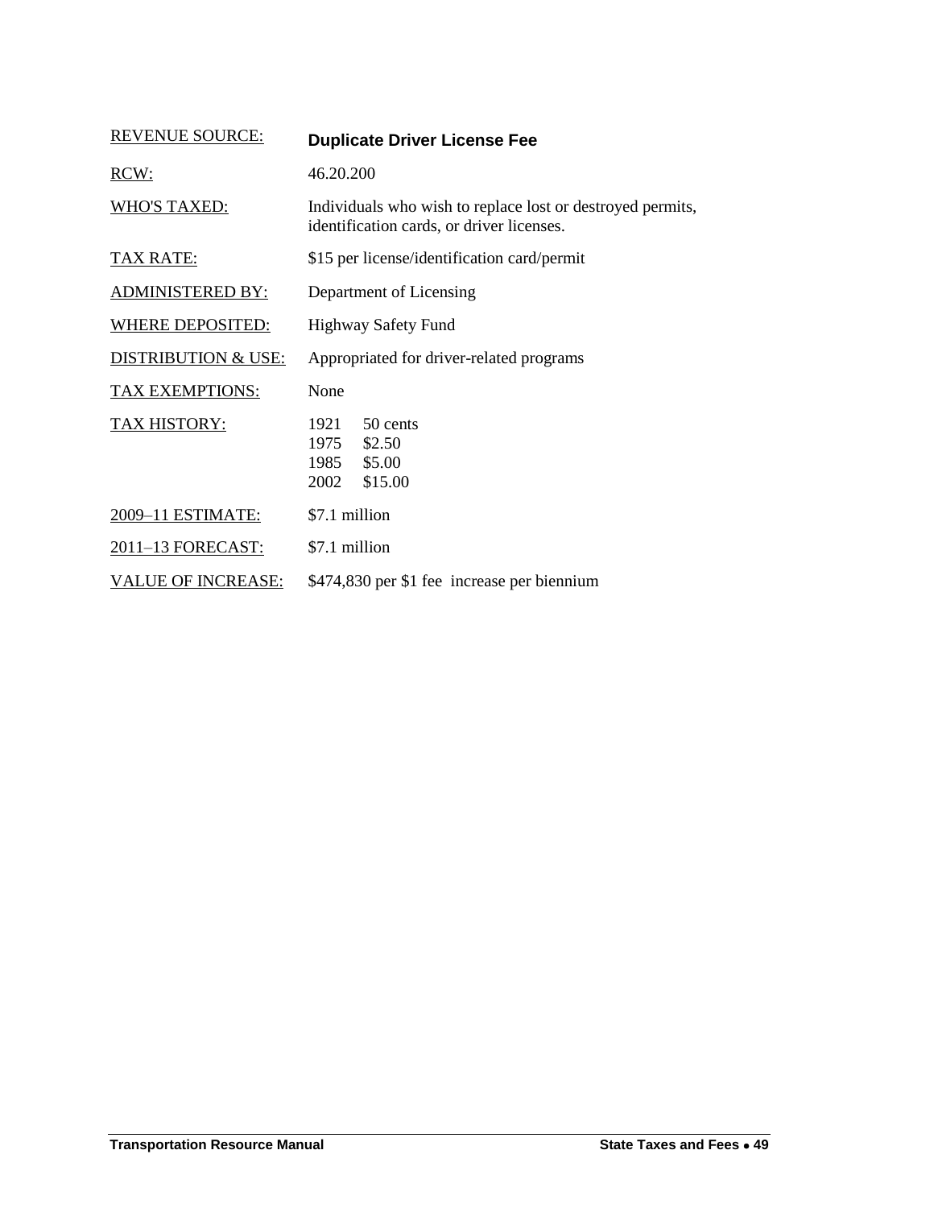| REVENUE SOURCE: | **Duplicate Driver License Fee** |
|---|---|
| RCW: | 46.20.200 |
| WHO'S TAXED: | Individuals who wish to replace lost or destroyed permits, identification cards, or driver licenses. |
| TAX RATE: | $15 per license/identification card/permit |
| ADMINISTERED BY: | Department of Licensing |
| WHERE DEPOSITED: | Highway Safety Fund |
| DISTRIBUTION & USE: | Appropriated for driver-related programs |
| TAX EXEMPTIONS: | None |
| TAX HISTORY: | 1921 50 cents<br>1975 $2.50<br>1985 $5.00<br>2002 $15.00 |
| 2009–11 ESTIMATE: | $7.1 million |
| 2011–13 FORECAST: | $7.1 million |
| VALUE OF INCREASE: | $474,830 per $1 fee increase per biennium |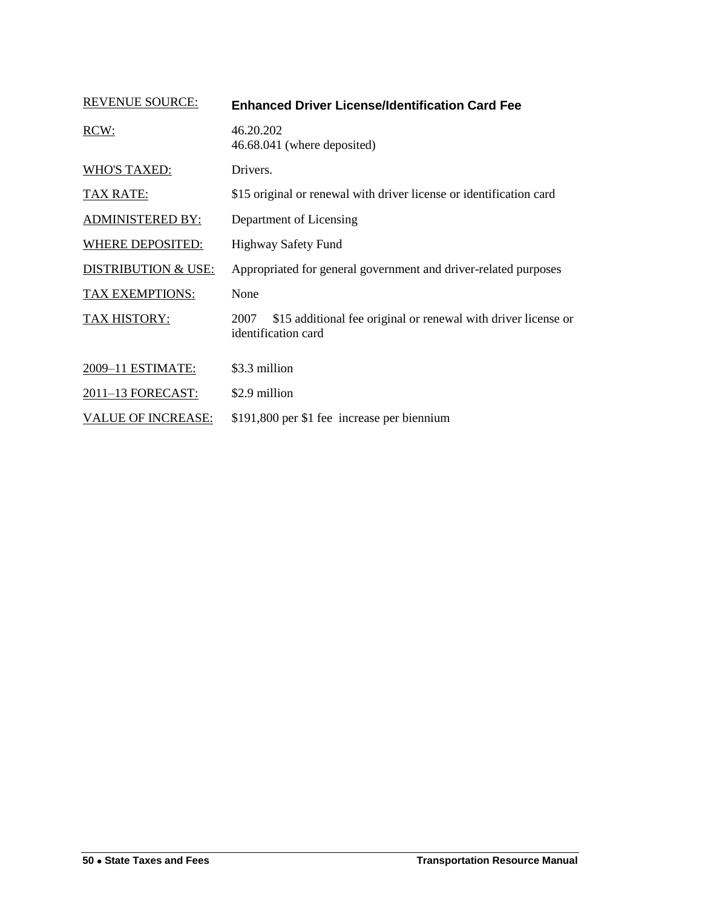| REVENUE SOURCE: | **Enhanced Driver License/Identification Card Fee** |
|---|---|
| RCW: | 46.20.202<br>46.68.041 (where deposited) |
| WHO'S TAXED: | Drivers. |
| TAX RATE: | $15 original or renewal with driver license or identification card |
| ADMINISTERED BY: | Department of Licensing |
| WHERE DEPOSITED: | Highway Safety Fund |
| DISTRIBUTION & USE: | Appropriated for general government and driver-related purposes |
| TAX EXEMPTIONS: | None |
| TAX HISTORY: | 2007 $15 additional fee original or renewal with driver license or identification card |
| 2009–11 ESTIMATE: | $3.3 million |
| 2011–13 FORECAST: | $2.9 million |
| VALUE OF INCREASE: | $191,800 per $1 fee increase per biennium |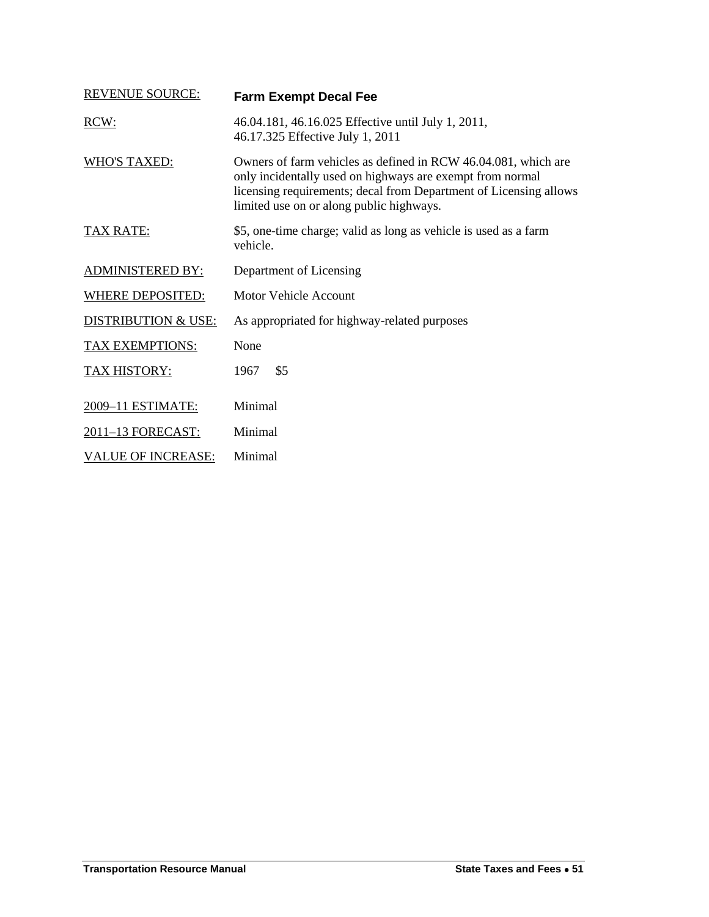| | |
|---|---|
| REVENUE SOURCE: | **Farm Exempt Decal Fee** |
| RCW: | 46.04.181, 46.16.025 Effective until July 1, 2011,<br>46.17.325 Effective July 1, 2011 |
| WHO'S TAXED: | Owners of farm vehicles as defined in RCW 46.04.081, which are only incidentally used on highways are exempt from normal licensing requirements; decal from Department of Licensing allows limited use on or along public highways. |
| TAX RATE: | $5, one-time charge; valid as long as vehicle is used as a farm vehicle. |
| ADMINISTERED BY: | Department of Licensing |
| WHERE DEPOSITED: | Motor Vehicle Account |
| DISTRIBUTION & USE: | As appropriated for highway-related purposes |
| TAX EXEMPTIONS: | None |
| TAX HISTORY: | 1967 $5 |
| 2009–11 ESTIMATE: | Minimal |
| 2011–13 FORECAST: | Minimal |
| VALUE OF INCREASE: | Minimal |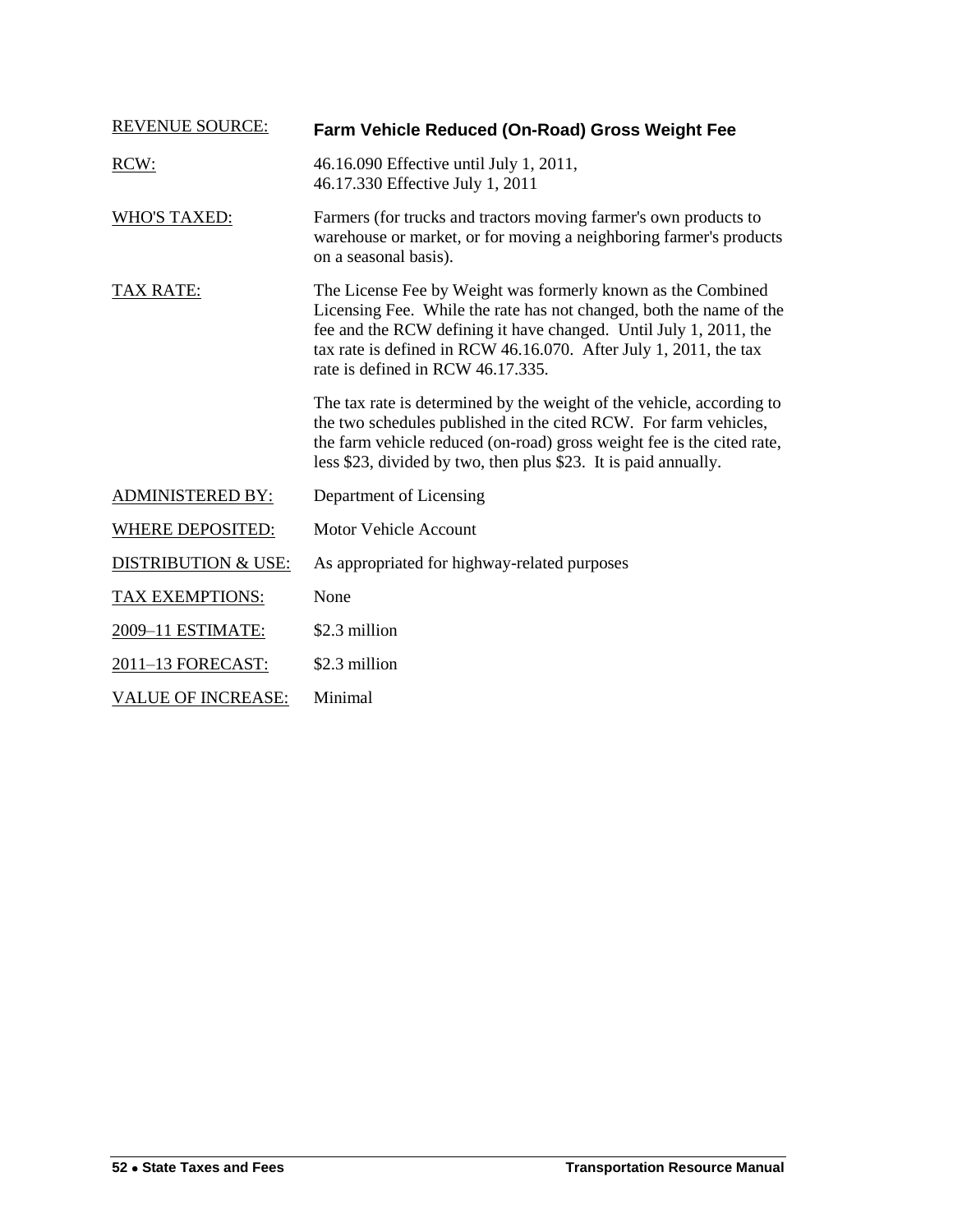| | |
|---|---|
| REVENUE SOURCE: | **Farm Vehicle Reduced (On-Road) Gross Weight Fee** |
| RCW: | 46.16.090 Effective until July 1, 2011,<br>46.17.330 Effective July 1, 2011 |
| WHO'S TAXED: | Farmers (for trucks and tractors moving farmer's own products to warehouse or market, or for moving a neighboring farmer's products on a seasonal basis). |
| TAX RATE: | The License Fee by Weight was formerly known as the Combined Licensing Fee. While the rate has not changed, both the name of the fee and the RCW defining it have changed. Until July 1, 2011, the tax rate is defined in RCW 46.16.070. After July 1, 2011, the tax rate is defined in RCW 46.17.335.<br><br>The tax rate is determined by the weight of the vehicle, according to the two schedules published in the cited RCW. For farm vehicles, the farm vehicle reduced (on-road) gross weight fee is the cited rate, less $23, divided by two, then plus $23. It is paid annually. |
| ADMINISTERED BY: | Department of Licensing |
| WHERE DEPOSITED: | Motor Vehicle Account |
| DISTRIBUTION & USE: | As appropriated for highway-related purposes |
| TAX EXEMPTIONS: | None |
| 2009–11 ESTIMATE: | $2.3 million |
| 2011–13 FORECAST: | $2.3 million |
| VALUE OF INCREASE: | Minimal |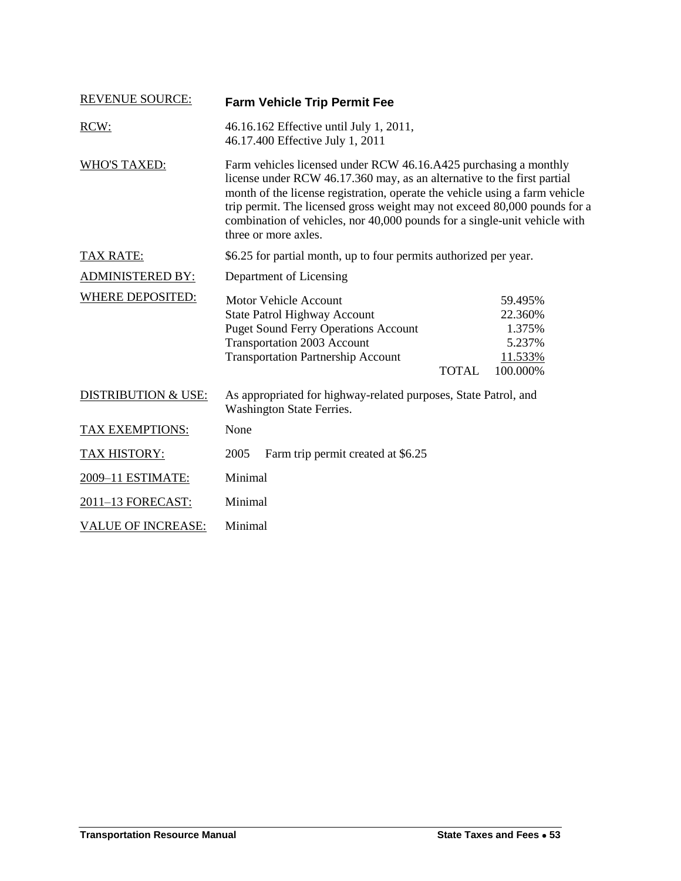REVENUE SOURCE: **Farm Vehicle Trip Permit Fee**

RCW: 46.16.162 Effective until July 1, 2011,
46.17.400 Effective July 1, 2011

WHO'S TAXED: Farm vehicles licensed under RCW 46.16.A425 purchasing a monthly license under RCW 46.17.360 may, as an alternative to the first partial month of the license registration, operate the vehicle using a farm vehicle trip permit. The licensed gross weight may not exceed 80,000 pounds for a combination of vehicles, nor 40,000 pounds for a single-unit vehicle with three or more axles.

TAX RATE: $6.25 for partial month, up to four permits authorized per year.

ADMINISTERED BY: Department of Licensing

WHERE DEPOSITED:

| Account | Percentage |
|---|---|
| Motor Vehicle Account | 59.495% |
| State Patrol Highway Account | 22.360% |
| Puget Sound Ferry Operations Account | 1.375% |
| Transportation 2003 Account | 5.237% |
| Transportation Partnership Account | 11.533% |
| TOTAL | 100.000% |

DISTRIBUTION & USE: As appropriated for highway-related purposes, State Patrol, and Washington State Ferries.

TAX EXEMPTIONS: None

TAX HISTORY: 2005 Farm trip permit created at $6.25

2009–11 ESTIMATE: Minimal

2011–13 FORECAST: Minimal

VALUE OF INCREASE: Minimal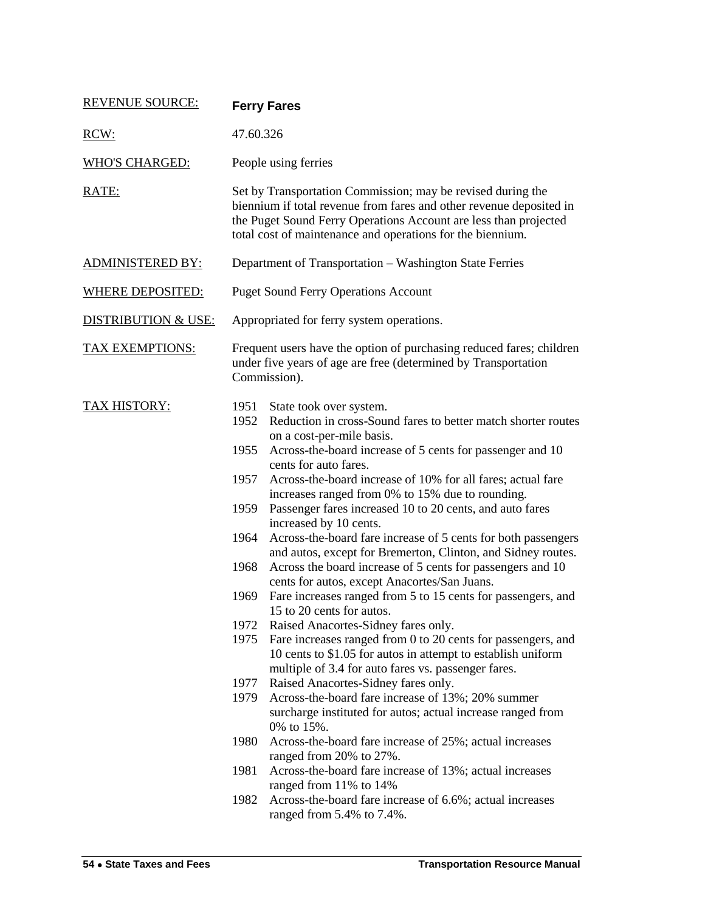REVENUE SOURCE: **Ferry Fares**

RCW: 47.60.326

WHO'S CHARGED: People using ferries

RATE: Set by Transportation Commission; may be revised during the biennium if total revenue from fares and other revenue deposited in the Puget Sound Ferry Operations Account are less than projected total cost of maintenance and operations for the biennium.

ADMINISTERED BY: Department of Transportation – Washington State Ferries

WHERE DEPOSITED: Puget Sound Ferry Operations Account

DISTRIBUTION & USE: Appropriated for ferry system operations.

TAX EXEMPTIONS: Frequent users have the option of purchasing reduced fares; children under five years of age are free (determined by Transportation Commission).

TAX HISTORY:

- 1951 State took over system.
- 1952 Reduction in cross-Sound fares to better match shorter routes on a cost-per-mile basis.
- 1955 Across-the-board increase of 5 cents for passenger and 10 cents for auto fares.
- 1957 Across-the-board increase of 10% for all fares; actual fare increases ranged from 0% to 15% due to rounding.
- 1959 Passenger fares increased 10 to 20 cents, and auto fares increased by 10 cents.
- 1964 Across-the-board fare increase of 5 cents for both passengers and autos, except for Bremerton, Clinton, and Sidney routes.
- 1968 Across the board increase of 5 cents for passengers and 10 cents for autos, except Anacortes/San Juans.
- 1969 Fare increases ranged from 5 to 15 cents for passengers, and 15 to 20 cents for autos.
- 1972 Raised Anacortes-Sidney fares only.
- 1975 Fare increases ranged from 0 to 20 cents for passengers, and 10 cents to $1.05 for autos in attempt to establish uniform multiple of 3.4 for auto fares vs. passenger fares.
- 1977 Raised Anacortes-Sidney fares only.
- 1979 Across-the-board fare increase of 13%; 20% summer surcharge instituted for autos; actual increase ranged from 0% to 15%.
- 1980 Across-the-board fare increase of 25%; actual increases ranged from 20% to 27%.
- 1981 Across-the-board fare increase of 13%; actual increases ranged from 11% to 14%
- 1982 Across-the-board fare increase of 6.6%; actual increases ranged from 5.4% to 7.4%.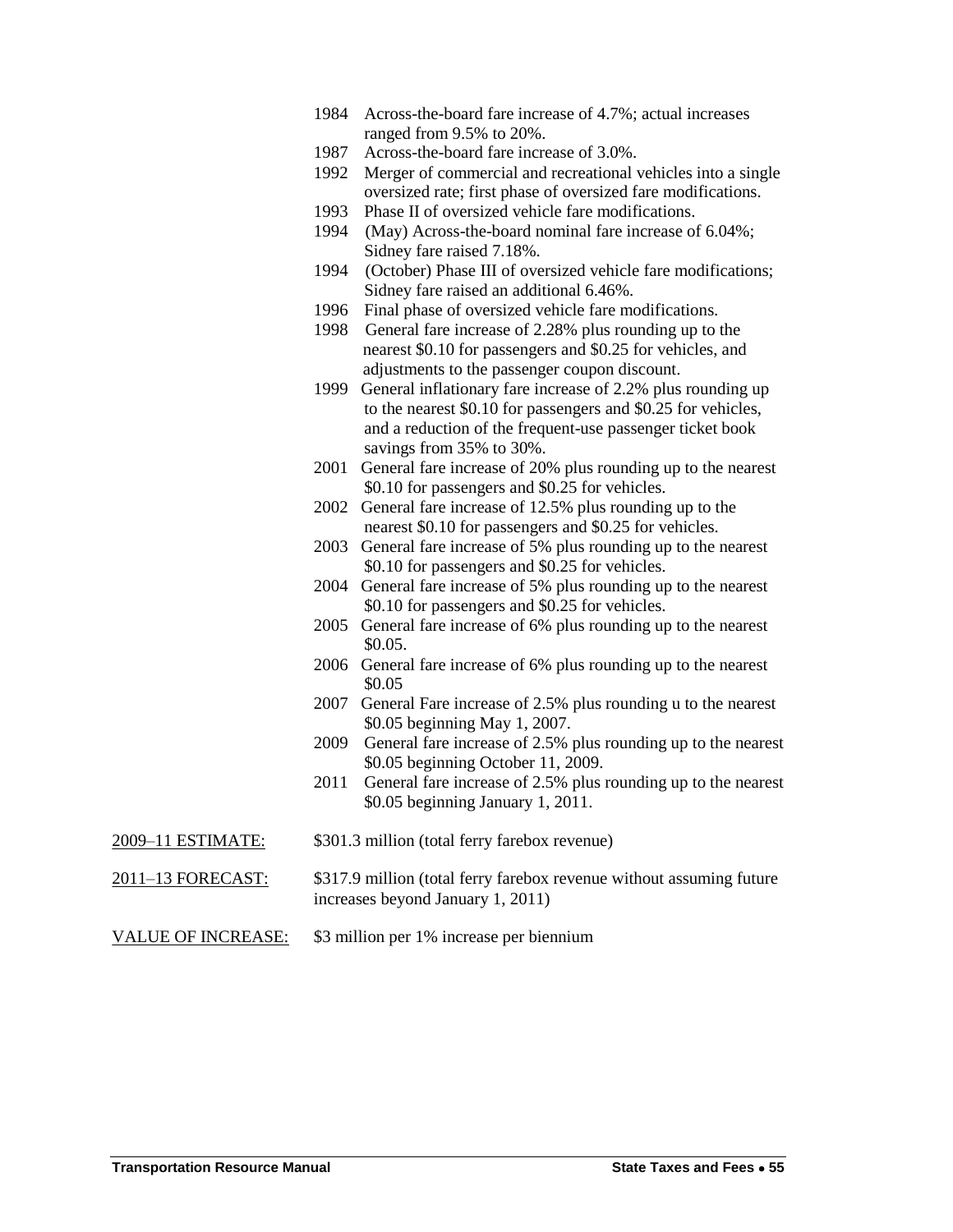1984 Across-the-board fare increase of 4.7%; actual increases ranged from 9.5% to 20%.
1987 Across-the-board fare increase of 3.0%.
1992 Merger of commercial and recreational vehicles into a single oversized rate; first phase of oversized fare modifications.
1993 Phase II of oversized vehicle fare modifications.
1994 (May) Across-the-board nominal fare increase of 6.04%; Sidney fare raised 7.18%.
1994 (October) Phase III of oversized vehicle fare modifications; Sidney fare raised an additional 6.46%.
1996 Final phase of oversized vehicle fare modifications.
1998 General fare increase of 2.28% plus rounding up to the nearest $0.10 for passengers and $0.25 for vehicles, and adjustments to the passenger coupon discount.
1999 General inflationary fare increase of 2.2% plus rounding up to the nearest $0.10 for passengers and $0.25 for vehicles, and a reduction of the frequent-use passenger ticket book savings from 35% to 30%.
2001 General fare increase of 20% plus rounding up to the nearest $0.10 for passengers and $0.25 for vehicles.
2002 General fare increase of 12.5% plus rounding up to the nearest $0.10 for passengers and $0.25 for vehicles.
2003 General fare increase of 5% plus rounding up to the nearest $0.10 for passengers and $0.25 for vehicles.
2004 General fare increase of 5% plus rounding up to the nearest $0.10 for passengers and $0.25 for vehicles.
2005 General fare increase of 6% plus rounding up to the nearest $0.05.
2006 General fare increase of 6% plus rounding up to the nearest $0.05
2007 General Fare increase of 2.5% plus rounding u to the nearest $0.05 beginning May 1, 2007.
2009 General fare increase of 2.5% plus rounding up to the nearest $0.05 beginning October 11, 2009.
2011 General fare increase of 2.5% plus rounding up to the nearest $0.05 beginning January 1, 2011.

2009–11 ESTIMATE: $301.3 million (total ferry farebox revenue)

2011–13 FORECAST: $317.9 million (total ferry farebox revenue without assuming future increases beyond January 1, 2011)

VALUE OF INCREASE: $3 million per 1% increase per biennium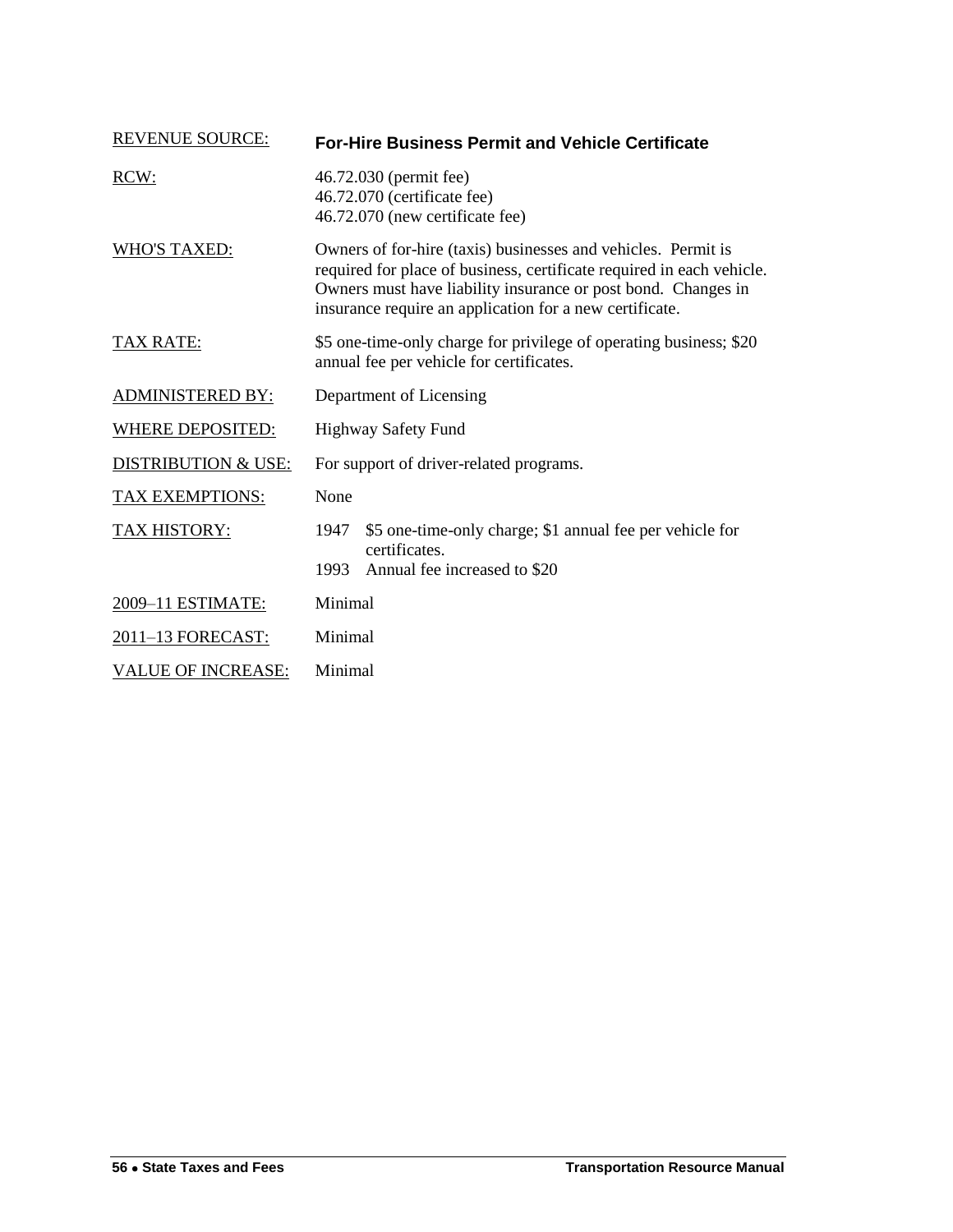| REVENUE SOURCE: | **For-Hire Business Permit and Vehicle Certificate** |
|---|---|
| RCW: | 46.72.030 (permit fee)<br>46.72.070 (certificate fee)<br>46.72.070 (new certificate fee) |
| WHO'S TAXED: | Owners of for-hire (taxis) businesses and vehicles. Permit is required for place of business, certificate required in each vehicle. Owners must have liability insurance or post bond. Changes in insurance require an application for a new certificate. |
| TAX RATE: | \$5 one-time-only charge for privilege of operating business; \$20 annual fee per vehicle for certificates. |
| ADMINISTERED BY: | Department of Licensing |
| WHERE DEPOSITED: | Highway Safety Fund |
| DISTRIBUTION & USE: | For support of driver-related programs. |
| TAX EXEMPTIONS: | None |
| TAX HISTORY: | 1947 \$5 one-time-only charge; \$1 annual fee per vehicle for certificates.<br>1993 Annual fee increased to \$20 |
| 2009–11 ESTIMATE: | Minimal |
| 2011–13 FORECAST: | Minimal |
| VALUE OF INCREASE: | Minimal |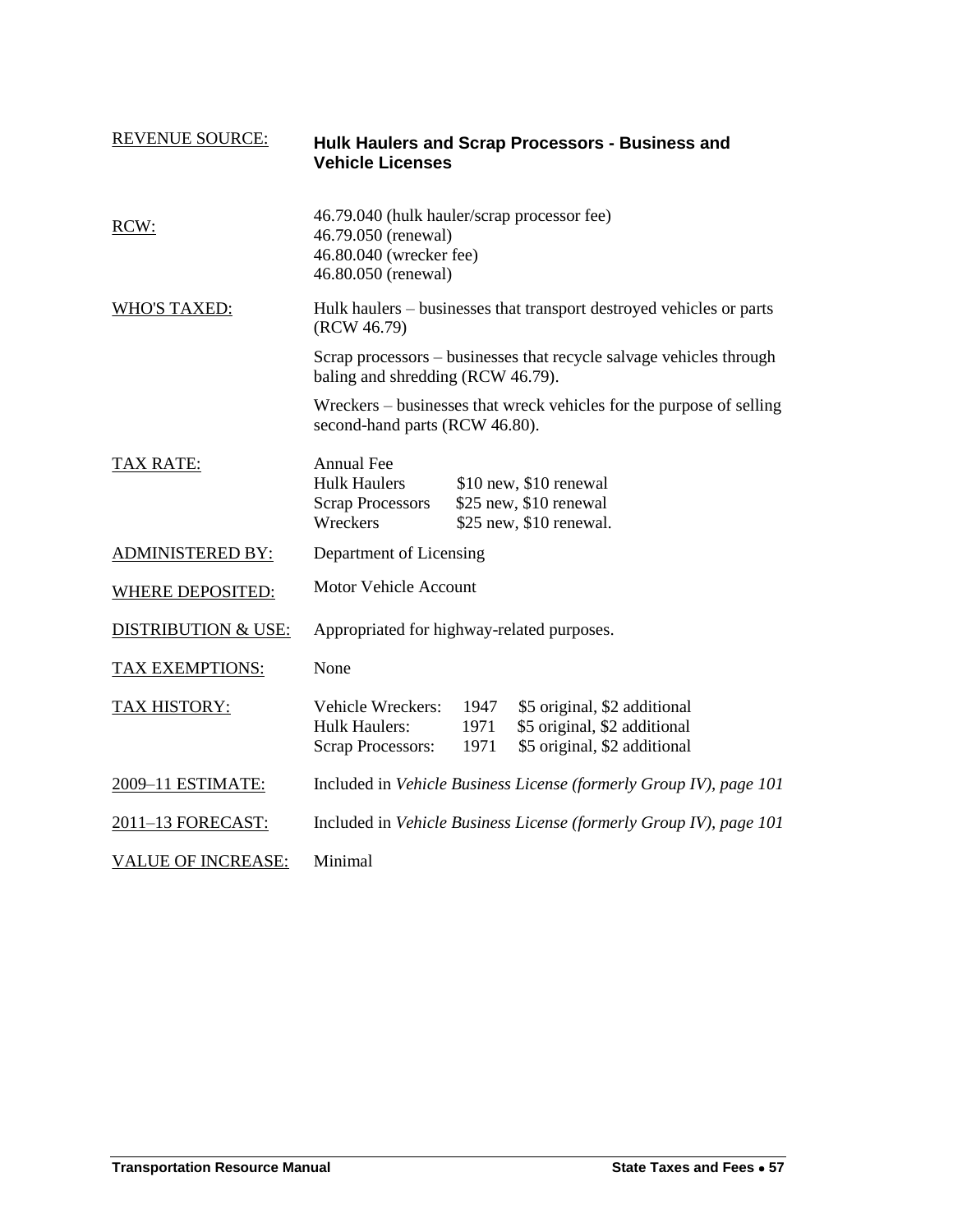**REVENUE SOURCE:** **Hulk Haulers and Scrap Processors - Business and Vehicle Licenses**

**RCW:**
46.79.040 (hulk hauler/scrap processor fee)
46.79.050 (renewal)
46.80.040 (wrecker fee)
46.80.050 (renewal)

**WHO'S TAXED:**
Hulk haulers – businesses that transport destroyed vehicles or parts (RCW 46.79)

Scrap processors – businesses that recycle salvage vehicles through baling and shredding (RCW 46.79).

Wreckers – businesses that wreck vehicles for the purpose of selling second-hand parts (RCW 46.80).

**TAX RATE:**
Annual Fee

| | |
|---|---|
| Hulk Haulers | \$10 new, \$10 renewal |
| Scrap Processors | \$25 new, \$10 renewal |
| Wreckers | \$25 new, \$10 renewal. |

**ADMINISTERED BY:** Department of Licensing

**WHERE DEPOSITED:** Motor Vehicle Account

**DISTRIBUTION & USE:** Appropriated for highway-related purposes.

**TAX EXEMPTIONS:** None

**TAX HISTORY:**

| | | |
|---|---|---|
| Vehicle Wreckers: | 1947 | \$5 original, \$2 additional |
| Hulk Haulers: | 1971 | \$5 original, \$2 additional |
| Scrap Processors: | 1971 | \$5 original, \$2 additional |

**2009–11 ESTIMATE:** Included in *Vehicle Business License (formerly Group IV), page 101*

**2011–13 FORECAST:** Included in *Vehicle Business License (formerly Group IV), page 101*

**VALUE OF INCREASE:** Minimal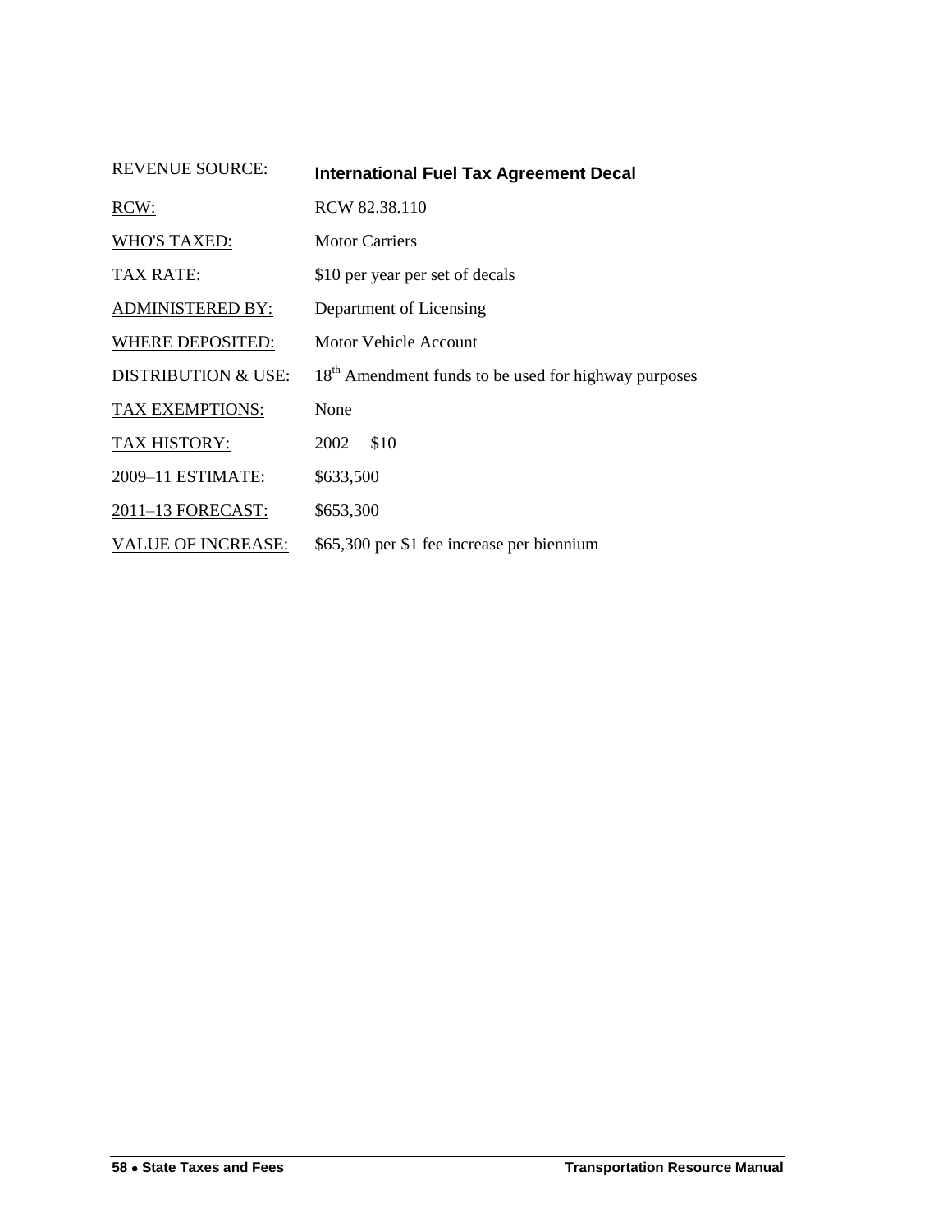| REVENUE SOURCE: | **International Fuel Tax Agreement Decal** |
| --- | --- |
| RCW: | RCW 82.38.110 |
| WHO'S TAXED: | Motor Carriers |
| TAX RATE: | \$10 per year per set of decals |
| ADMINISTERED BY: | Department of Licensing |
| WHERE DEPOSITED: | Motor Vehicle Account |
| DISTRIBUTION & USE: | 18th Amendment funds to be used for highway purposes |
| TAX EXEMPTIONS: | None |
| TAX HISTORY: | 2002 \$10 |
| 2009–11 ESTIMATE: | \$633,500 |
| 2011–13 FORECAST: | \$653,300 |
| VALUE OF INCREASE: | \$65,300 per \$1 fee increase per biennium |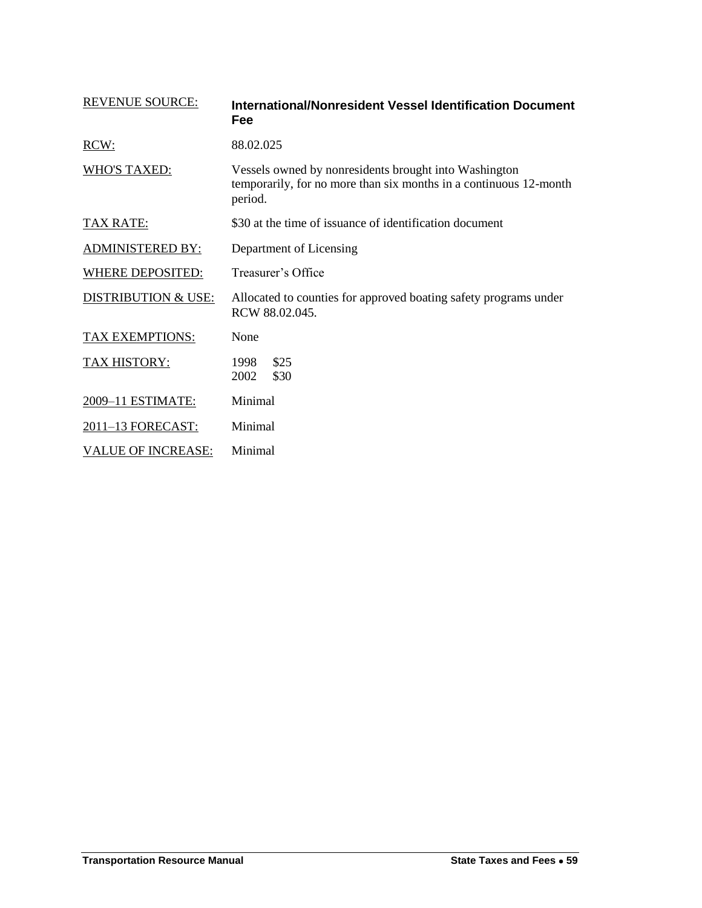| REVENUE SOURCE: | **International/Nonresident Vessel Identification Document Fee** |
|---|---|
| RCW: | 88.02.025 |
| WHO'S TAXED: | Vessels owned by nonresidents brought into Washington temporarily, for no more than six months in a continuous 12-month period. |
| TAX RATE: | $30 at the time of issuance of identification document |
| ADMINISTERED BY: | Department of Licensing |
| WHERE DEPOSITED: | Treasurer's Office |
| DISTRIBUTION & USE: | Allocated to counties for approved boating safety programs under RCW 88.02.045. |
| TAX EXEMPTIONS: | None |
| TAX HISTORY: | 1998 $25<br>2002 $30 |
| 2009–11 ESTIMATE: | Minimal |
| 2011–13 FORECAST: | Minimal |
| VALUE OF INCREASE: | Minimal |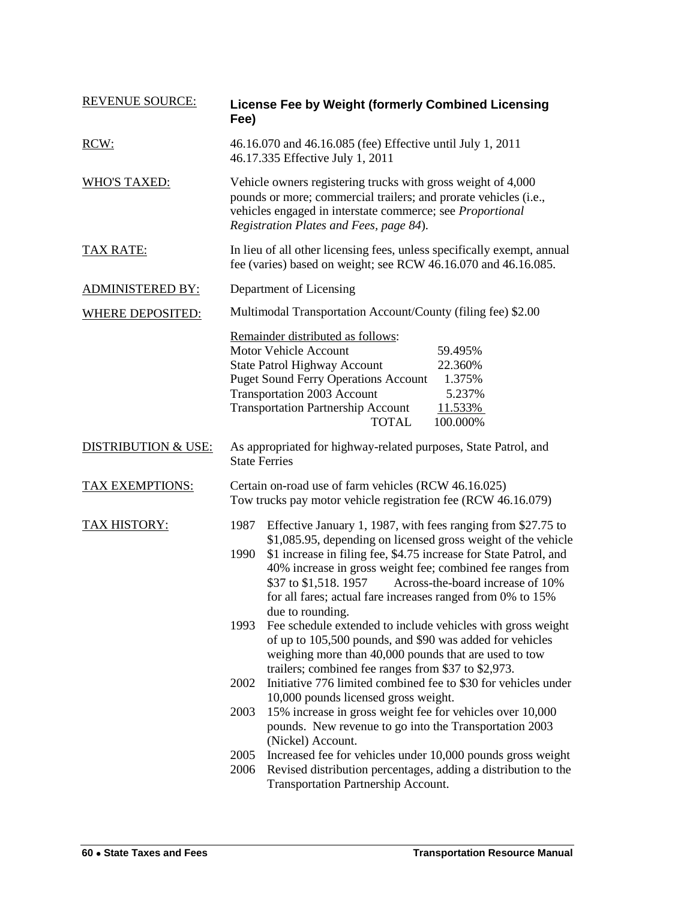**REVENUE SOURCE:** **License Fee by Weight (formerly Combined Licensing Fee)**

**RCW:** 46.16.070 and 46.16.085 (fee) Effective until July 1, 2011
46.17.335 Effective July 1, 2011

**WHO'S TAXED:** Vehicle owners registering trucks with gross weight of 4,000 pounds or more; commercial trailers; and prorate vehicles (i.e., vehicles engaged in interstate commerce; see *Proportional Registration Plates and Fees, page 84*).

**TAX RATE:** In lieu of all other licensing fees, unless specifically exempt, annual fee (varies) based on weight; see RCW 46.16.070 and 46.16.085.

**ADMINISTERED BY:** Department of Licensing

**WHERE DEPOSITED:** Multimodal Transportation Account/County (filing fee) $2.00

Remainder distributed as follows:

| Account | Percentage |
|---|---|
| Motor Vehicle Account | 59.495% |
| State Patrol Highway Account | 22.360% |
| Puget Sound Ferry Operations Account | 1.375% |
| Transportation 2003 Account | 5.237% |
| Transportation Partnership Account | 11.533% |
| TOTAL | 100.000% |

**DISTRIBUTION & USE:** As appropriated for highway-related purposes, State Patrol, and State Ferries

**TAX EXEMPTIONS:** Certain on-road use of farm vehicles (RCW 46.16.025)
Tow trucks pay motor vehicle registration fee (RCW 46.16.079)

**TAX HISTORY:**

- 1987 Effective January 1, 1987, with fees ranging from $27.75 to $1,085.95, depending on licensed gross weight of the vehicle
- 1990 $1 increase in filing fee, $4.75 increase for State Patrol, and 40% increase in gross weight fee; combined fee ranges from $37 to $1,518. 1957 Across-the-board increase of 10% for all fares; actual fare increases ranged from 0% to 15% due to rounding.
- 1993 Fee schedule extended to include vehicles with gross weight of up to 105,500 pounds, and $90 was added for vehicles weighing more than 40,000 pounds that are used to tow trailers; combined fee ranges from $37 to $2,973.
- 2002 Initiative 776 limited combined fee to $30 for vehicles under 10,000 pounds licensed gross weight.
- 2003 15% increase in gross weight fee for vehicles over 10,000 pounds. New revenue to go into the Transportation 2003 (Nickel) Account.
- 2005 Increased fee for vehicles under 10,000 pounds gross weight
- 2006 Revised distribution percentages, adding a distribution to the Transportation Partnership Account.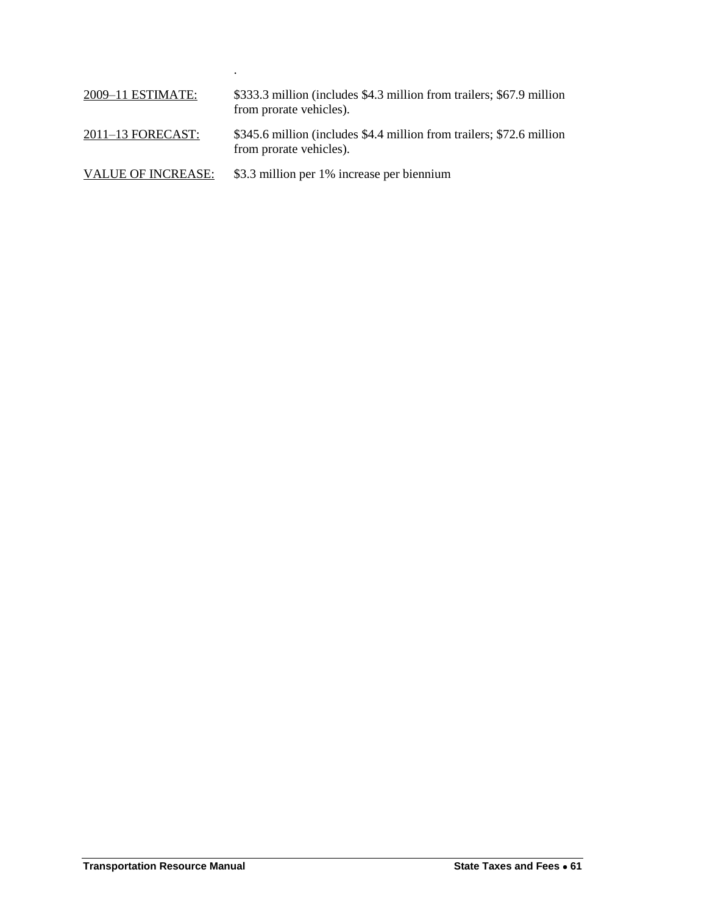.

<u>2009–11 ESTIMATE:</u> $333.3 million (includes $4.3 million from trailers; $67.9 million from prorate vehicles).

<u>2011–13 FORECAST:</u> $345.6 million (includes $4.4 million from trailers; $72.6 million from prorate vehicles).

<u>VALUE OF INCREASE:</u> $3.3 million per 1% increase per biennium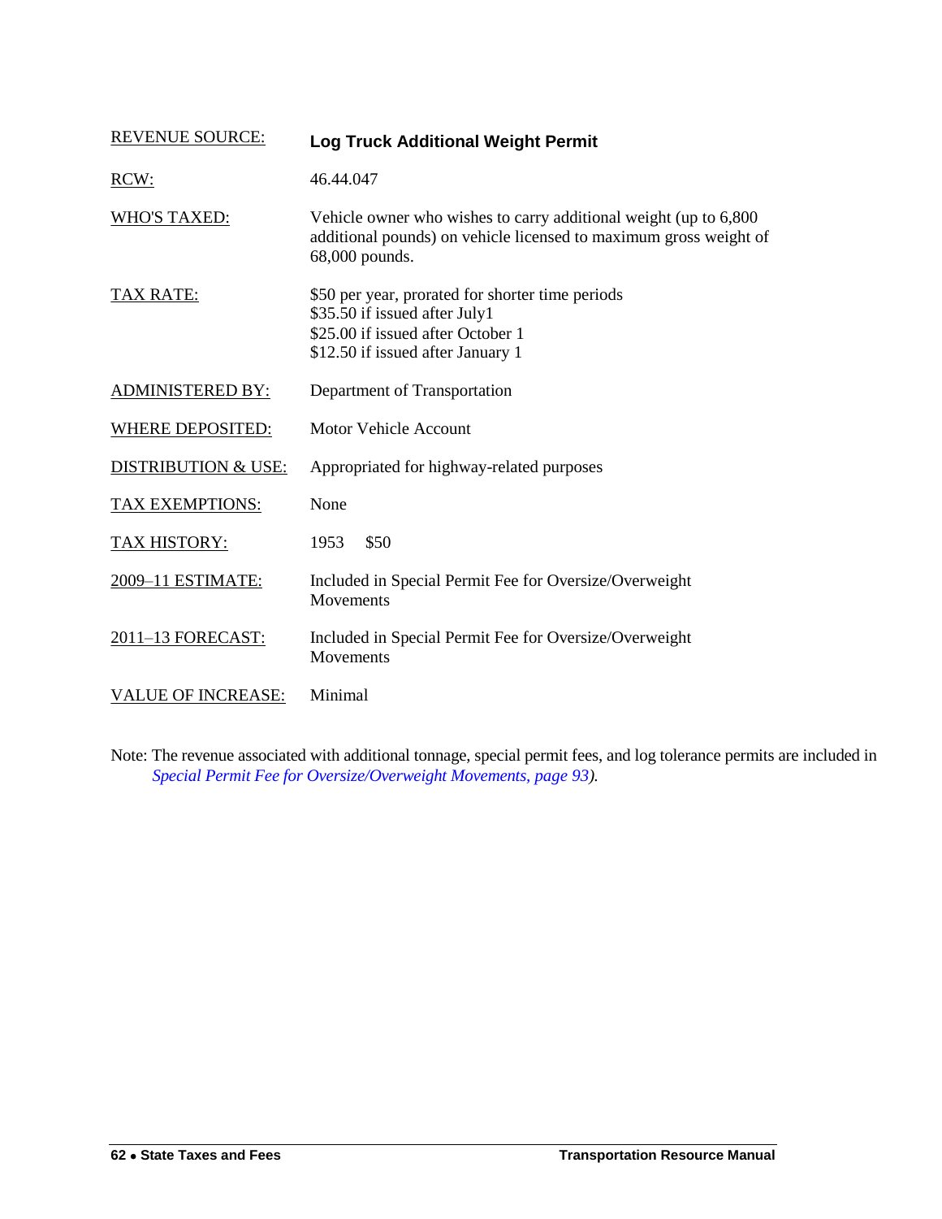| REVENUE SOURCE: | **Log Truck Additional Weight Permit** |
|---|---|
| RCW: | 46.44.047 |
| WHO'S TAXED: | Vehicle owner who wishes to carry additional weight (up to 6,800 additional pounds) on vehicle licensed to maximum gross weight of 68,000 pounds. |
| TAX RATE: | $50 per year, prorated for shorter time periods<br>$35.50 if issued after July1<br>$25.00 if issued after October 1<br>$12.50 if issued after January 1 |
| ADMINISTERED BY: | Department of Transportation |
| WHERE DEPOSITED: | Motor Vehicle Account |
| DISTRIBUTION & USE: | Appropriated for highway-related purposes |
| TAX EXEMPTIONS: | None |
| TAX HISTORY: | 1953 $50 |
| 2009–11 ESTIMATE: | Included in Special Permit Fee for Oversize/Overweight Movements |
| 2011–13 FORECAST: | Included in Special Permit Fee for Oversize/Overweight Movements |
| VALUE OF INCREASE: | Minimal |

Note: The revenue associated with additional tonnage, special permit fees, and log tolerance permits are included in *Special Permit Fee for Oversize/Overweight Movements, page 93).*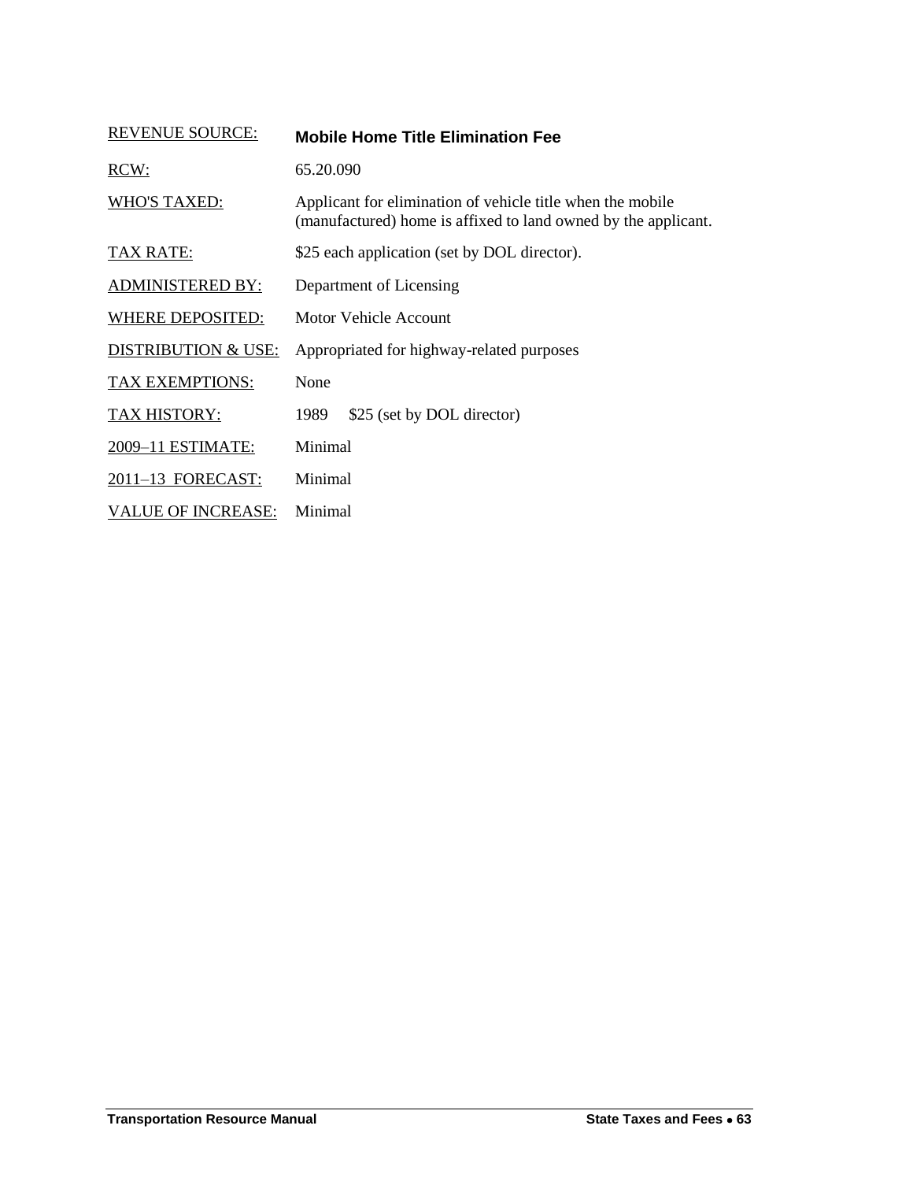| REVENUE SOURCE: | **Mobile Home Title Elimination Fee** |
|---|---|
| RCW: | 65.20.090 |
| WHO'S TAXED: | Applicant for elimination of vehicle title when the mobile (manufactured) home is affixed to land owned by the applicant. |
| TAX RATE: | $25 each application (set by DOL director). |
| ADMINISTERED BY: | Department of Licensing |
| WHERE DEPOSITED: | Motor Vehicle Account |
| DISTRIBUTION & USE: | Appropriated for highway-related purposes |
| TAX EXEMPTIONS: | None |
| TAX HISTORY: | 1989 $25 (set by DOL director) |
| 2009–11 ESTIMATE: | Minimal |
| 2011–13 FORECAST: | Minimal |
| VALUE OF INCREASE: | Minimal |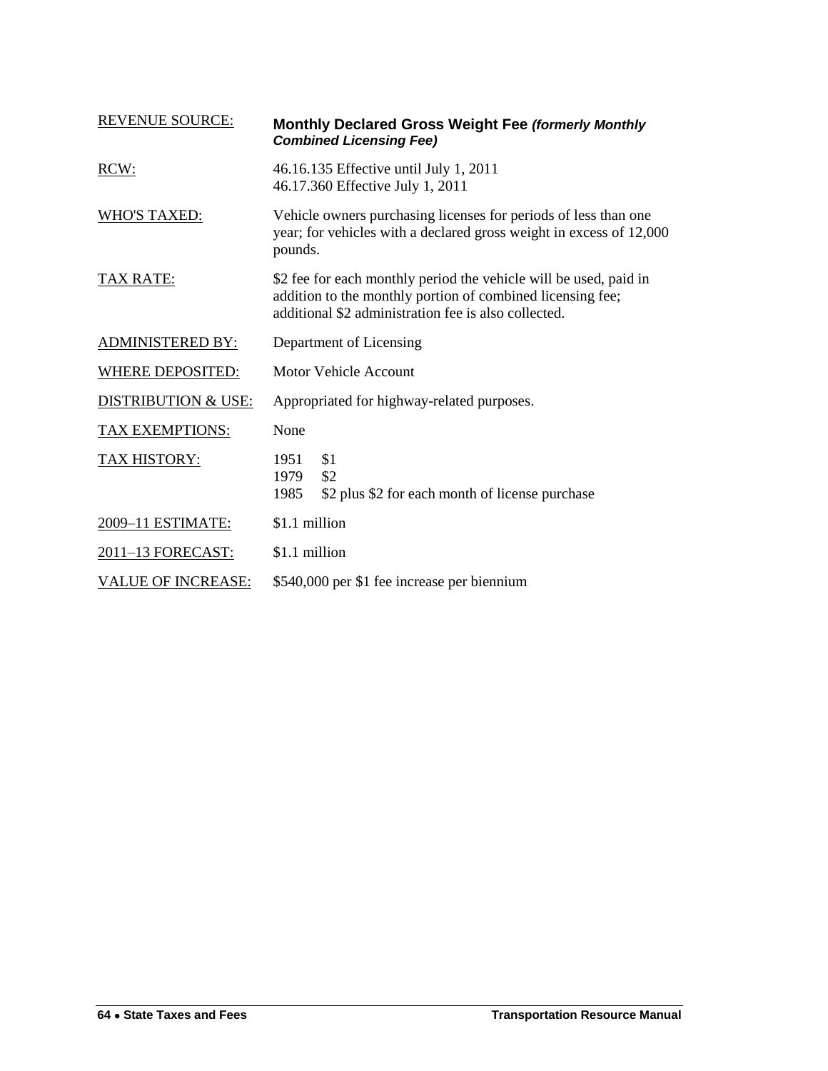| REVENUE SOURCE: | **Monthly Declared Gross Weight Fee *(formerly Monthly Combined Licensing Fee)*** |
|---|---|
| RCW: | 46.16.135 Effective until July 1, 2011<br>46.17.360 Effective July 1, 2011 |
| WHO'S TAXED: | Vehicle owners purchasing licenses for periods of less than one year; for vehicles with a declared gross weight in excess of 12,000 pounds. |
| TAX RATE: | $2 fee for each monthly period the vehicle will be used, paid in addition to the monthly portion of combined licensing fee; additional $2 administration fee is also collected. |
| ADMINISTERED BY: | Department of Licensing |
| WHERE DEPOSITED: | Motor Vehicle Account |
| DISTRIBUTION & USE: | Appropriated for highway-related purposes. |
| TAX EXEMPTIONS: | None |
| TAX HISTORY: | 1951 $1<br>1979 $2<br>1985 $2 plus $2 for each month of license purchase |
| 2009–11 ESTIMATE: | $1.1 million |
| 2011–13 FORECAST: | $1.1 million |
| VALUE OF INCREASE: | $540,000 per $1 fee increase per biennium |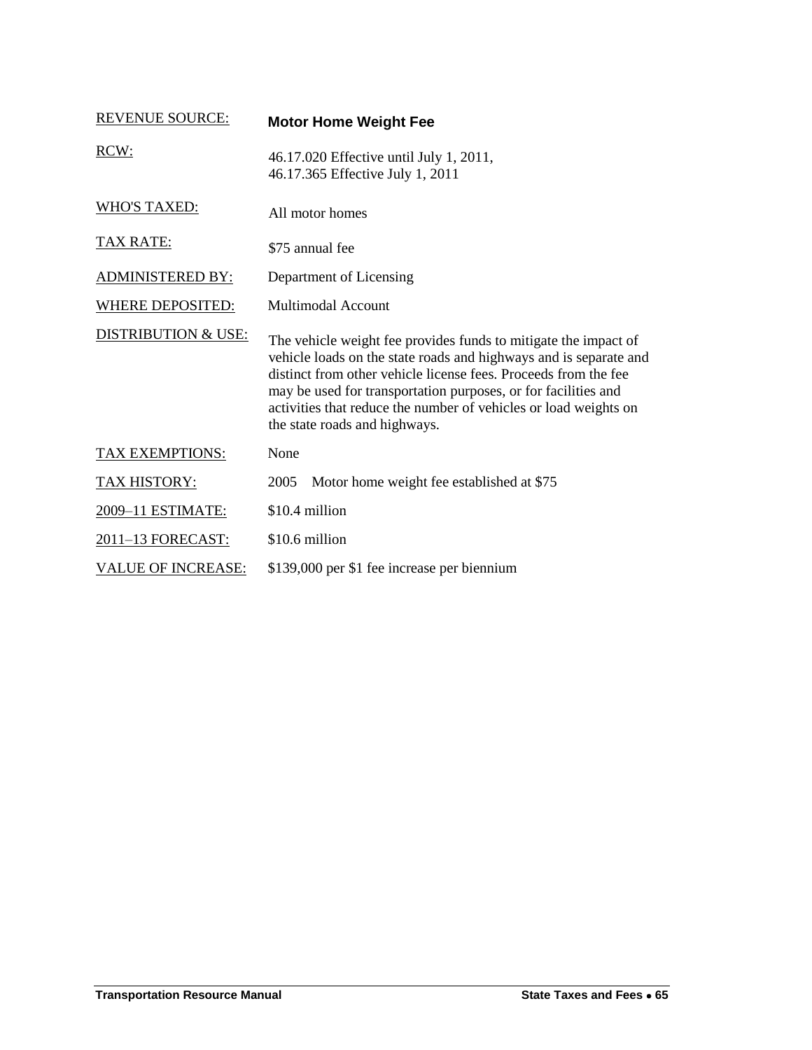| REVENUE SOURCE: | **Motor Home Weight Fee** |
| --- | --- |
| RCW: | 46.17.020 Effective until July 1, 2011,<br>46.17.365 Effective July 1, 2011 |
| WHO'S TAXED: | All motor homes |
| TAX RATE: | $75 annual fee |
| ADMINISTERED BY: | Department of Licensing |
| WHERE DEPOSITED: | Multimodal Account |
| DISTRIBUTION & USE: | The vehicle weight fee provides funds to mitigate the impact of vehicle loads on the state roads and highways and is separate and distinct from other vehicle license fees. Proceeds from the fee may be used for transportation purposes, or for facilities and activities that reduce the number of vehicles or load weights on the state roads and highways. |
| TAX EXEMPTIONS: | None |
| TAX HISTORY: | 2005 Motor home weight fee established at $75 |
| 2009–11 ESTIMATE: | $10.4 million |
| 2011–13 FORECAST: | $10.6 million |
| VALUE OF INCREASE: | $139,000 per $1 fee increase per biennium |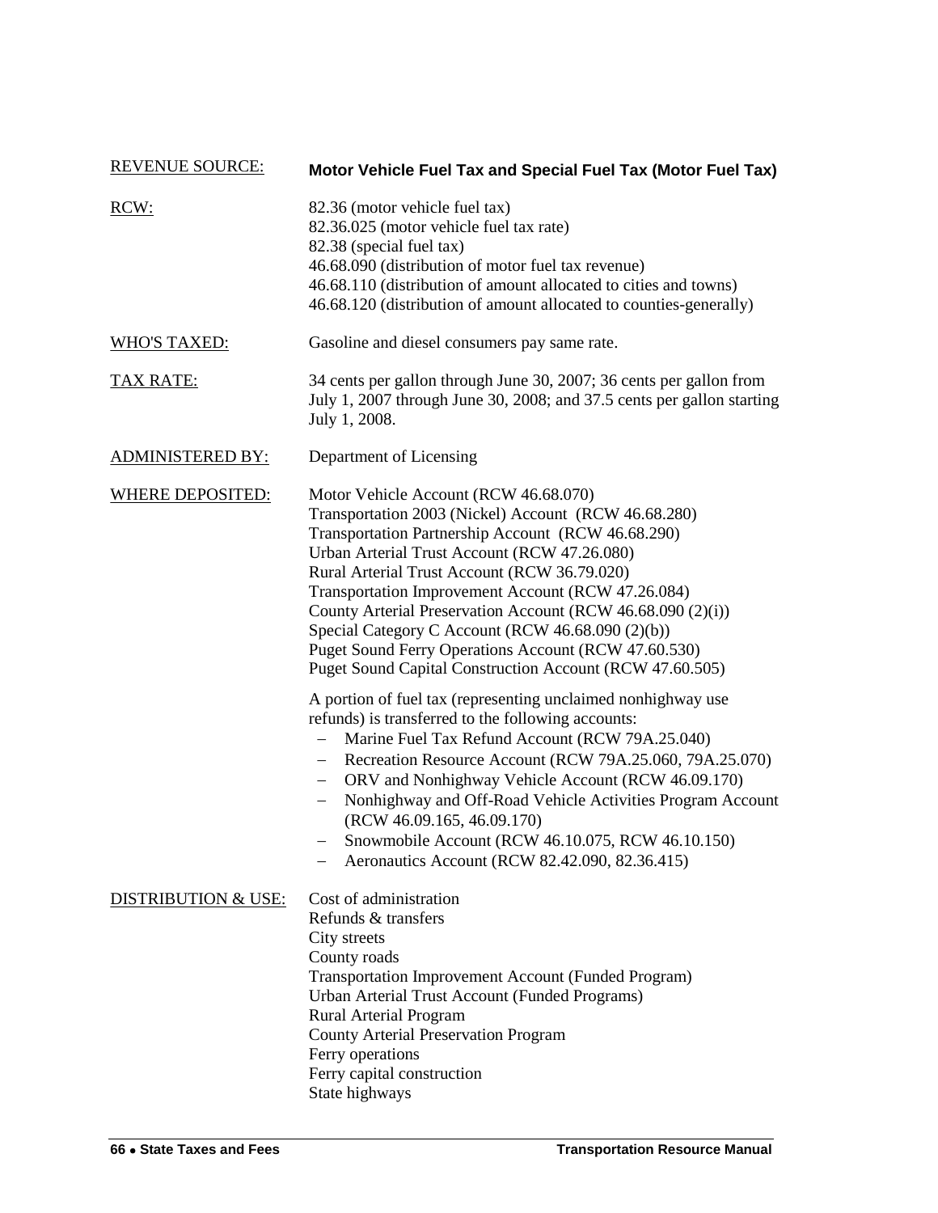**REVENUE SOURCE:** **Motor Vehicle Fuel Tax and Special Fuel Tax (Motor Fuel Tax)**

**RCW:**
82.36 (motor vehicle fuel tax)
82.36.025 (motor vehicle fuel tax rate)
82.38 (special fuel tax)
46.68.090 (distribution of motor fuel tax revenue)
46.68.110 (distribution of amount allocated to cities and towns)
46.68.120 (distribution of amount allocated to counties-generally)

**WHO'S TAXED:** Gasoline and diesel consumers pay same rate.

**TAX RATE:** 34 cents per gallon through June 30, 2007; 36 cents per gallon from July 1, 2007 through June 30, 2008; and 37.5 cents per gallon starting July 1, 2008.

**ADMINISTERED BY:** Department of Licensing

**WHERE DEPOSITED:**
Motor Vehicle Account (RCW 46.68.070)
Transportation 2003 (Nickel) Account (RCW 46.68.280)
Transportation Partnership Account (RCW 46.68.290)
Urban Arterial Trust Account (RCW 47.26.080)
Rural Arterial Trust Account (RCW 36.79.020)
Transportation Improvement Account (RCW 47.26.084)
County Arterial Preservation Account (RCW 46.68.090 (2)(i))
Special Category C Account (RCW 46.68.090 (2)(b))
Puget Sound Ferry Operations Account (RCW 47.60.530)
Puget Sound Capital Construction Account (RCW 47.60.505)

A portion of fuel tax (representing unclaimed nonhighway use refunds) is transferred to the following accounts:

- Marine Fuel Tax Refund Account (RCW 79A.25.040)
- Recreation Resource Account (RCW 79A.25.060, 79A.25.070)
- ORV and Nonhighway Vehicle Account (RCW 46.09.170)
- Nonhighway and Off-Road Vehicle Activities Program Account (RCW 46.09.165, 46.09.170)
- Snowmobile Account (RCW 46.10.075, RCW 46.10.150)
- Aeronautics Account (RCW 82.42.090, 82.36.415)

**DISTRIBUTION & USE:**
Cost of administration
Refunds & transfers
City streets
County roads
Transportation Improvement Account (Funded Program)
Urban Arterial Trust Account (Funded Programs)
Rural Arterial Program
County Arterial Preservation Program
Ferry operations
Ferry capital construction
State highways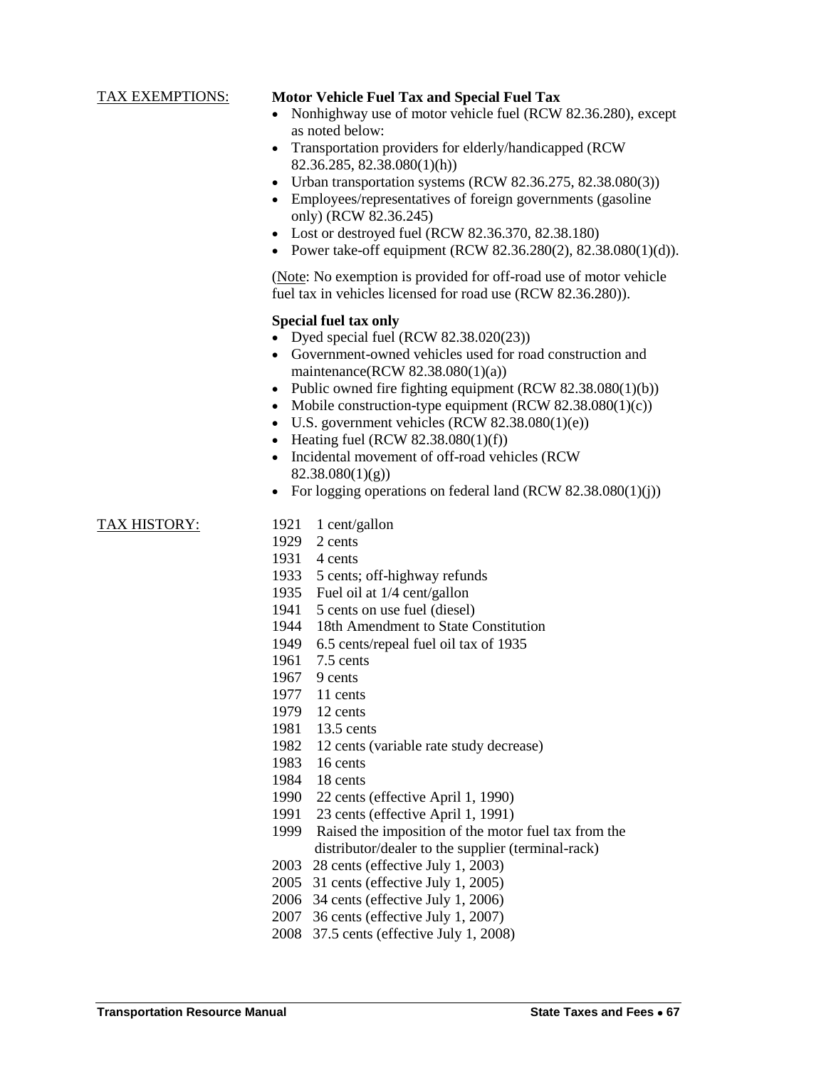TAX EXEMPTIONS:

**Motor Vehicle Fuel Tax and Special Fuel Tax**

- Nonhighway use of motor vehicle fuel (RCW 82.36.280), except as noted below:
- Transportation providers for elderly/handicapped (RCW 82.36.285, 82.38.080(1)(h))
- Urban transportation systems (RCW 82.36.275, 82.38.080(3))
- Employees/representatives of foreign governments (gasoline only) (RCW 82.36.245)
- Lost or destroyed fuel (RCW 82.36.370, 82.38.180)
- Power take-off equipment (RCW 82.36.280(2), 82.38.080(1)(d)).

(Note: No exemption is provided for off-road use of motor vehicle fuel tax in vehicles licensed for road use (RCW 82.36.280)).

**Special fuel tax only**

- Dyed special fuel (RCW 82.38.020(23))
- Government-owned vehicles used for road construction and maintenance(RCW 82.38.080(1)(a))
- Public owned fire fighting equipment (RCW 82.38.080(1)(b))
- Mobile construction-type equipment (RCW 82.38.080(1)(c))
- U.S. government vehicles (RCW 82.38.080(1)(e))
- Heating fuel (RCW 82.38.080(1)(f))
- Incidental movement of off-road vehicles (RCW 82.38.080(1)(g))
- For logging operations on federal land (RCW 82.38.080(1)(j))

TAX HISTORY:

1921 1 cent/gallon
1929 2 cents
1931 4 cents
1933 5 cents; off-highway refunds
1935 Fuel oil at 1/4 cent/gallon
1941 5 cents on use fuel (diesel)
1944 18th Amendment to State Constitution
1949 6.5 cents/repeal fuel oil tax of 1935
1961 7.5 cents
1967 9 cents
1977 11 cents
1979 12 cents
1981 13.5 cents
1982 12 cents (variable rate study decrease)
1983 16 cents
1984 18 cents
1990 22 cents (effective April 1, 1990)
1991 23 cents (effective April 1, 1991)
1999 Raised the imposition of the motor fuel tax from the distributor/dealer to the supplier (terminal-rack)
2003 28 cents (effective July 1, 2003)
2005 31 cents (effective July 1, 2005)
2006 34 cents (effective July 1, 2006)
2007 36 cents (effective July 1, 2007)
2008 37.5 cents (effective July 1, 2008)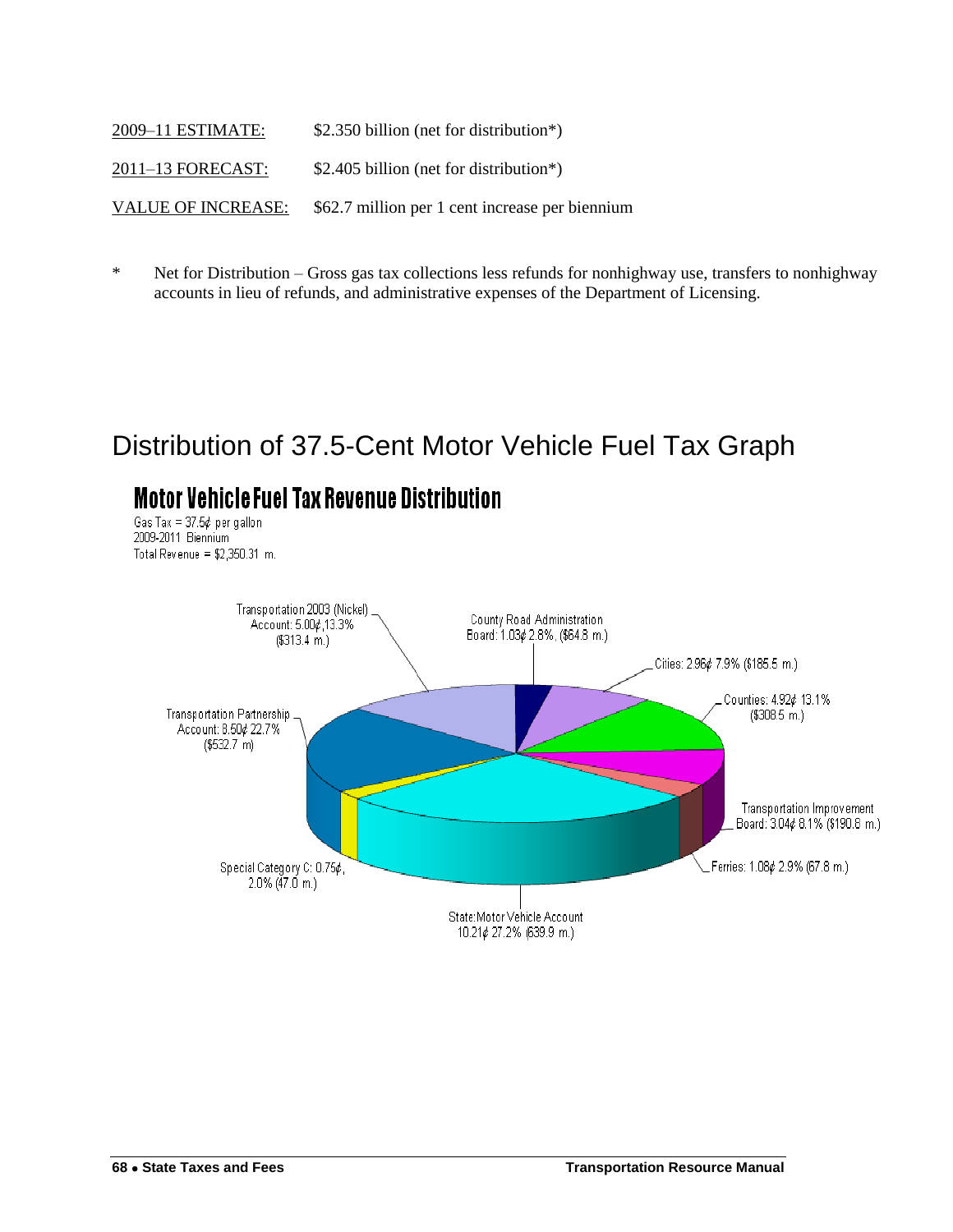| | |
|---|---|
| 2009–11 ESTIMATE: | $2.350 billion (net for distribution*) |
| 2011–13 FORECAST: | $2.405 billion (net for distribution*) |
| VALUE OF INCREASE: | $62.7 million per 1 cent increase per biennium |

\* Net for Distribution – Gross gas tax collections less refunds for nonhighway use, transfers to nonhighway accounts in lieu of refunds, and administrative expenses of the Department of Licensing.

## Distribution of 37.5-Cent Motor Vehicle Fuel Tax Graph

### Motor Vehicle Fuel Tax Revenue Distribution

Gas Tax = 37.5¢ per gallon
2009-2011 Biennium
Total Revenue = $2,350.31 m.

- Transportation 2003 (Nickel) Account: 5.00¢, 13.3% ($313.4 m.)
- County Road Administration Board: 1.03¢ 2.8%, ($64.8 m.)
- Cities: 2.96¢ 7.9% ($185.5 m.)
- Counties: 4.92¢ 13.1% ($308.5 m.)
- Transportation Improvement Board: 3.04¢ 8.1% ($190.6 m.)
- Ferries: 1.08¢ 2.9% (67.8 m.)
- State:Motor Vehicle Account 10.21¢ 27.2% (639.9 m.)
- Special Category C: 0.75¢, 2.0% (47.0 m.)
- Transportation Partnership Account: 8.50¢ 22.7% ($532.7 m)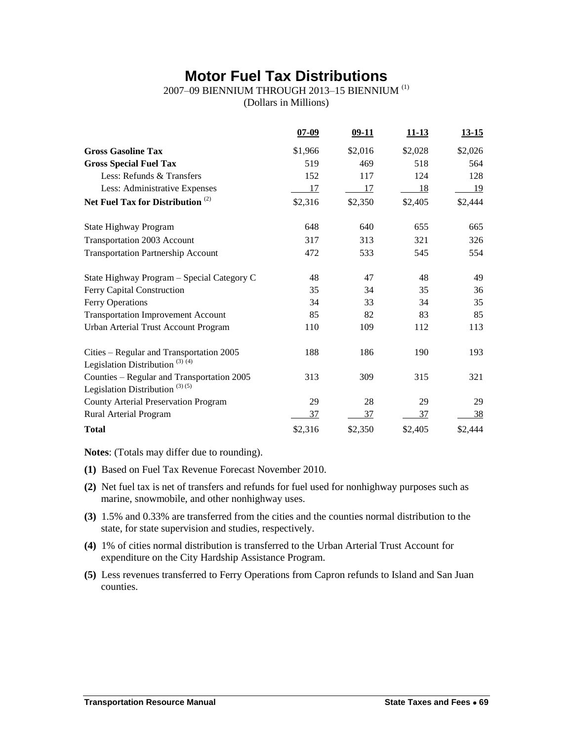# Motor Fuel Tax Distributions

2007–09 BIENNIUM THROUGH 2013–15 BIENNIUM [1]

(Dollars in Millions)

| | 07-09 | 09-11 | 11-13 | 13-15 |
|---|---|---|---|---|
| **Gross Gasoline Tax** | $1,966 | $2,016 | $2,028 | $2,026 |
| **Gross Special Fuel Tax** | 519 | 469 | 518 | 564 |
| Less: Refunds & Transfers | 152 | 117 | 124 | 128 |
| Less: Administrative Expenses | 17 | 17 | 18 | 19 |
| **Net Fuel Tax for Distribution** [2] | $2,316 | $2,350 | $2,405 | $2,444 |
| State Highway Program | 648 | 640 | 655 | 665 |
| Transportation 2003 Account | 317 | 313 | 321 | 326 |
| Transportation Partnership Account | 472 | 533 | 545 | 554 |
| State Highway Program – Special Category C | 48 | 47 | 48 | 49 |
| Ferry Capital Construction | 35 | 34 | 35 | 36 |
| Ferry Operations | 34 | 33 | 34 | 35 |
| Transportation Improvement Account | 85 | 82 | 83 | 85 |
| Urban Arterial Trust Account Program | 110 | 109 | 112 | 113 |
| Cities – Regular and Transportation 2005 Legislation Distribution [3] [4] | 188 | 186 | 190 | 193 |
| Counties – Regular and Transportation 2005 Legislation Distribution [3] [5] | 313 | 309 | 315 | 321 |
| County Arterial Preservation Program | 29 | 28 | 29 | 29 |
| Rural Arterial Program | 37 | 37 | 37 | 38 |
| **Total** | $2,316 | $2,350 | $2,405 | $2,444 |

**Notes**: (Totals may differ due to rounding).

**(1)** Based on Fuel Tax Revenue Forecast November 2010.

**(2)** Net fuel tax is net of transfers and refunds for fuel used for nonhighway purposes such as marine, snowmobile, and other nonhighway uses.

**(3)** 1.5% and 0.33% are transferred from the cities and the counties normal distribution to the state, for state supervision and studies, respectively.

**(4)** 1% of cities normal distribution is transferred to the Urban Arterial Trust Account for expenditure on the City Hardship Assistance Program.

**(5)** Less revenues transferred to Ferry Operations from Capron refunds to Island and San Juan counties.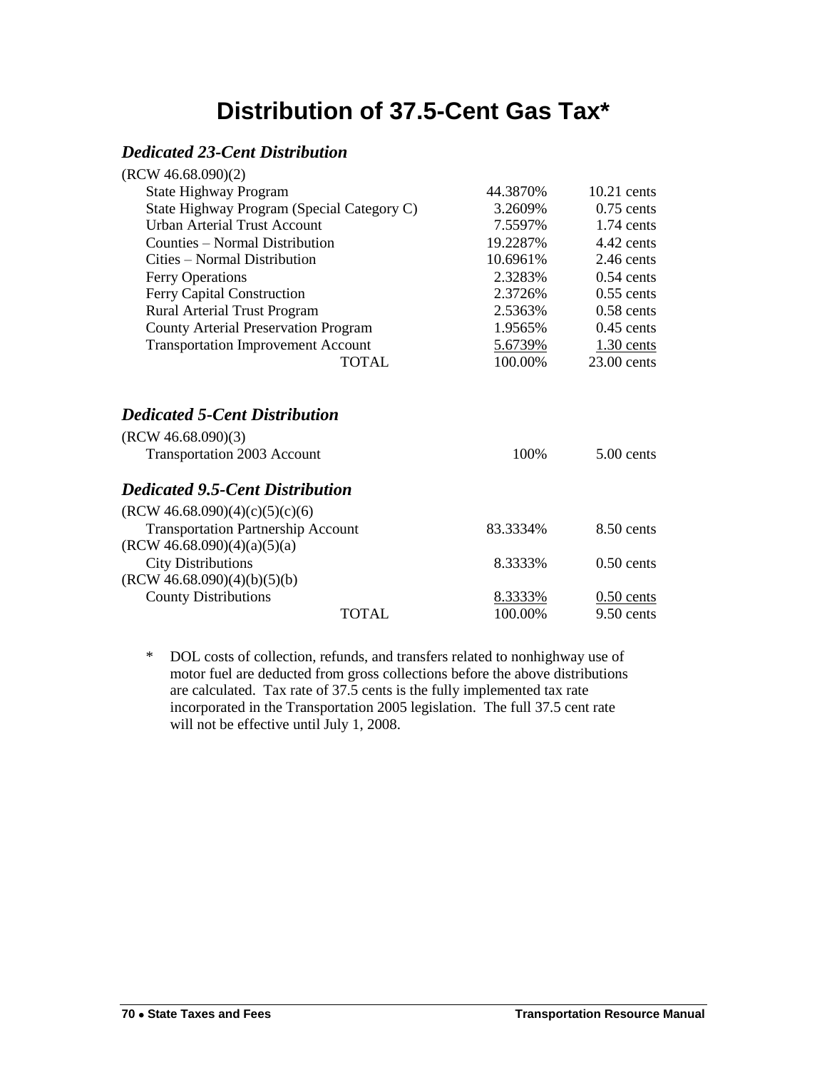# Distribution of 37.5-Cent Gas Tax*

### *Dedicated 23-Cent Distribution*

(RCW 46.68.090)(2)

| | | |
|---|---|---|
| State Highway Program | 44.3870% | 10.21 cents |
| State Highway Program (Special Category C) | 3.2609% | 0.75 cents |
| Urban Arterial Trust Account | 7.5597% | 1.74 cents |
| Counties – Normal Distribution | 19.2287% | 4.42 cents |
| Cities – Normal Distribution | 10.6961% | 2.46 cents |
| Ferry Operations | 2.3283% | 0.54 cents |
| Ferry Capital Construction | 2.3726% | 0.55 cents |
| Rural Arterial Trust Program | 2.5363% | 0.58 cents |
| County Arterial Preservation Program | 1.9565% | 0.45 cents |
| Transportation Improvement Account | 5.6739% | 1.30 cents |
| TOTAL | 100.00% | 23.00 cents |

### *Dedicated 5-Cent Distribution*

(RCW 46.68.090)(3)

| | | |
|---|---|---|
| Transportation 2003 Account | 100% | 5.00 cents |

### *Dedicated 9.5-Cent Distribution*

| | | |
|---|---|---|
| (RCW 46.68.090)(4)(c)(5)(c)(6) | | |
| Transportation Partnership Account | 83.3334% | 8.50 cents |
| (RCW 46.68.090)(4)(a)(5)(a) | | |
| City Distributions | 8.3333% | 0.50 cents |
| (RCW 46.68.090)(4)(b)(5)(b) | | |
| County Distributions | 8.3333% | 0.50 cents |
| TOTAL | 100.00% | 9.50 cents |

\* DOL costs of collection, refunds, and transfers related to nonhighway use of motor fuel are deducted from gross collections before the above distributions are calculated. Tax rate of 37.5 cents is the fully implemented tax rate incorporated in the Transportation 2005 legislation. The full 37.5 cent rate will not be effective until July 1, 2008.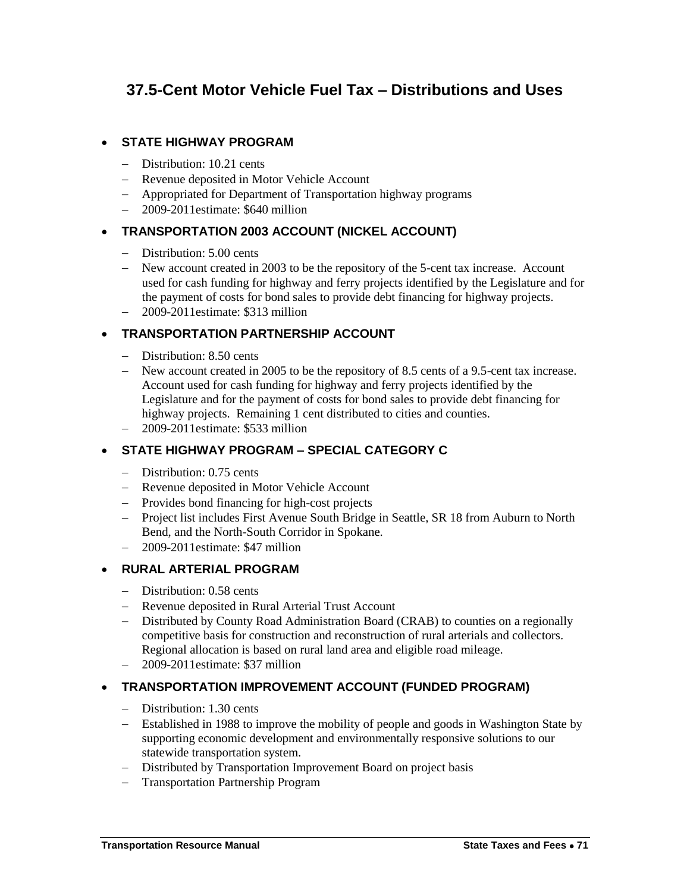# 37.5-Cent Motor Vehicle Fuel Tax – Distributions and Uses

- **STATE HIGHWAY PROGRAM**
  - Distribution: 10.21 cents
  - Revenue deposited in Motor Vehicle Account
  - Appropriated for Department of Transportation highway programs
  - 2009-2011estimate: $640 million

- **TRANSPORTATION 2003 ACCOUNT (NICKEL ACCOUNT)**
  - Distribution: 5.00 cents
  - New account created in 2003 to be the repository of the 5-cent tax increase. Account used for cash funding for highway and ferry projects identified by the Legislature and for the payment of costs for bond sales to provide debt financing for highway projects.
  - 2009-2011estimate: $313 million

- **TRANSPORTATION PARTNERSHIP ACCOUNT**
  - Distribution: 8.50 cents
  - New account created in 2005 to be the repository of 8.5 cents of a 9.5-cent tax increase. Account used for cash funding for highway and ferry projects identified by the Legislature and for the payment of costs for bond sales to provide debt financing for highway projects. Remaining 1 cent distributed to cities and counties.
  - 2009-2011estimate: $533 million

- **STATE HIGHWAY PROGRAM – SPECIAL CATEGORY C**
  - Distribution: 0.75 cents
  - Revenue deposited in Motor Vehicle Account
  - Provides bond financing for high-cost projects
  - Project list includes First Avenue South Bridge in Seattle, SR 18 from Auburn to North Bend, and the North-South Corridor in Spokane.
  - 2009-2011estimate: $47 million

- **RURAL ARTERIAL PROGRAM**
  - Distribution: 0.58 cents
  - Revenue deposited in Rural Arterial Trust Account
  - Distributed by County Road Administration Board (CRAB) to counties on a regionally competitive basis for construction and reconstruction of rural arterials and collectors. Regional allocation is based on rural land area and eligible road mileage.
  - 2009-2011estimate: $37 million

- **TRANSPORTATION IMPROVEMENT ACCOUNT (FUNDED PROGRAM)**
  - Distribution: 1.30 cents
  - Established in 1988 to improve the mobility of people and goods in Washington State by supporting economic development and environmentally responsive solutions to our statewide transportation system.
  - Distributed by Transportation Improvement Board on project basis
  - Transportation Partnership Program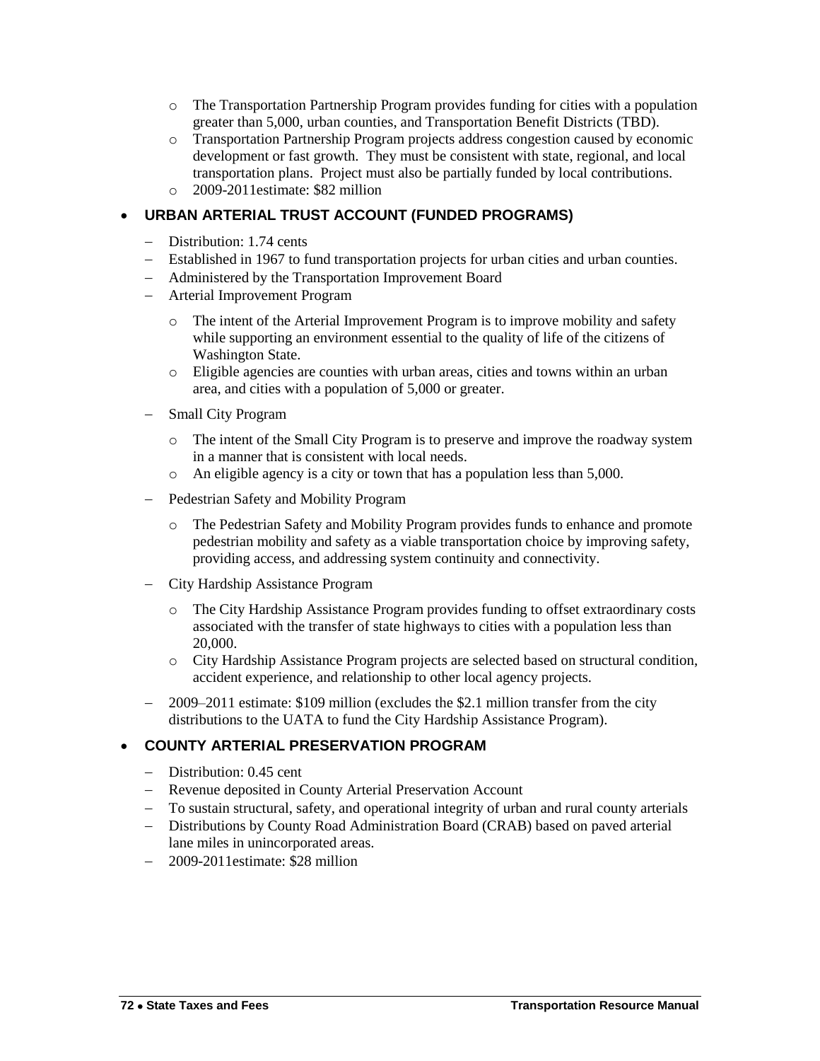- The Transportation Partnership Program provides funding for cities with a population greater than 5,000, urban counties, and Transportation Benefit Districts (TBD).
  - Transportation Partnership Program projects address congestion caused by economic development or fast growth. They must be consistent with state, regional, and local transportation plans. Project must also be partially funded by local contributions.
  - 2009-2011estimate: $82 million

- **URBAN ARTERIAL TRUST ACCOUNT (FUNDED PROGRAMS)**
  - Distribution: 1.74 cents
  - Established in 1967 to fund transportation projects for urban cities and urban counties.
  - Administered by the Transportation Improvement Board
  - Arterial Improvement Program
    - The intent of the Arterial Improvement Program is to improve mobility and safety while supporting an environment essential to the quality of life of the citizens of Washington State.
    - Eligible agencies are counties with urban areas, cities and towns within an urban area, and cities with a population of 5,000 or greater.
  - Small City Program
    - The intent of the Small City Program is to preserve and improve the roadway system in a manner that is consistent with local needs.
    - An eligible agency is a city or town that has a population less than 5,000.
  - Pedestrian Safety and Mobility Program
    - The Pedestrian Safety and Mobility Program provides funds to enhance and promote pedestrian mobility and safety as a viable transportation choice by improving safety, providing access, and addressing system continuity and connectivity.
  - City Hardship Assistance Program
    - The City Hardship Assistance Program provides funding to offset extraordinary costs associated with the transfer of state highways to cities with a population less than 20,000.
    - City Hardship Assistance Program projects are selected based on structural condition, accident experience, and relationship to other local agency projects.
  - 2009–2011 estimate: $109 million (excludes the $2.1 million transfer from the city distributions to the UATA to fund the City Hardship Assistance Program).

- **COUNTY ARTERIAL PRESERVATION PROGRAM**
  - Distribution: 0.45 cent
  - Revenue deposited in County Arterial Preservation Account
  - To sustain structural, safety, and operational integrity of urban and rural county arterials
  - Distributions by County Road Administration Board (CRAB) based on paved arterial lane miles in unincorporated areas.
  - 2009-2011estimate: $28 million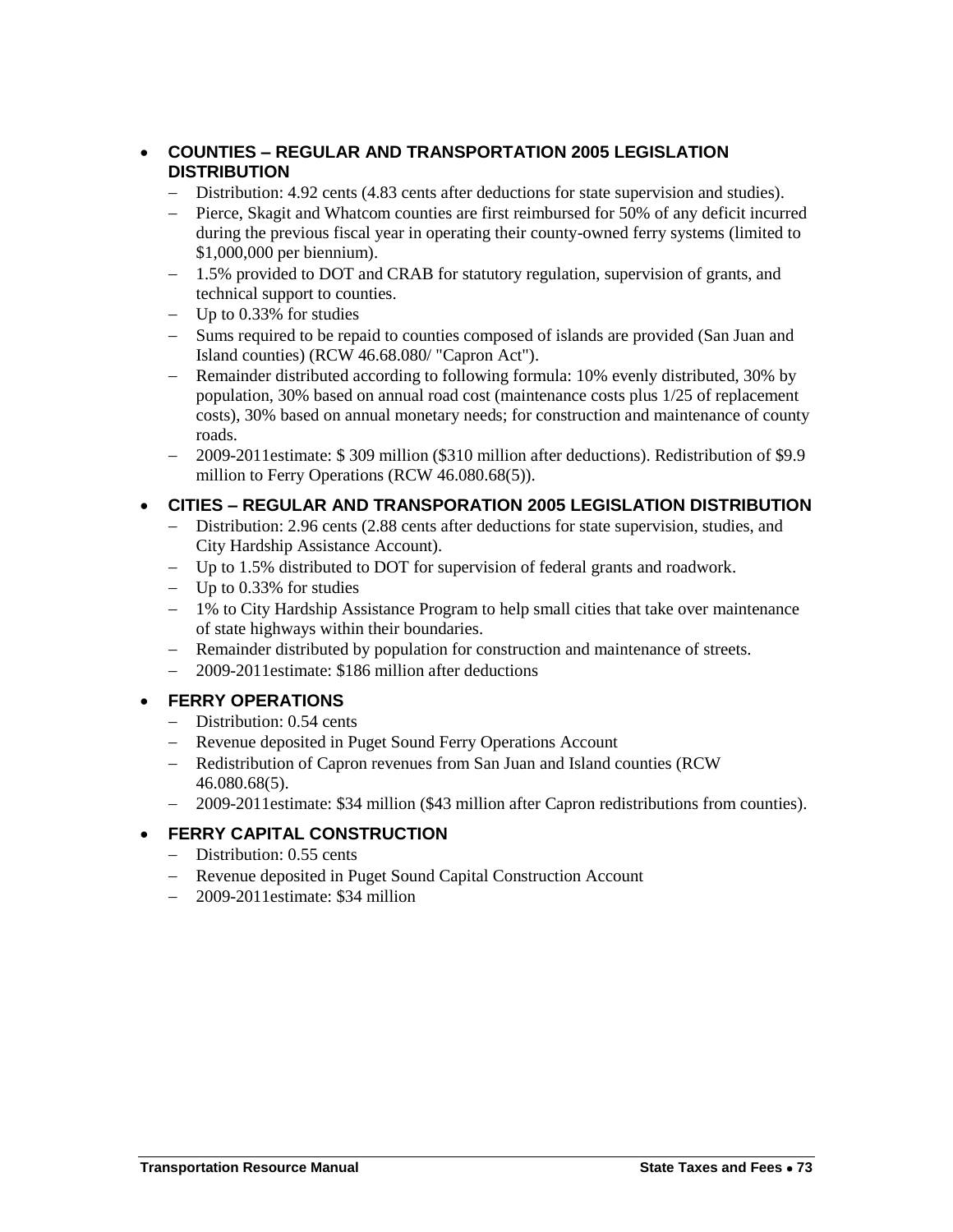- **COUNTIES – REGULAR AND TRANSPORTATION 2005 LEGISLATION DISTRIBUTION**
  - Distribution: 4.92 cents (4.83 cents after deductions for state supervision and studies).
  - Pierce, Skagit and Whatcom counties are first reimbursed for 50% of any deficit incurred during the previous fiscal year in operating their county-owned ferry systems (limited to $1,000,000 per biennium).
  - 1.5% provided to DOT and CRAB for statutory regulation, supervision of grants, and technical support to counties.
  - Up to 0.33% for studies
  - Sums required to be repaid to counties composed of islands are provided (San Juan and Island counties) (RCW 46.68.080/ "Capron Act").
  - Remainder distributed according to following formula: 10% evenly distributed, 30% by population, 30% based on annual road cost (maintenance costs plus 1/25 of replacement costs), 30% based on annual monetary needs; for construction and maintenance of county roads.
  - 2009-2011estimate: $ 309 million ($310 million after deductions). Redistribution of $9.9 million to Ferry Operations (RCW 46.080.68(5)).

- **CITIES – REGULAR AND TRANSPORATION 2005 LEGISLATION DISTRIBUTION**
  - Distribution: 2.96 cents (2.88 cents after deductions for state supervision, studies, and City Hardship Assistance Account).
  - Up to 1.5% distributed to DOT for supervision of federal grants and roadwork.
  - Up to 0.33% for studies
  - 1% to City Hardship Assistance Program to help small cities that take over maintenance of state highways within their boundaries.
  - Remainder distributed by population for construction and maintenance of streets.
  - 2009-2011estimate: $186 million after deductions

- **FERRY OPERATIONS**
  - Distribution: 0.54 cents
  - Revenue deposited in Puget Sound Ferry Operations Account
  - Redistribution of Capron revenues from San Juan and Island counties (RCW 46.080.68(5).
  - 2009-2011estimate: $34 million ($43 million after Capron redistributions from counties).

- **FERRY CAPITAL CONSTRUCTION**
  - Distribution: 0.55 cents
  - Revenue deposited in Puget Sound Capital Construction Account
  - 2009-2011estimate: $34 million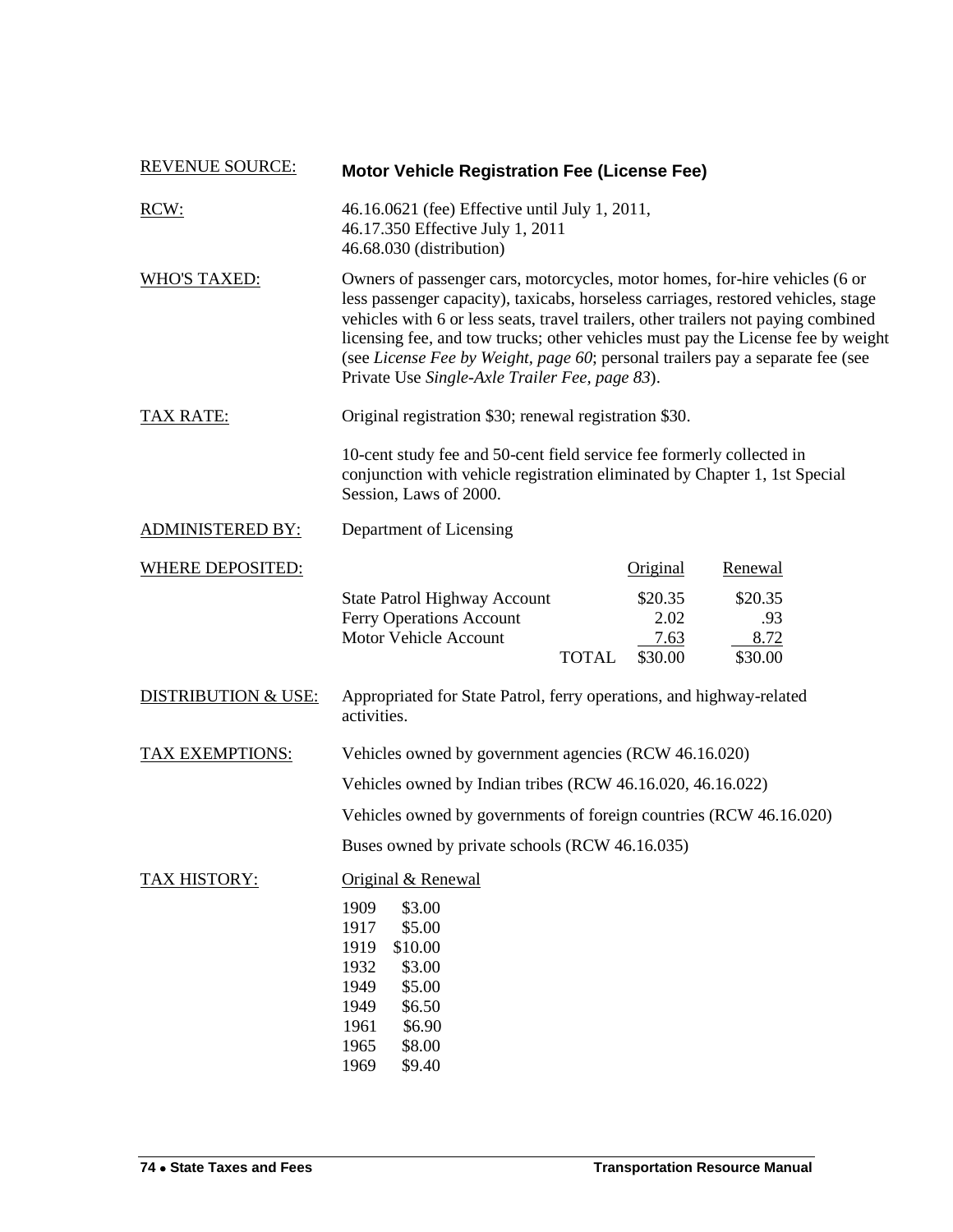**REVENUE SOURCE:** **Motor Vehicle Registration Fee (License Fee)**

**RCW:** 46.16.0621 (fee) Effective until July 1, 2011,
46.17.350 Effective July 1, 2011
46.68.030 (distribution)

**WHO'S TAXED:** Owners of passenger cars, motorcycles, motor homes, for-hire vehicles (6 or less passenger capacity), taxicabs, horseless carriages, restored vehicles, stage vehicles with 6 or less seats, travel trailers, other trailers not paying combined licensing fee, and tow trucks; other vehicles must pay the License fee by weight (see *License Fee by Weight, page 60*; personal trailers pay a separate fee (see Private Use *Single-Axle Trailer Fee, page 83*).

**TAX RATE:** Original registration $30; renewal registration $30.

10-cent study fee and 50-cent field service fee formerly collected in conjunction with vehicle registration eliminated by Chapter 1, 1st Special Session, Laws of 2000.

**ADMINISTERED BY:** Department of Licensing

**WHERE DEPOSITED:**

| | Original | Renewal |
|---|---|---|
| State Patrol Highway Account | $20.35 | $20.35 |
| Ferry Operations Account | 2.02 | .93 |
| Motor Vehicle Account | 7.63 | 8.72 |
| TOTAL | $30.00 | $30.00 |

**DISTRIBUTION & USE:** Appropriated for State Patrol, ferry operations, and highway-related activities.

**TAX EXEMPTIONS:** Vehicles owned by government agencies (RCW 46.16.020)

Vehicles owned by Indian tribes (RCW 46.16.020, 46.16.022)

Vehicles owned by governments of foreign countries (RCW 46.16.020)

Buses owned by private schools (RCW 46.16.035)

**TAX HISTORY:**

| Year | Original & Renewal |
|---|---|
| 1909 | $3.00 |
| 1917 | $5.00 |
| 1919 | $10.00 |
| 1932 | $3.00 |
| 1949 | $5.00 |
| 1949 | $6.50 |
| 1961 | $6.90 |
| 1965 | $8.00 |
| 1969 | $9.40 |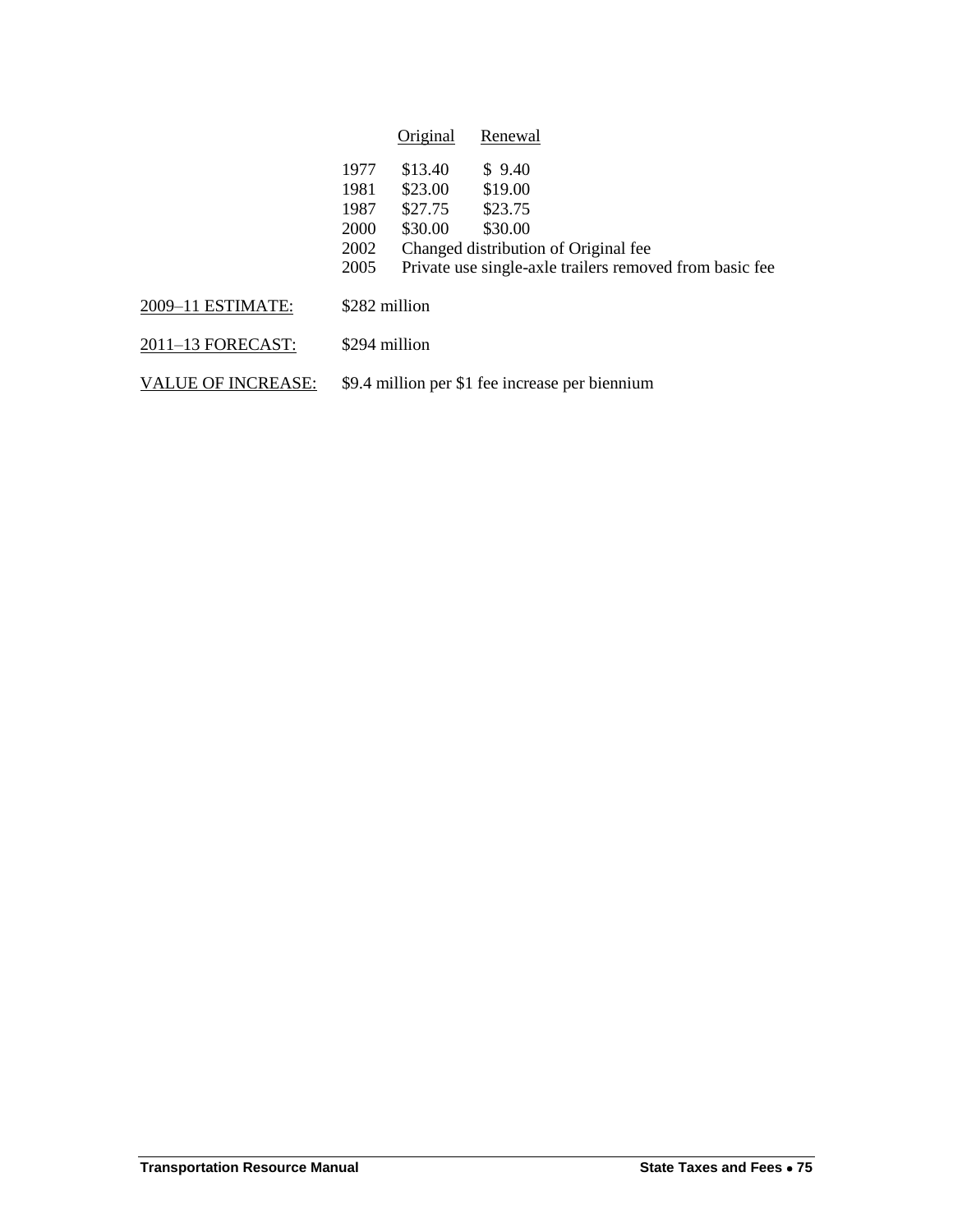| | Original | Renewal |
|---|---|---|
| 1977 | $13.40 | $ 9.40 |
| 1981 | $23.00 | $19.00 |
| 1987 | $27.75 | $23.75 |
| 2000 | $30.00 | $30.00 |
| 2002 | Changed distribution of Original fee | |
| 2005 | Private use single-axle trailers removed from basic fee | |

2009–11 ESTIMATE: $282 million

2011–13 FORECAST: $294 million

VALUE OF INCREASE: $9.4 million per $1 fee increase per biennium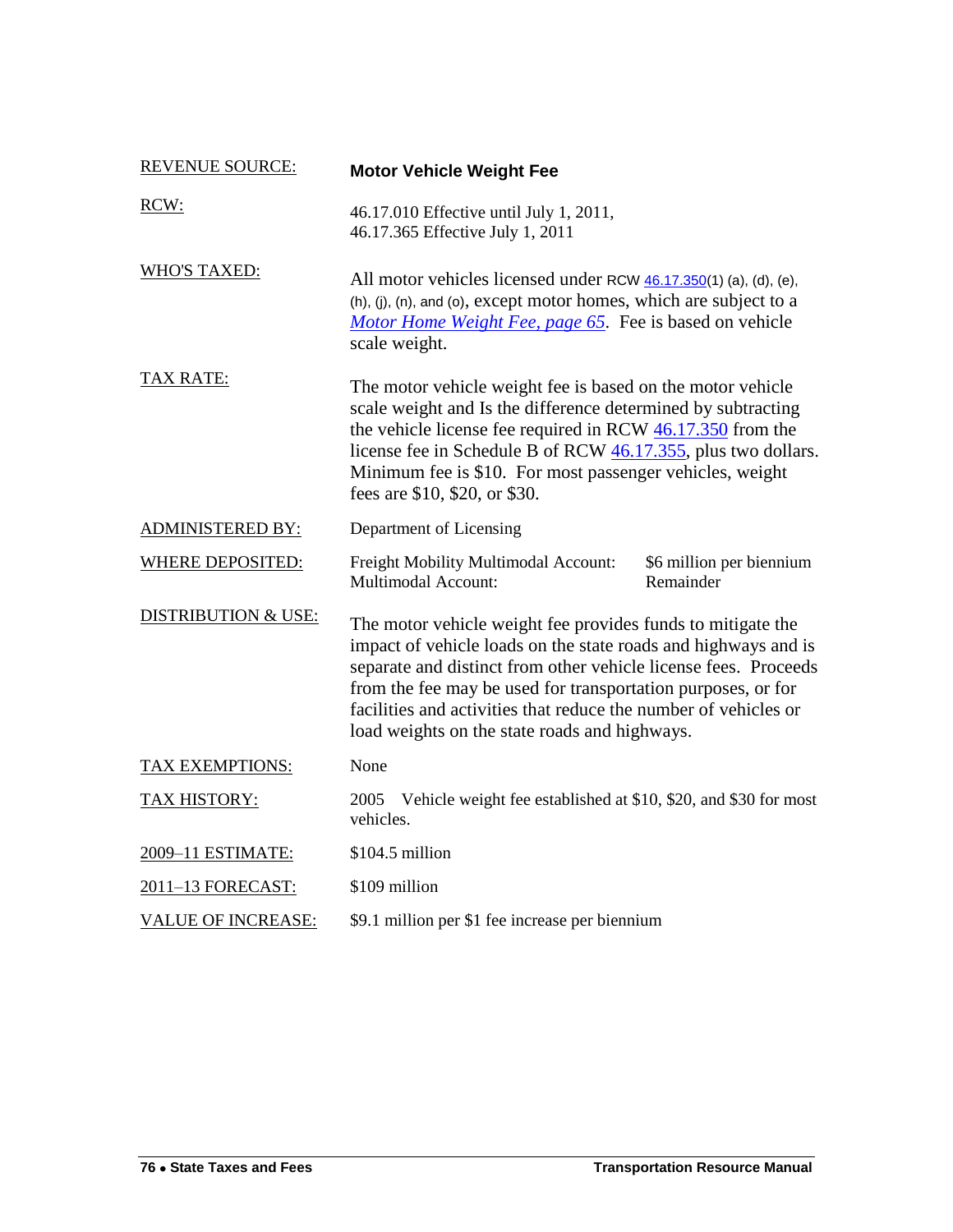| | |
|---|---|
| REVENUE SOURCE: | **Motor Vehicle Weight Fee** |
| RCW: | 46.17.010 Effective until July 1, 2011,<br>46.17.365 Effective July 1, 2011 |
| WHO'S TAXED: | All motor vehicles licensed under RCW 46.17.350(1) (a), (d), (e), (h), (j), (n), and (o), except motor homes, which are subject to a *Motor Home Weight Fee, page 65*. Fee is based on vehicle scale weight. |
| TAX RATE: | The motor vehicle weight fee is based on the motor vehicle scale weight and Is the difference determined by subtracting the vehicle license fee required in RCW 46.17.350 from the license fee in Schedule B of RCW 46.17.355, plus two dollars. Minimum fee is $10. For most passenger vehicles, weight fees are $10, $20, or $30. |
| ADMINISTERED BY: | Department of Licensing |
| WHERE DEPOSITED: | Freight Mobility Multimodal Account: $6 million per biennium<br>Multimodal Account: Remainder |
| DISTRIBUTION & USE: | The motor vehicle weight fee provides funds to mitigate the impact of vehicle loads on the state roads and highways and is separate and distinct from other vehicle license fees. Proceeds from the fee may be used for transportation purposes, or for facilities and activities that reduce the number of vehicles or load weights on the state roads and highways. |
| TAX EXEMPTIONS: | None |
| TAX HISTORY: | 2005 Vehicle weight fee established at $10, $20, and $30 for most vehicles. |
| 2009–11 ESTIMATE: | $104.5 million |
| 2011–13 FORECAST: | $109 million |
| VALUE OF INCREASE: | $9.1 million per $1 fee increase per biennium |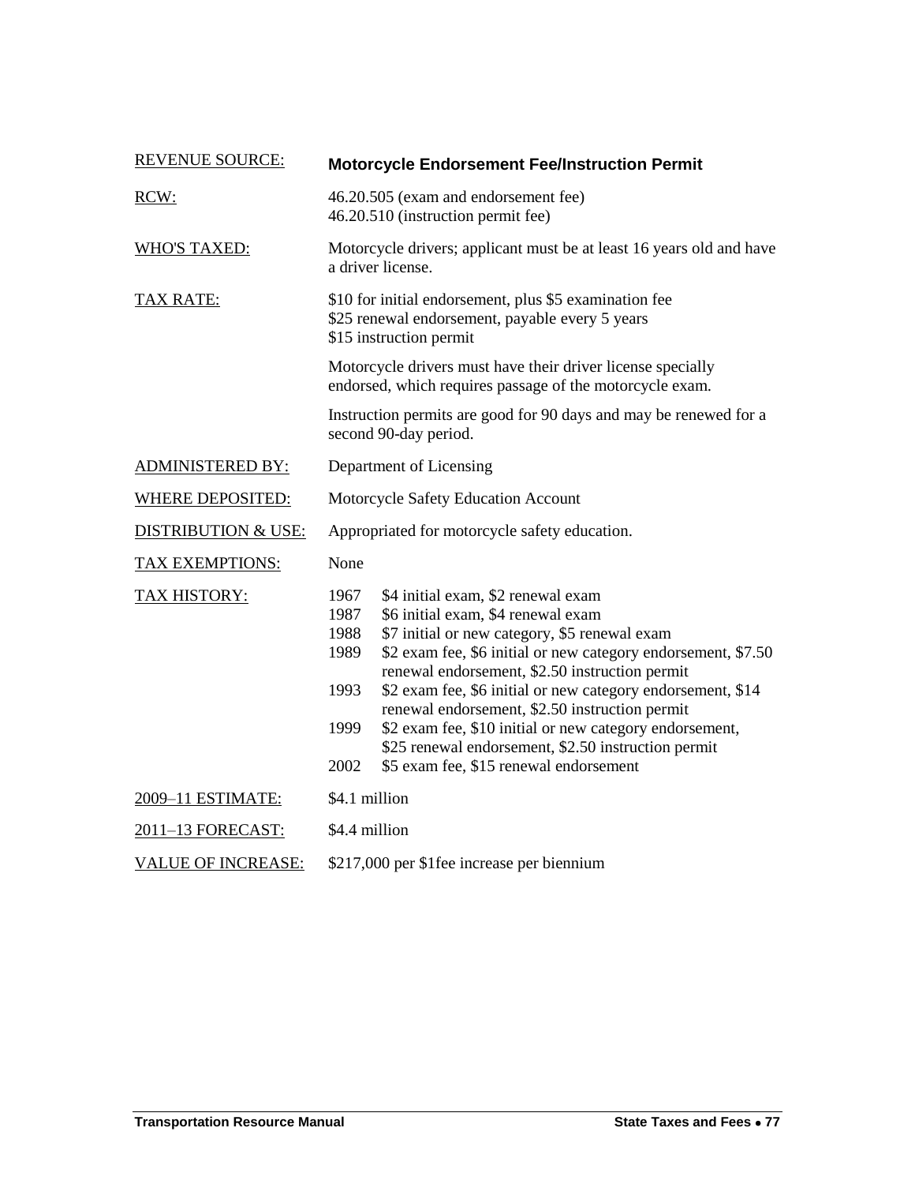**REVENUE SOURCE:** **Motorcycle Endorsement Fee/Instruction Permit**

**RCW:** 46.20.505 (exam and endorsement fee)
46.20.510 (instruction permit fee)

**WHO'S TAXED:** Motorcycle drivers; applicant must be at least 16 years old and have a driver license.

**TAX RATE:** $10 for initial endorsement, plus $5 examination fee
$25 renewal endorsement, payable every 5 years
$15 instruction permit

Motorcycle drivers must have their driver license specially endorsed, which requires passage of the motorcycle exam.

Instruction permits are good for 90 days and may be renewed for a second 90-day period.

**ADMINISTERED BY:** Department of Licensing

**WHERE DEPOSITED:** Motorcycle Safety Education Account

**DISTRIBUTION & USE:** Appropriated for motorcycle safety education.

**TAX EXEMPTIONS:** None

**TAX HISTORY:**

- 1967 $4 initial exam, $2 renewal exam
- 1987 $6 initial exam, $4 renewal exam
- 1988 $7 initial or new category, $5 renewal exam
- 1989 $2 exam fee, $6 initial or new category endorsement, $7.50 renewal endorsement, $2.50 instruction permit
- 1993 $2 exam fee, $6 initial or new category endorsement, $14 renewal endorsement, $2.50 instruction permit
- 1999 $2 exam fee, $10 initial or new category endorsement, $25 renewal endorsement, $2.50 instruction permit
- 2002 $5 exam fee, $15 renewal endorsement

**2009–11 ESTIMATE:** $4.1 million

**2011–13 FORECAST:** $4.4 million

**VALUE OF INCREASE:** $217,000 per $1fee increase per biennium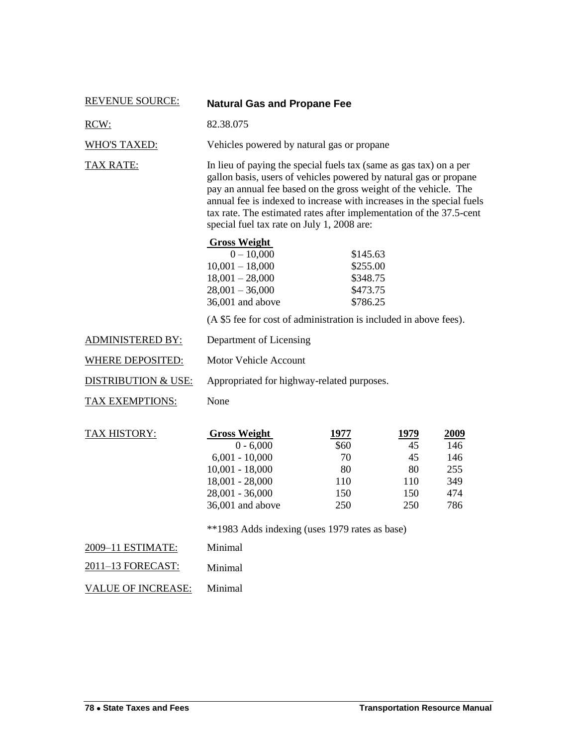**REVENUE SOURCE:** **Natural Gas and Propane Fee**

**RCW:** 82.38.075

**WHO'S TAXED:** Vehicles powered by natural gas or propane

**TAX RATE:** In lieu of paying the special fuels tax (same as gas tax) on a per gallon basis, users of vehicles powered by natural gas or propane pay an annual fee based on the gross weight of the vehicle. The annual fee is indexed to increase with increases in the special fuels tax rate. The estimated rates after implementation of the 37.5-cent special fuel tax rate on July 1, 2008 are:

| Gross Weight | |
|---|---|
| 0 – 10,000 | $145.63 |
| 10,001 – 18,000 | $255.00 |
| 18,001 – 28,000 | $348.75 |
| 28,001 – 36,000 | $473.75 |
| 36,001 and above | $786.25 |

(A $5 fee for cost of administration is included in above fees).

**ADMINISTERED BY:** Department of Licensing

**WHERE DEPOSITED:** Motor Vehicle Account

**DISTRIBUTION & USE:** Appropriated for highway-related purposes.

**TAX EXEMPTIONS:** None

**TAX HISTORY:**

| Gross Weight | 1977 | 1979 | 2009 |
|---|---|---|---|
| 0 - 6,000 | $60 | 45 | 146 |
| 6,001 - 10,000 | 70 | 45 | 146 |
| 10,001 - 18,000 | 80 | 80 | 255 |
| 18,001 - 28,000 | 110 | 110 | 349 |
| 28,001 - 36,000 | 150 | 150 | 474 |
| 36,001 and above | 250 | 250 | 786 |

**1983 Adds indexing (uses 1979 rates as base)

**2009–11 ESTIMATE:** Minimal

**2011–13 FORECAST:** Minimal

**VALUE OF INCREASE:** Minimal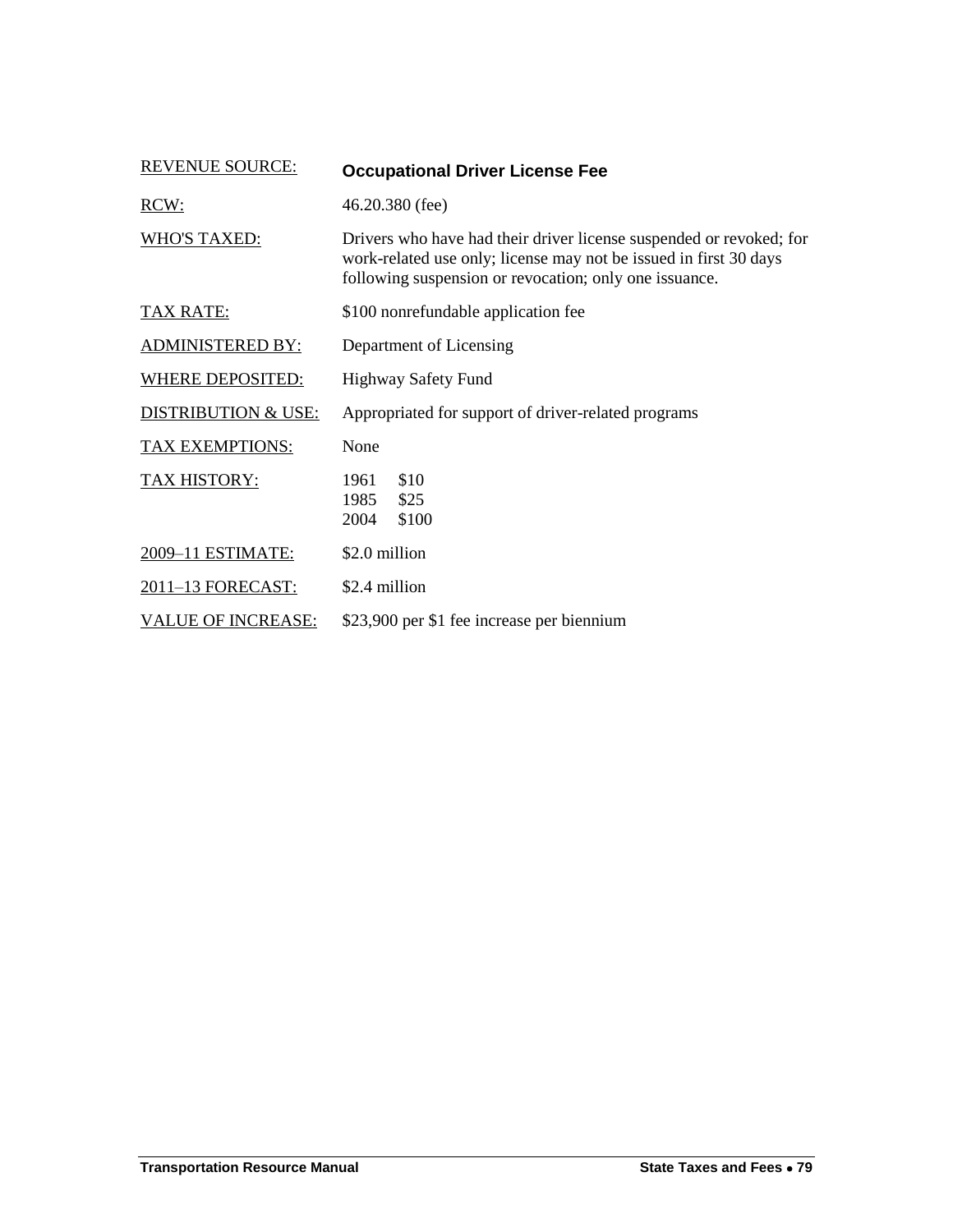| | |
|---|---|
| REVENUE SOURCE: | **Occupational Driver License Fee** |
| RCW: | 46.20.380 (fee) |
| WHO'S TAXED: | Drivers who have had their driver license suspended or revoked; for work-related use only; license may not be issued in first 30 days following suspension or revocation; only one issuance. |
| TAX RATE: | $100 nonrefundable application fee |
| ADMINISTERED BY: | Department of Licensing |
| WHERE DEPOSITED: | Highway Safety Fund |
| DISTRIBUTION & USE: | Appropriated for support of driver-related programs |
| TAX EXEMPTIONS: | None |
| TAX HISTORY: | 1961 $10<br>1985 $25<br>2004 $100 |
| 2009–11 ESTIMATE: | $2.0 million |
| 2011–13 FORECAST: | $2.4 million |
| VALUE OF INCREASE: | $23,900 per $1 fee increase per biennium |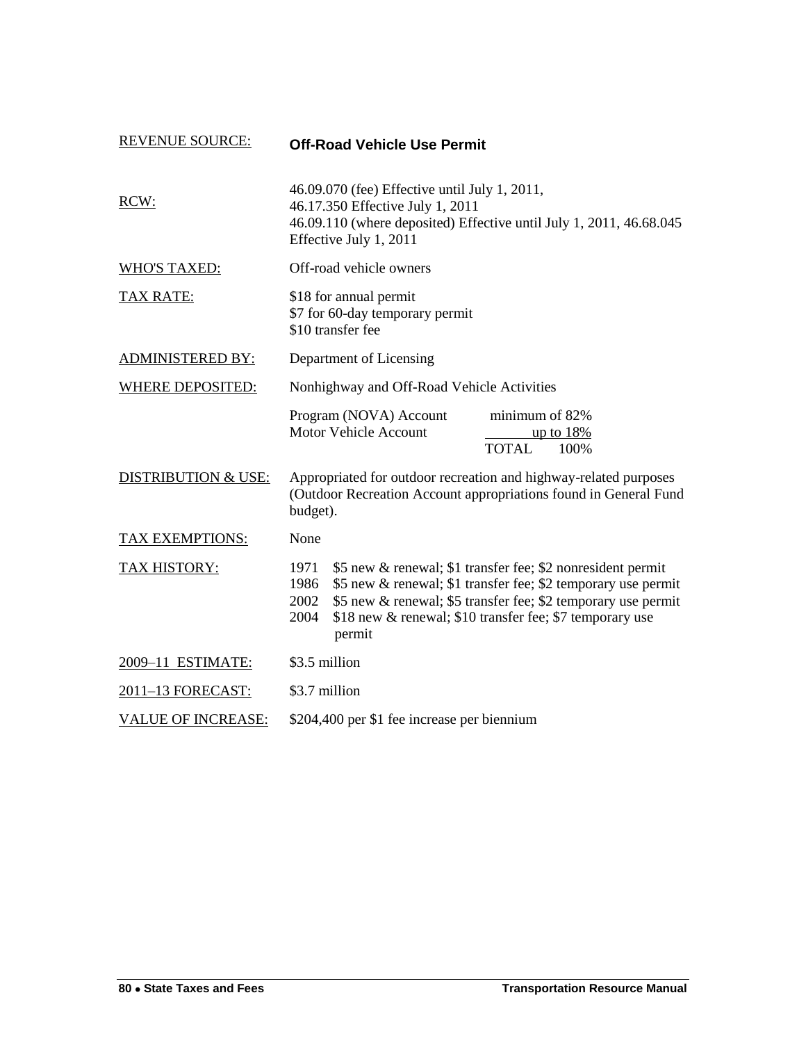| | |
|---|---|
| REVENUE SOURCE: | **Off-Road Vehicle Use Permit** |
| RCW: | 46.09.070 (fee) Effective until July 1, 2011, 46.17.350 Effective July 1, 2011<br>46.09.110 (where deposited) Effective until July 1, 2011, 46.68.045 Effective July 1, 2011 |
| WHO'S TAXED: | Off-road vehicle owners |
| TAX RATE: | $18 for annual permit<br>$7 for 60-day temporary permit<br>$10 transfer fee |
| ADMINISTERED BY: | Department of Licensing |
| WHERE DEPOSITED: | Nonhighway and Off-Road Vehicle Activities<br>Program (NOVA) Account — minimum of 82%<br>Motor Vehicle Account — up to 18%<br>TOTAL — 100% |
| DISTRIBUTION & USE: | Appropriated for outdoor recreation and highway-related purposes (Outdoor Recreation Account appropriations found in General Fund budget). |
| TAX EXEMPTIONS: | None |
| TAX HISTORY: | 1971 $5 new & renewal; $1 transfer fee; $2 nonresident permit<br>1986 $5 new & renewal; $1 transfer fee; $2 temporary use permit<br>2002 $5 new & renewal; $5 transfer fee; $2 temporary use permit<br>2004 $18 new & renewal; $10 transfer fee; $7 temporary use permit |
| 2009–11 ESTIMATE: | $3.5 million |
| 2011–13 FORECAST: | $3.7 million |
| VALUE OF INCREASE: | $204,400 per $1 fee increase per biennium |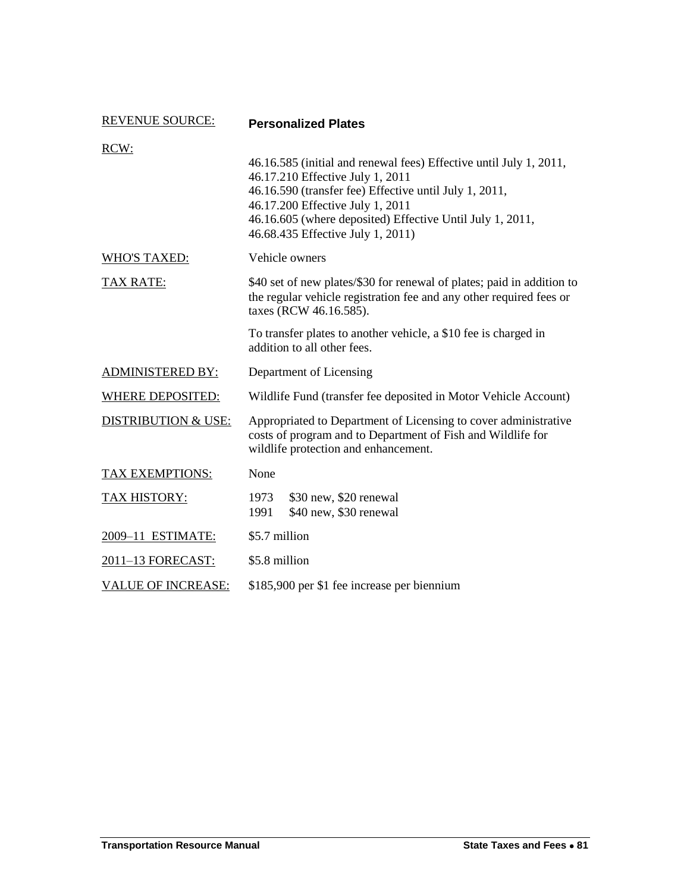| REVENUE SOURCE: | **Personalized Plates** |
|---|---|
| RCW: | 46.16.585 (initial and renewal fees) Effective until July 1, 2011, 46.17.210 Effective July 1, 2011<br>46.16.590 (transfer fee) Effective until July 1, 2011, 46.17.200 Effective July 1, 2011<br>46.16.605 (where deposited) Effective Until July 1, 2011, 46.68.435 Effective July 1, 2011) |
| WHO'S TAXED: | Vehicle owners |
| TAX RATE: | \$40 set of new plates/\$30 for renewal of plates; paid in addition to the regular vehicle registration fee and any other required fees or taxes (RCW 46.16.585).<br><br>To transfer plates to another vehicle, a \$10 fee is charged in addition to all other fees. |
| ADMINISTERED BY: | Department of Licensing |
| WHERE DEPOSITED: | Wildlife Fund (transfer fee deposited in Motor Vehicle Account) |
| DISTRIBUTION & USE: | Appropriated to Department of Licensing to cover administrative costs of program and to Department of Fish and Wildlife for wildlife protection and enhancement. |
| TAX EXEMPTIONS: | None |
| TAX HISTORY: | 1973 \$30 new, \$20 renewal<br>1991 \$40 new, \$30 renewal |
| 2009–11 ESTIMATE: | \$5.7 million |
| 2011–13 FORECAST: | \$5.8 million |
| VALUE OF INCREASE: | \$185,900 per \$1 fee increase per biennium |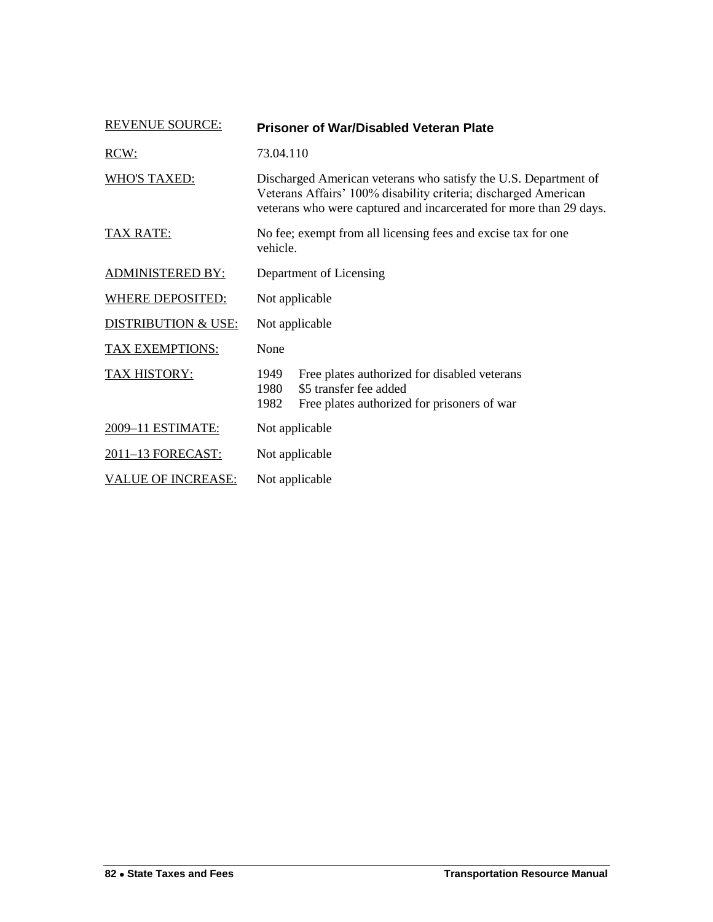REVENUE SOURCE: **Prisoner of War/Disabled Veteran Plate**

RCW: 73.04.110

WHO'S TAXED: Discharged American veterans who satisfy the U.S. Department of Veterans Affairs' 100% disability criteria; discharged American veterans who were captured and incarcerated for more than 29 days.

TAX RATE: No fee; exempt from all licensing fees and excise tax for one vehicle.

ADMINISTERED BY: Department of Licensing

WHERE DEPOSITED: Not applicable

DISTRIBUTION & USE: Not applicable

TAX EXEMPTIONS: None

TAX HISTORY:
- 1949 Free plates authorized for disabled veterans
- 1980 $5 transfer fee added
- 1982 Free plates authorized for prisoners of war

2009–11 ESTIMATE: Not applicable

2011–13 FORECAST: Not applicable

VALUE OF INCREASE: Not applicable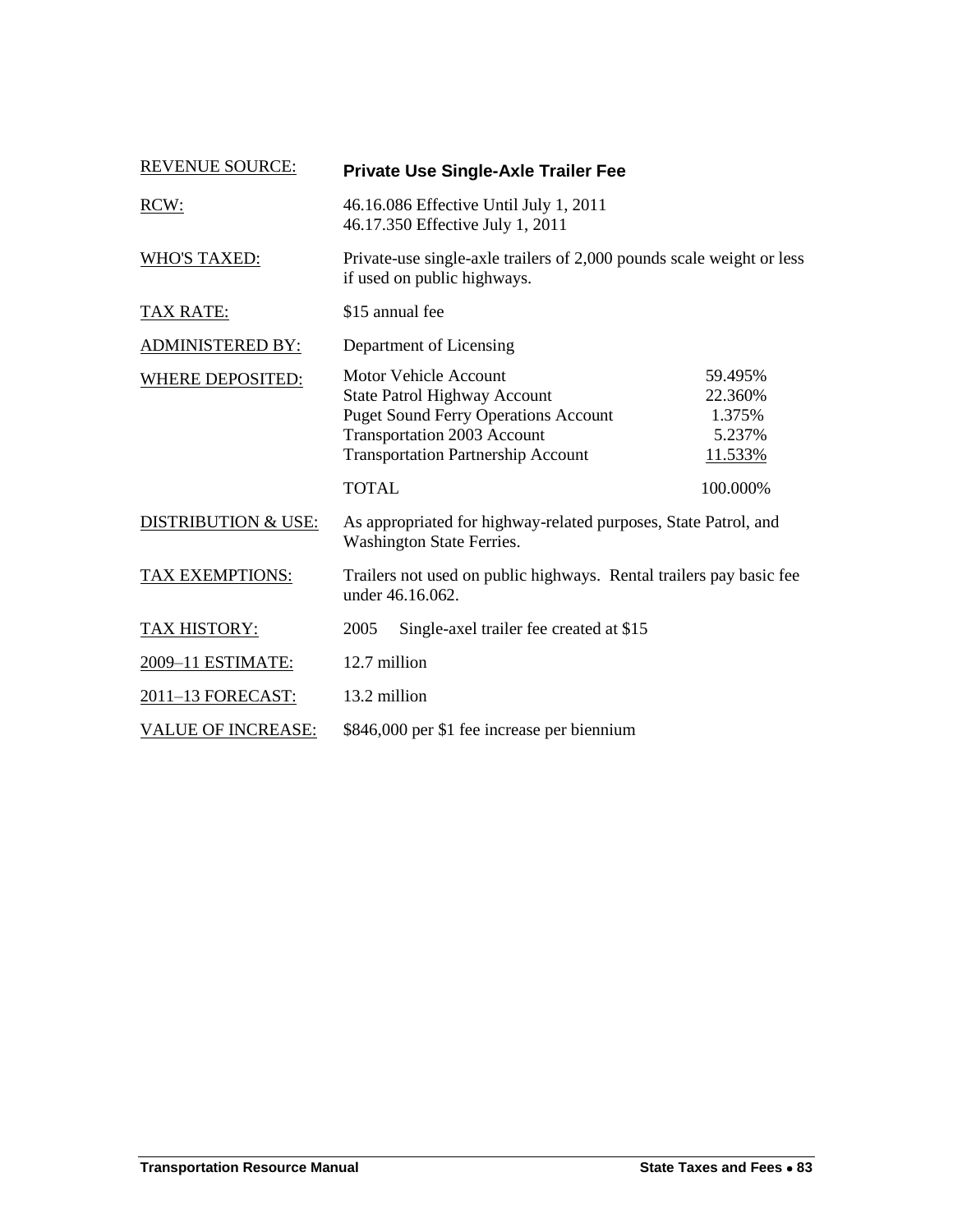| REVENUE SOURCE: | **Private Use Single-Axle Trailer Fee** | |
|---|---|---|
| RCW: | 46.16.086 Effective Until July 1, 2011<br>46.17.350 Effective July 1, 2011 | |
| WHO'S TAXED: | Private-use single-axle trailers of 2,000 pounds scale weight or less if used on public highways. | |
| TAX RATE: | $15 annual fee | |
| ADMINISTERED BY: | Department of Licensing | |
| WHERE DEPOSITED: | Motor Vehicle Account | 59.495% |
| | State Patrol Highway Account | 22.360% |
| | Puget Sound Ferry Operations Account | 1.375% |
| | Transportation 2003 Account | 5.237% |
| | Transportation Partnership Account | 11.533% |
| | TOTAL | 100.000% |
| DISTRIBUTION & USE: | As appropriated for highway-related purposes, State Patrol, and Washington State Ferries. | |
| TAX EXEMPTIONS: | Trailers not used on public highways. Rental trailers pay basic fee under 46.16.062. | |
| TAX HISTORY: | 2005 Single-axel trailer fee created at $15 | |
| 2009–11 ESTIMATE: | 12.7 million | |
| 2011–13 FORECAST: | 13.2 million | |
| VALUE OF INCREASE: | $846,000 per $1 fee increase per biennium | |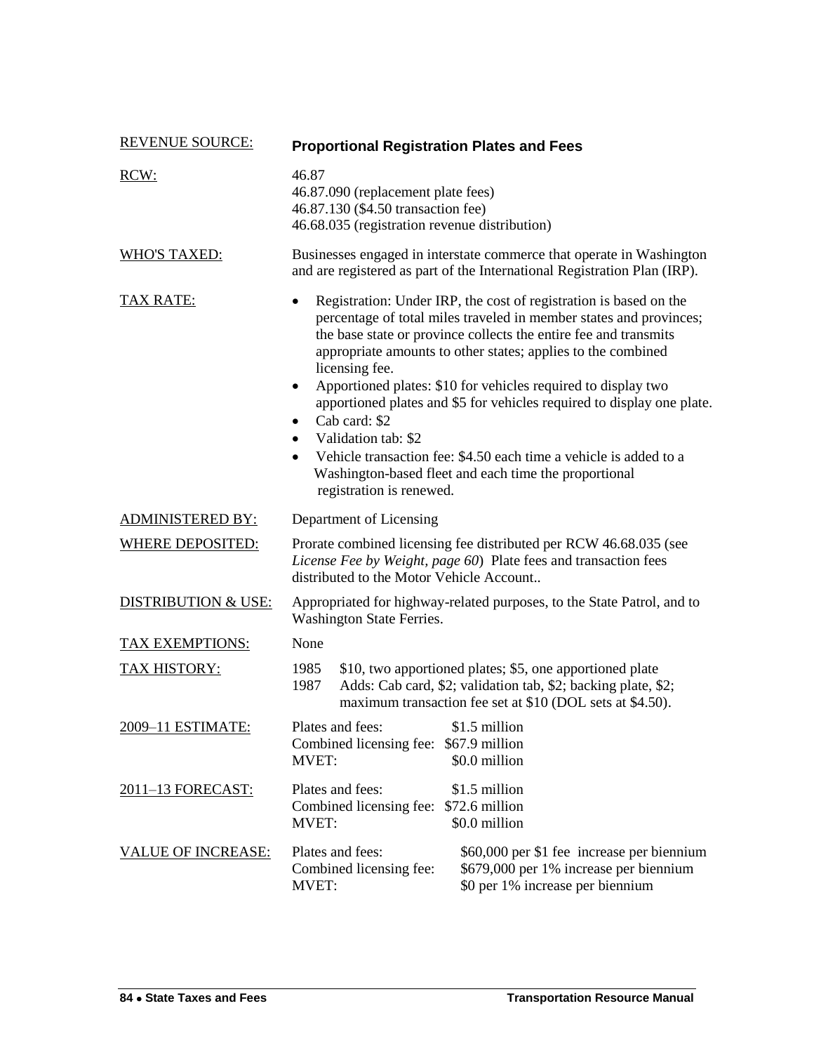**REVENUE SOURCE:** **Proportional Registration Plates and Fees**

**RCW:**
46.87
46.87.090 (replacement plate fees)
46.87.130 ($4.50 transaction fee)
46.68.035 (registration revenue distribution)

**WHO'S TAXED:** Businesses engaged in interstate commerce that operate in Washington and are registered as part of the International Registration Plan (IRP).

**TAX RATE:**

- Registration: Under IRP, the cost of registration is based on the percentage of total miles traveled in member states and provinces; the base state or province collects the entire fee and transmits appropriate amounts to other states; applies to the combined licensing fee.
- Apportioned plates: $10 for vehicles required to display two apportioned plates and $5 for vehicles required to display one plate.
- Cab card: $2
- Validation tab: $2
- Vehicle transaction fee: $4.50 each time a vehicle is added to a Washington-based fleet and each time the proportional registration is renewed.

**ADMINISTERED BY:** Department of Licensing

**WHERE DEPOSITED:** Prorate combined licensing fee distributed per RCW 46.68.035 (see *License Fee by Weight, page 60*) Plate fees and transaction fees distributed to the Motor Vehicle Account..

**DISTRIBUTION & USE:** Appropriated for highway-related purposes, to the State Patrol, and to Washington State Ferries.

**TAX EXEMPTIONS:** None

**TAX HISTORY:**

| | |
|---|---|
| 1985 | $10, two apportioned plates; $5, one apportioned plate |
| 1987 | Adds: Cab card, $2; validation tab, $2; backing plate, $2; maximum transaction fee set at $10 (DOL sets at $4.50). |

**2009–11 ESTIMATE:**

| | |
|---|---|
| Plates and fees: | $1.5 million |
| Combined licensing fee: | $67.9 million |
| MVET: | $0.0 million |

**2011–13 FORECAST:**

| | |
|---|---|
| Plates and fees: | $1.5 million |
| Combined licensing fee: | $72.6 million |
| MVET: | $0.0 million |

**VALUE OF INCREASE:**

| | |
|---|---|
| Plates and fees: | $60,000 per $1 fee increase per biennium |
| Combined licensing fee: | $679,000 per 1% increase per biennium |
| MVET: | $0 per 1% increase per biennium |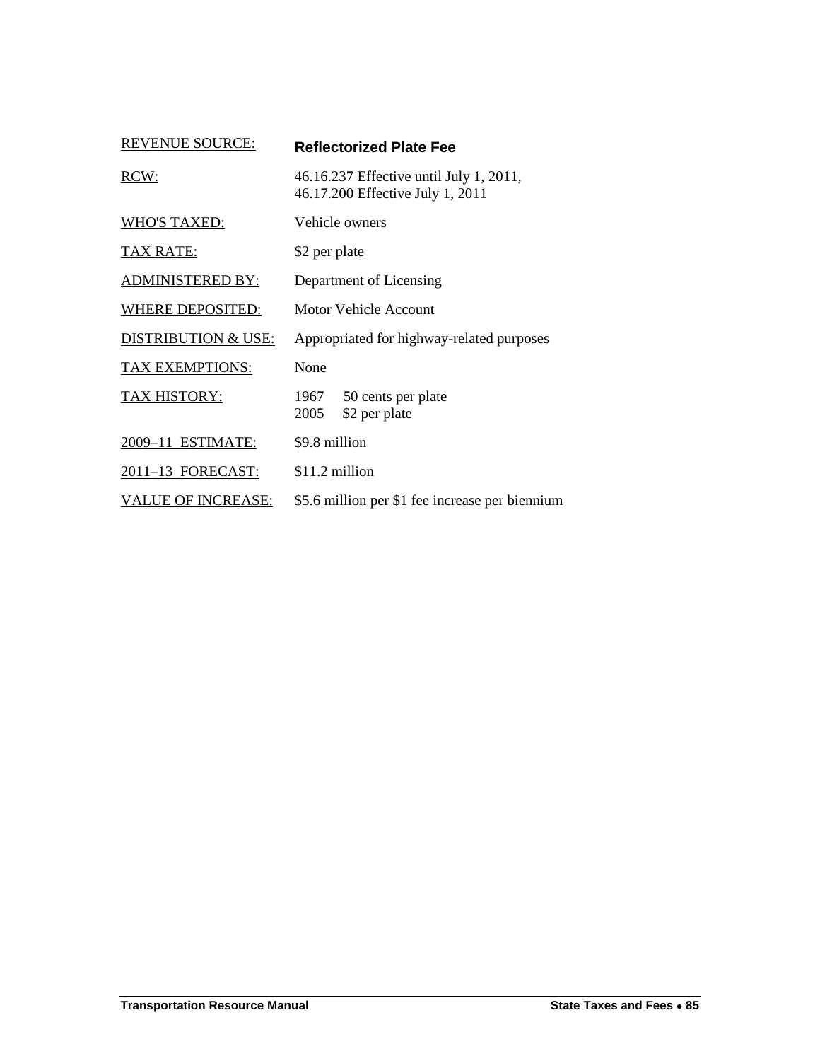| | |
|---|---|
| REVENUE SOURCE: | **Reflectorized Plate Fee** |
| RCW: | 46.16.237 Effective until July 1, 2011,<br>46.17.200 Effective July 1, 2011 |
| WHO'S TAXED: | Vehicle owners |
| TAX RATE: | $2 per plate |
| ADMINISTERED BY: | Department of Licensing |
| WHERE DEPOSITED: | Motor Vehicle Account |
| DISTRIBUTION & USE: | Appropriated for highway-related purposes |
| TAX EXEMPTIONS: | None |
| TAX HISTORY: | 1967 50 cents per plate<br>2005 $2 per plate |
| 2009–11 ESTIMATE: | $9.8 million |
| 2011–13 FORECAST: | $11.2 million |
| VALUE OF INCREASE: | $5.6 million per $1 fee increase per biennium |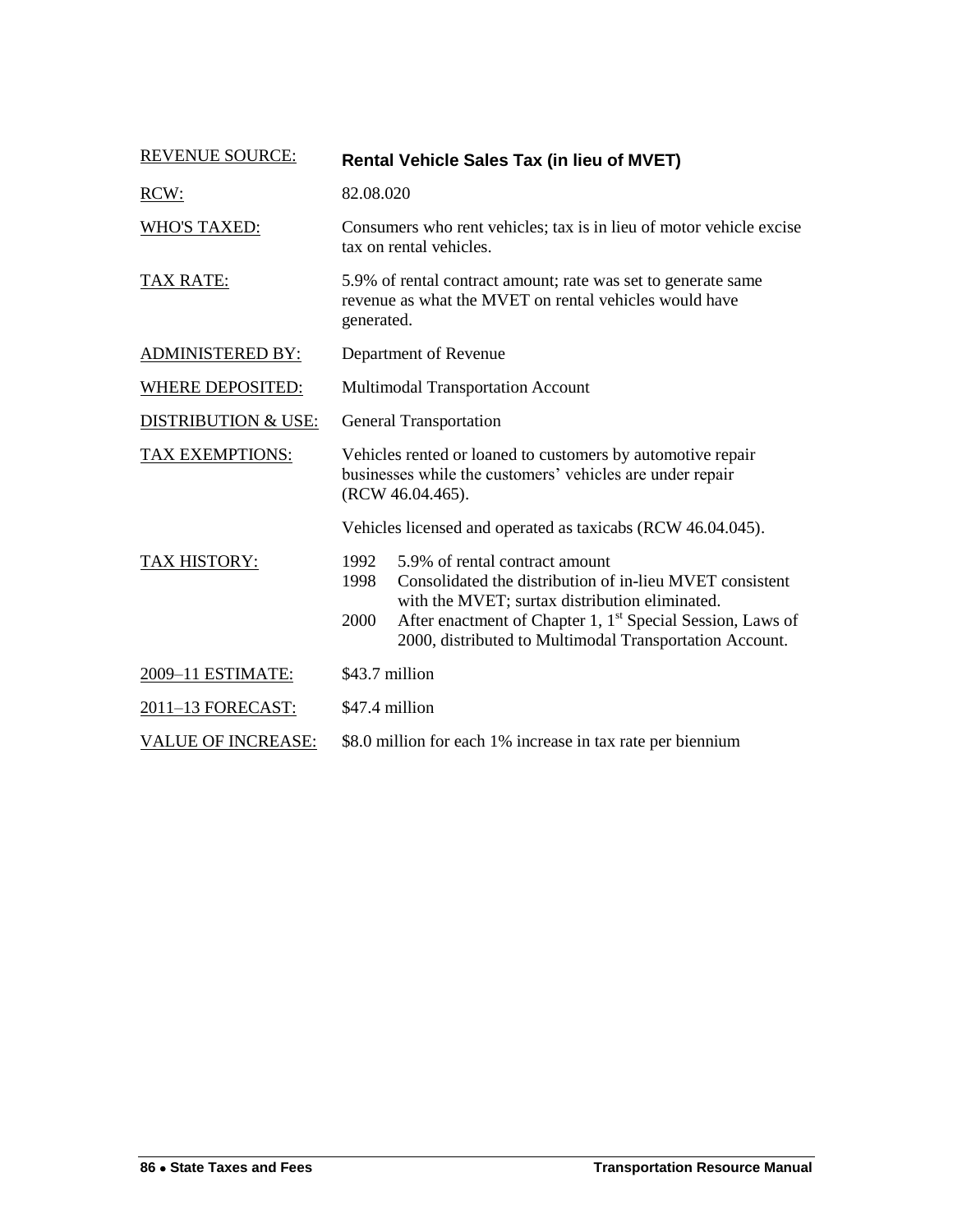| REVENUE SOURCE: | **Rental Vehicle Sales Tax (in lieu of MVET)** |
|---|---|
| RCW: | 82.08.020 |
| WHO'S TAXED: | Consumers who rent vehicles; tax is in lieu of motor vehicle excise tax on rental vehicles. |
| TAX RATE: | 5.9% of rental contract amount; rate was set to generate same revenue as what the MVET on rental vehicles would have generated. |
| ADMINISTERED BY: | Department of Revenue |
| WHERE DEPOSITED: | Multimodal Transportation Account |
| DISTRIBUTION & USE: | General Transportation |
| TAX EXEMPTIONS: | Vehicles rented or loaned to customers by automotive repair businesses while the customers' vehicles are under repair (RCW 46.04.465).<br><br>Vehicles licensed and operated as taxicabs (RCW 46.04.045). |
| TAX HISTORY: | 1992 5.9% of rental contract amount<br>1998 Consolidated the distribution of in-lieu MVET consistent with the MVET; surtax distribution eliminated.<br>2000 After enactment of Chapter 1, 1st Special Session, Laws of 2000, distributed to Multimodal Transportation Account. |
| 2009–11 ESTIMATE: | $43.7 million |
| 2011–13 FORECAST: | $47.4 million |
| VALUE OF INCREASE: | $8.0 million for each 1% increase in tax rate per biennium |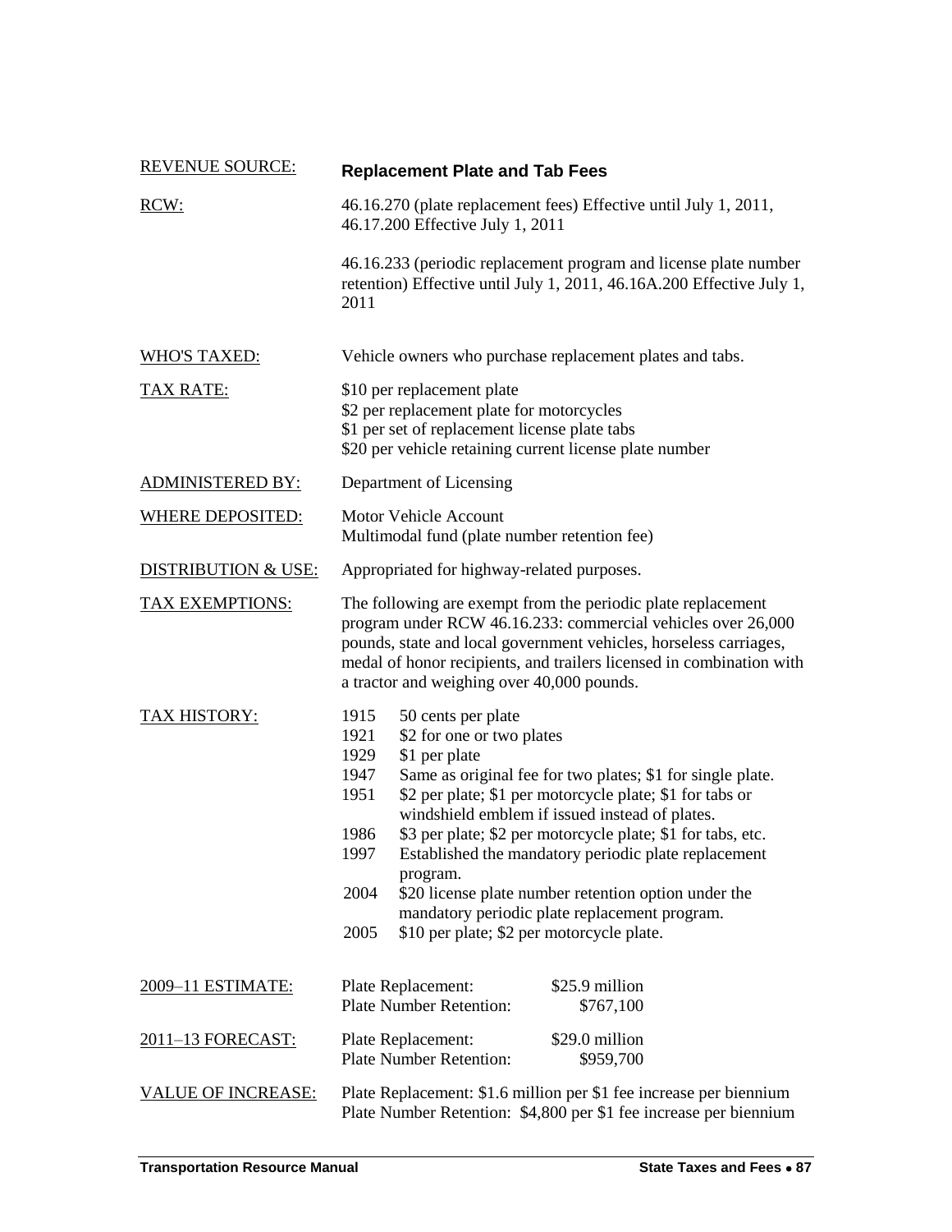| | |
|---|---|
| REVENUE SOURCE: | **Replacement Plate and Tab Fees** |
| RCW: | 46.16.270 (plate replacement fees) Effective until July 1, 2011, 46.17.200 Effective July 1, 2011<br><br>46.16.233 (periodic replacement program and license plate number retention) Effective until July 1, 2011, 46.16A.200 Effective July 1, 2011 |
| WHO'S TAXED: | Vehicle owners who purchase replacement plates and tabs. |
| TAX RATE: | \$10 per replacement plate<br>\$2 per replacement plate for motorcycles<br>\$1 per set of replacement license plate tabs<br>\$20 per vehicle retaining current license plate number |
| ADMINISTERED BY: | Department of Licensing |
| WHERE DEPOSITED: | Motor Vehicle Account<br>Multimodal fund (plate number retention fee) |
| DISTRIBUTION & USE: | Appropriated for highway-related purposes. |
| TAX EXEMPTIONS: | The following are exempt from the periodic plate replacement program under RCW 46.16.233: commercial vehicles over 26,000 pounds, state and local government vehicles, horseless carriages, medal of honor recipients, and trailers licensed in combination with a tractor and weighing over 40,000 pounds. |

TAX HISTORY:

| | |
|---|---|
| 1915 | 50 cents per plate |
| 1921 | \$2 for one or two plates |
| 1929 | \$1 per plate |
| 1947 | Same as original fee for two plates; \$1 for single plate. |
| 1951 | \$2 per plate; \$1 per motorcycle plate; \$1 for tabs or windshield emblem if issued instead of plates. |
| 1986 | \$3 per plate; \$2 per motorcycle plate; \$1 for tabs, etc. |
| 1997 | Established the mandatory periodic plate replacement program. |
| 2004 | \$20 license plate number retention option under the mandatory periodic plate replacement program. |
| 2005 | \$10 per plate; \$2 per motorcycle plate. |

| | | |
|---|---|---|
| 2009–11 ESTIMATE: | Plate Replacement: | \$25.9 million |
| | Plate Number Retention: | \$767,100 |
| 2011–13 FORECAST: | Plate Replacement: | \$29.0 million |
| | Plate Number Retention: | \$959,700 |

VALUE OF INCREASE: Plate Replacement: \$1.6 million per \$1 fee increase per biennium
Plate Number Retention: \$4,800 per \$1 fee increase per biennium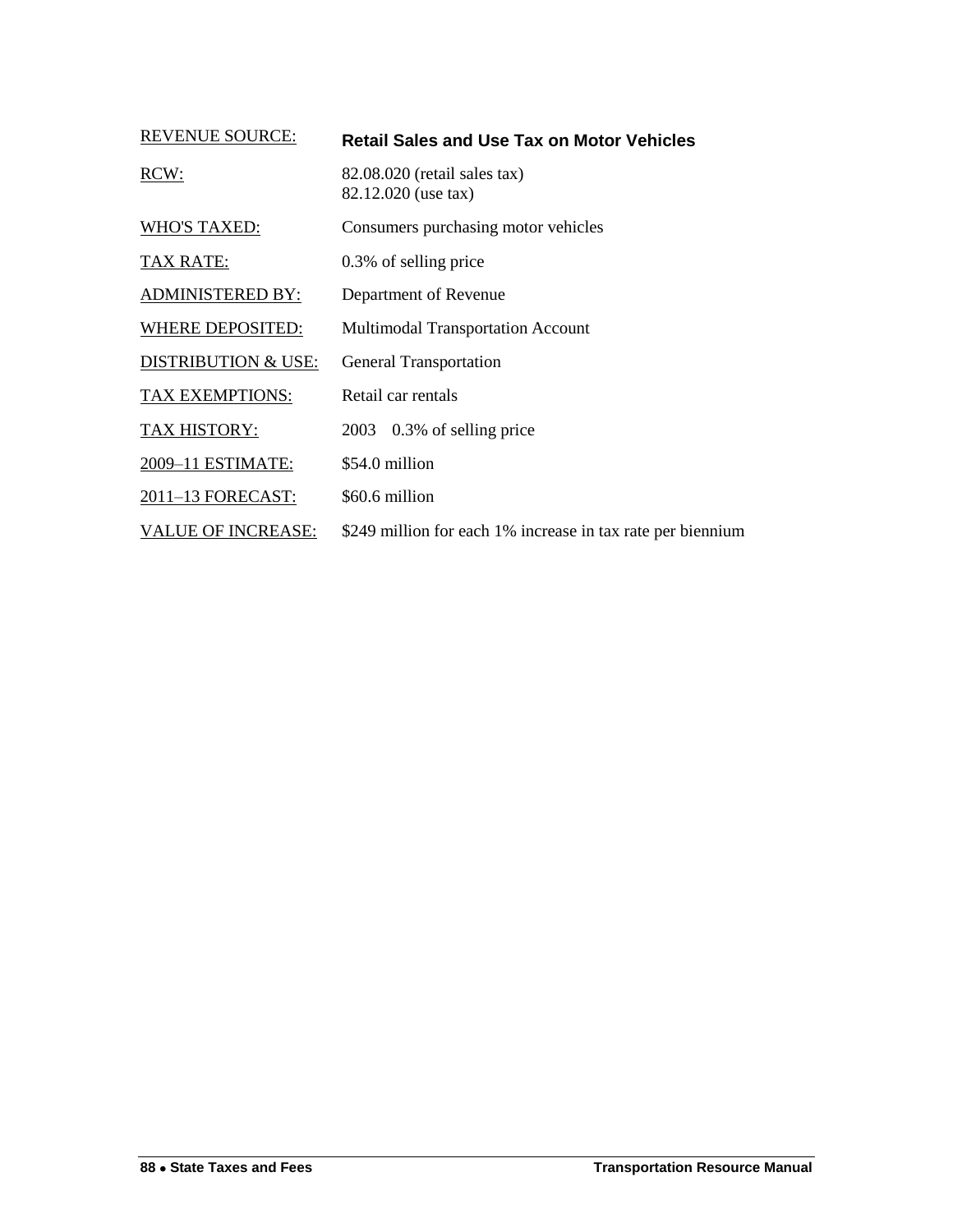| REVENUE SOURCE: | **Retail Sales and Use Tax on Motor Vehicles** |
|---|---|
| RCW: | 82.08.020 (retail sales tax)<br>82.12.020 (use tax) |
| WHO'S TAXED: | Consumers purchasing motor vehicles |
| TAX RATE: | 0.3% of selling price |
| ADMINISTERED BY: | Department of Revenue |
| WHERE DEPOSITED: | Multimodal Transportation Account |
| DISTRIBUTION & USE: | General Transportation |
| TAX EXEMPTIONS: | Retail car rentals |
| TAX HISTORY: | 2003 0.3% of selling price |
| 2009–11 ESTIMATE: | $54.0 million |
| 2011–13 FORECAST: | $60.6 million |
| VALUE OF INCREASE: | $249 million for each 1% increase in tax rate per biennium |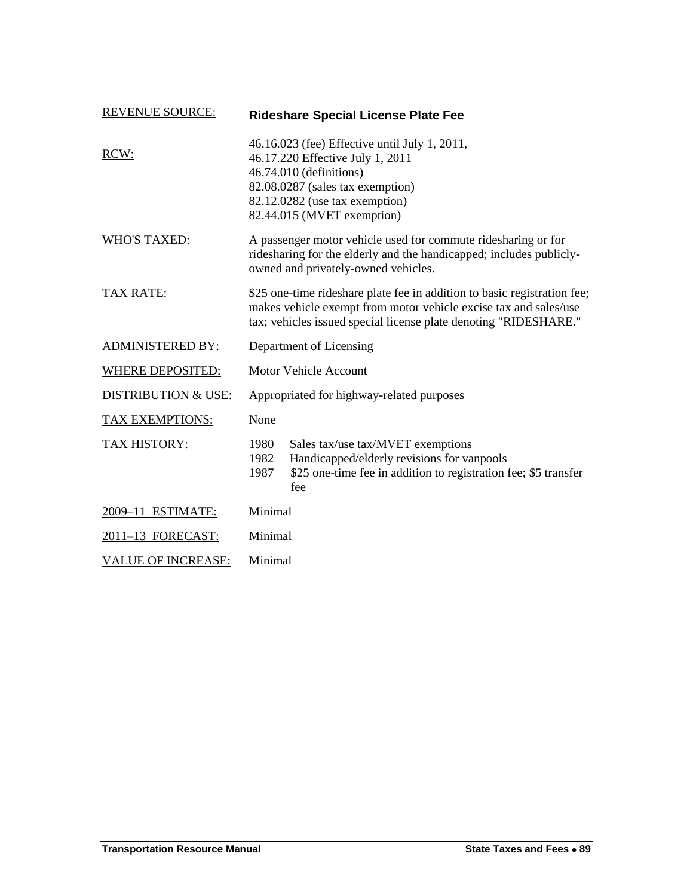| REVENUE SOURCE: | **Rideshare Special License Plate Fee** |
| --- | --- |
| RCW: | 46.16.023 (fee) Effective until July 1, 2011,<br>46.17.220 Effective July 1, 2011<br>46.74.010 (definitions)<br>82.08.0287 (sales tax exemption)<br>82.12.0282 (use tax exemption)<br>82.44.015 (MVET exemption) |
| WHO'S TAXED: | A passenger motor vehicle used for commute ridesharing or for ridesharing for the elderly and the handicapped; includes publicly-owned and privately-owned vehicles. |
| TAX RATE: | $25 one-time rideshare plate fee in addition to basic registration fee; makes vehicle exempt from motor vehicle excise tax and sales/use tax; vehicles issued special license plate denoting "RIDESHARE." |
| ADMINISTERED BY: | Department of Licensing |
| WHERE DEPOSITED: | Motor Vehicle Account |
| DISTRIBUTION & USE: | Appropriated for highway-related purposes |
| TAX EXEMPTIONS: | None |
| TAX HISTORY: | 1980 Sales tax/use tax/MVET exemptions<br>1982 Handicapped/elderly revisions for vanpools<br>1987 $25 one-time fee in addition to registration fee; $5 transfer fee |
| 2009–11 ESTIMATE: | Minimal |
| 2011–13 FORECAST: | Minimal |
| VALUE OF INCREASE: | Minimal |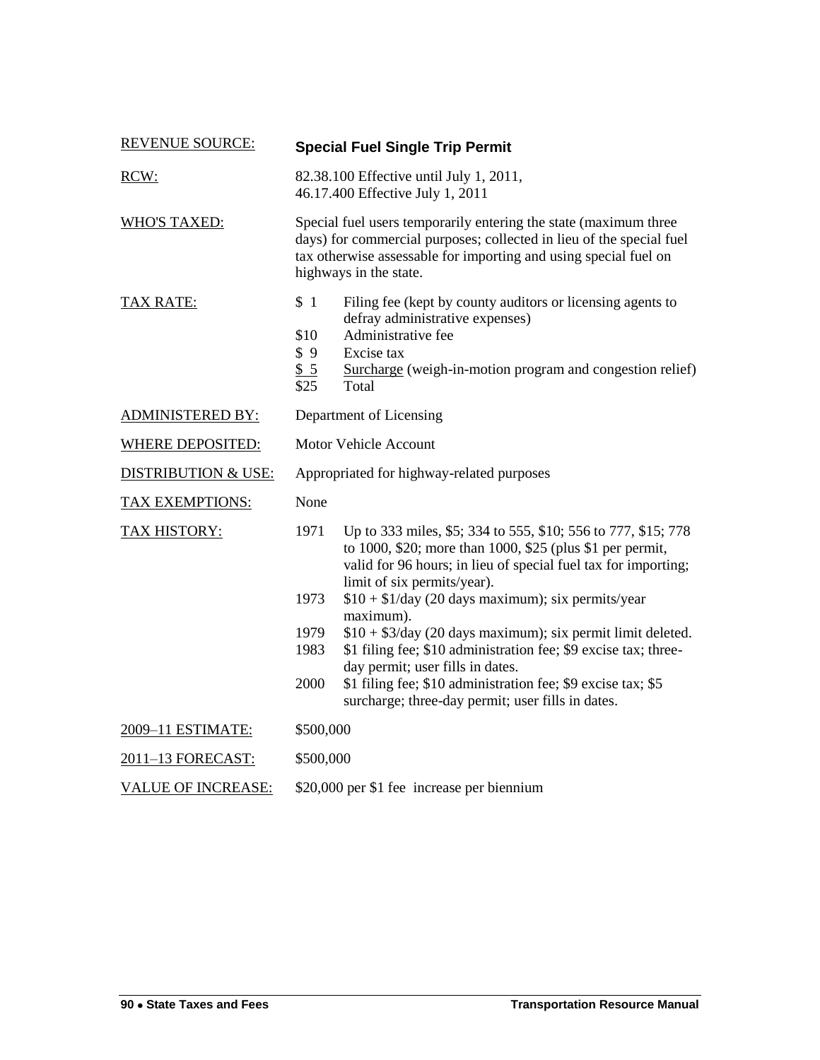**REVENUE SOURCE:** **Special Fuel Single Trip Permit**

**RCW:** 82.38.100 Effective until July 1, 2011,
46.17.400 Effective July 1, 2011

**WHO'S TAXED:** Special fuel users temporarily entering the state (maximum three days) for commercial purposes; collected in lieu of the special fuel tax otherwise assessable for importing and using special fuel on highways in the state.

**TAX RATE:**

| Amount | Description |
|---|---|
| $ 1 | Filing fee (kept by county auditors or licensing agents to defray administrative expenses) |
| $10 | Administrative fee |
| $ 9 | Excise tax |
| $ 5 | Surcharge (weigh-in-motion program and congestion relief) |
| $25 | Total |

**ADMINISTERED BY:** Department of Licensing

**WHERE DEPOSITED:** Motor Vehicle Account

**DISTRIBUTION & USE:** Appropriated for highway-related purposes

**TAX EXEMPTIONS:** None

**TAX HISTORY:**

| Year | Change |
|---|---|
| 1971 | Up to 333 miles, $5; 334 to 555, $10; 556 to 777, $15; 778 to 1000, $20; more than 1000, $25 (plus $1 per permit, valid for 96 hours; in lieu of special fuel tax for importing; limit of six permits/year). |
| 1973 | $10 + $1/day (20 days maximum); six permits/year maximum). |
| 1979 | $10 + $3/day (20 days maximum); six permit limit deleted. |
| 1983 | $1 filing fee; $10 administration fee; $9 excise tax; three-day permit; user fills in dates. |
| 2000 | $1 filing fee; $10 administration fee; $9 excise tax; $5 surcharge; three-day permit; user fills in dates. |

**2009–11 ESTIMATE:** $500,000

**2011–13 FORECAST:** $500,000

**VALUE OF INCREASE:** $20,000 per $1 fee increase per biennium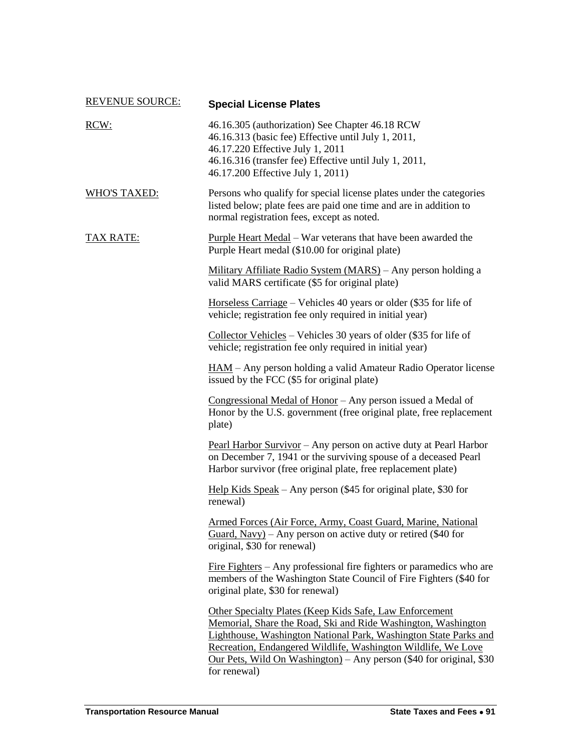REVENUE SOURCE: **Special License Plates**

RCW: 46.16.305 (authorization) See Chapter 46.18 RCW
46.16.313 (basic fee) Effective until July 1, 2011,
46.17.220 Effective July 1, 2011
46.16.316 (transfer fee) Effective until July 1, 2011,
46.17.200 Effective July 1, 2011)

WHO'S TAXED: Persons who qualify for special license plates under the categories listed below; plate fees are paid one time and are in addition to normal registration fees, except as noted.

TAX RATE:

Purple Heart Medal – War veterans that have been awarded the Purple Heart medal ($10.00 for original plate)

Military Affiliate Radio System (MARS) – Any person holding a valid MARS certificate ($5 for original plate)

Horseless Carriage – Vehicles 40 years or older ($35 for life of vehicle; registration fee only required in initial year)

Collector Vehicles – Vehicles 30 years of older ($35 for life of vehicle; registration fee only required in initial year)

HAM – Any person holding a valid Amateur Radio Operator license issued by the FCC ($5 for original plate)

Congressional Medal of Honor – Any person issued a Medal of Honor by the U.S. government (free original plate, free replacement plate)

Pearl Harbor Survivor – Any person on active duty at Pearl Harbor on December 7, 1941 or the surviving spouse of a deceased Pearl Harbor survivor (free original plate, free replacement plate)

Help Kids Speak – Any person ($45 for original plate, $30 for renewal)

Armed Forces (Air Force, Army, Coast Guard, Marine, National Guard, Navy) – Any person on active duty or retired ($40 for original, $30 for renewal)

Fire Fighters – Any professional fire fighters or paramedics who are members of the Washington State Council of Fire Fighters ($40 for original plate, $30 for renewal)

Other Specialty Plates (Keep Kids Safe, Law Enforcement Memorial, Share the Road, Ski and Ride Washington, Washington Lighthouse, Washington National Park, Washington State Parks and Recreation, Endangered Wildlife, Washington Wildlife, We Love Our Pets, Wild On Washington) – Any person ($40 for original, $30 for renewal)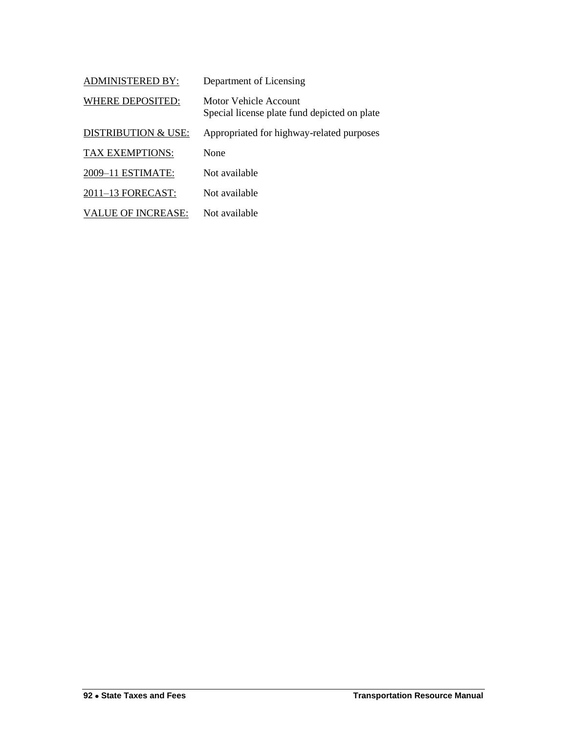<u>ADMINISTERED BY:</u> Department of Licensing

<u>WHERE DEPOSITED:</u> Motor Vehicle Account
Special license plate fund depicted on plate

<u>DISTRIBUTION & USE:</u> Appropriated for highway-related purposes

<u>TAX EXEMPTIONS:</u> None

<u>2009–11 ESTIMATE:</u> Not available

<u>2011–13 FORECAST:</u> Not available

<u>VALUE OF INCREASE:</u> Not available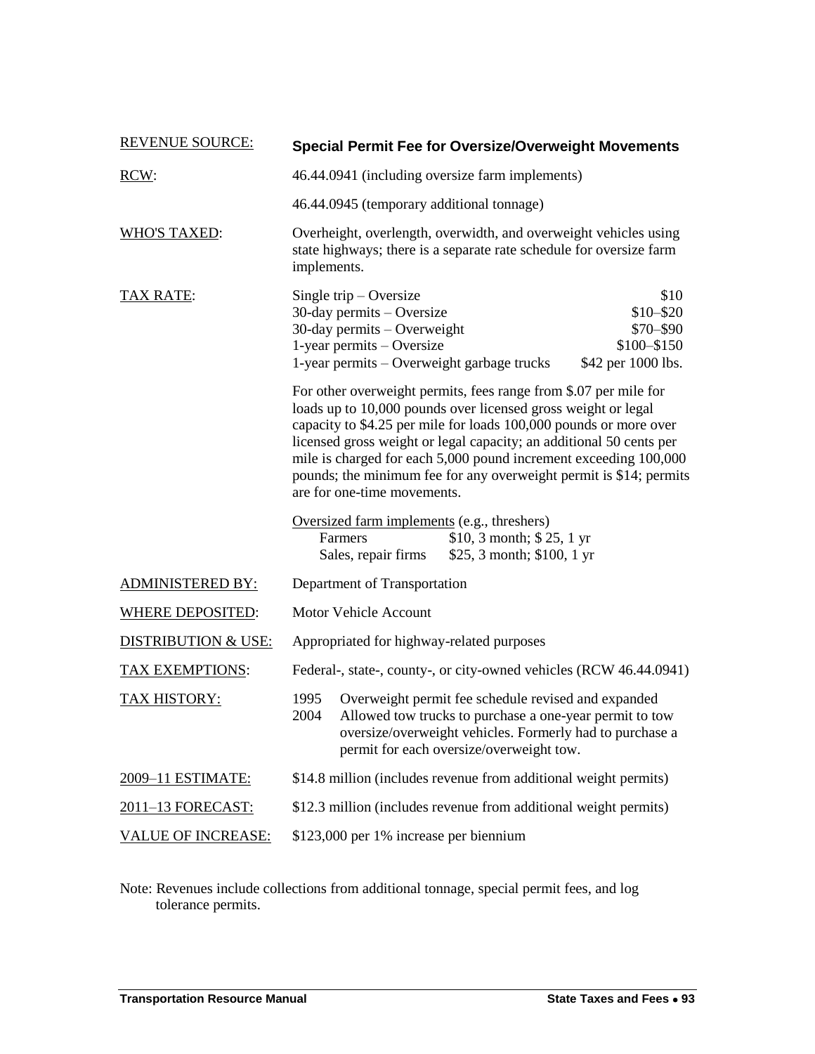| | |
|---|---|
| REVENUE SOURCE: | **Special Permit Fee for Oversize/Overweight Movements** |
| RCW: | 46.44.0941 (including oversize farm implements)<br>46.44.0945 (temporary additional tonnage) |
| WHO'S TAXED: | Overheight, overlength, overwidth, and overweight vehicles using state highways; there is a separate rate schedule for oversize farm implements. |
| TAX RATE: | Single trip – Oversize: $10<br>30-day permits – Oversize: $10–$20<br>30-day permits – Overweight: $70–$90<br>1-year permits – Oversize: $100–$150<br>1-year permits – Overweight garbage trucks: $42 per 1000 lbs.<br><br>For other overweight permits, fees range from $.07 per mile for loads up to 10,000 pounds over licensed gross weight or legal capacity to $4.25 per mile for loads 100,000 pounds or more over licensed gross weight or legal capacity; an additional 50 cents per mile is charged for each 5,000 pound increment exceeding 100,000 pounds; the minimum fee for any overweight permit is $14; permits are for one-time movements.<br><br>Oversized farm implements (e.g., threshers)<br>Farmers: $10, 3 month; $ 25, 1 yr<br>Sales, repair firms: $25, 3 month; $100, 1 yr |
| ADMINISTERED BY: | Department of Transportation |
| WHERE DEPOSITED: | Motor Vehicle Account |
| DISTRIBUTION & USE: | Appropriated for highway-related purposes |
| TAX EXEMPTIONS: | Federal-, state-, county-, or city-owned vehicles (RCW 46.44.0941) |
| TAX HISTORY: | 1995 Overweight permit fee schedule revised and expanded<br>2004 Allowed tow trucks to purchase a one-year permit to tow oversize/overweight vehicles. Formerly had to purchase a permit for each oversize/overweight tow. |
| 2009–11 ESTIMATE: | $14.8 million (includes revenue from additional weight permits) |
| 2011–13 FORECAST: | $12.3 million (includes revenue from additional weight permits) |
| VALUE OF INCREASE: | $123,000 per 1% increase per biennium |

Note: Revenues include collections from additional tonnage, special permit fees, and log tolerance permits.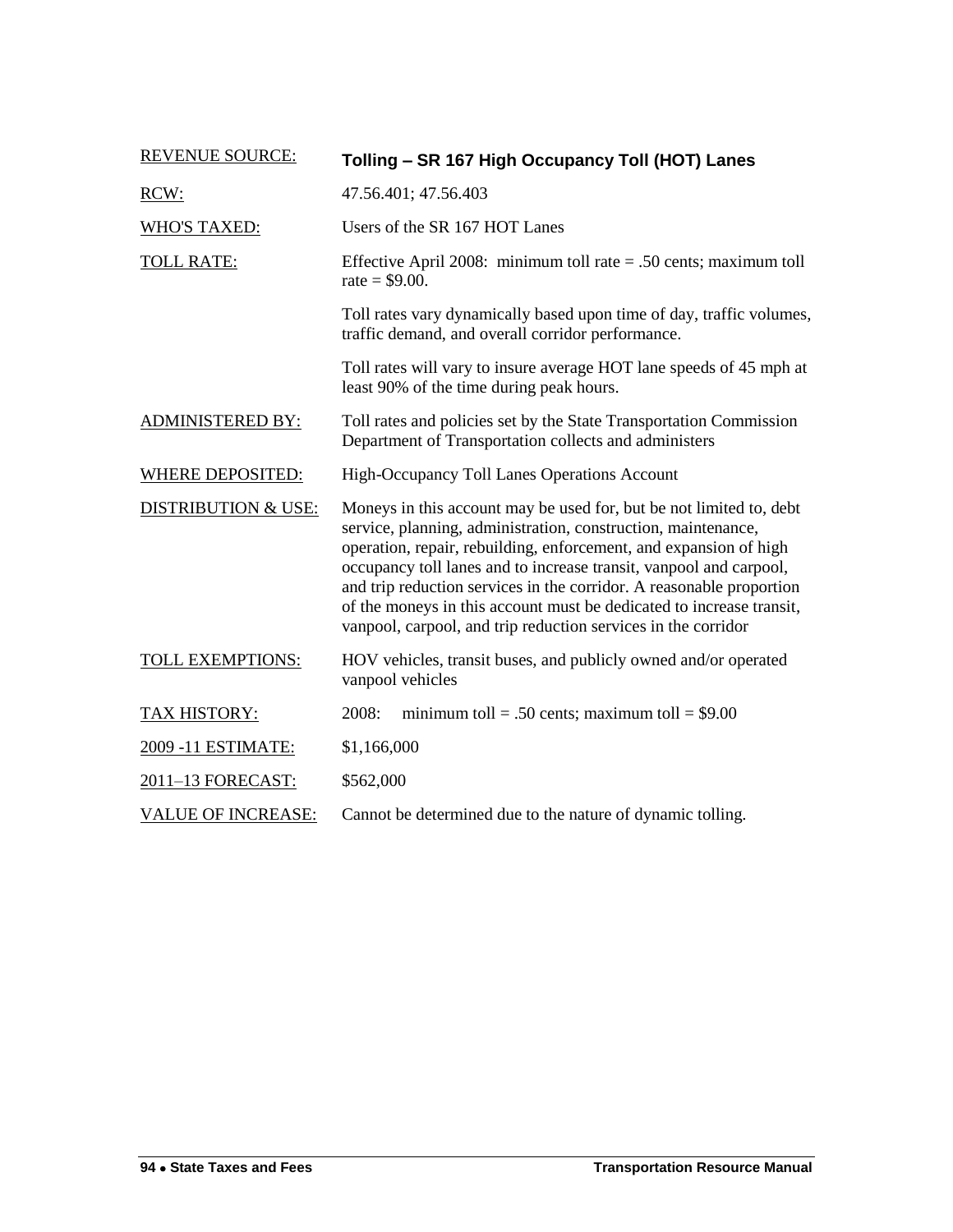| REVENUE SOURCE: | **Tolling – SR 167 High Occupancy Toll (HOT) Lanes** |
|---|---|
| RCW: | 47.56.401; 47.56.403 |
| WHO'S TAXED: | Users of the SR 167 HOT Lanes |
| TOLL RATE: | Effective April 2008: minimum toll rate = .50 cents; maximum toll rate = $9.00.<br><br>Toll rates vary dynamically based upon time of day, traffic volumes, traffic demand, and overall corridor performance.<br><br>Toll rates will vary to insure average HOT lane speeds of 45 mph at least 90% of the time during peak hours. |
| ADMINISTERED BY: | Toll rates and policies set by the State Transportation Commission Department of Transportation collects and administers |
| WHERE DEPOSITED: | High-Occupancy Toll Lanes Operations Account |
| DISTRIBUTION & USE: | Moneys in this account may be used for, but be not limited to, debt service, planning, administration, construction, maintenance, operation, repair, rebuilding, enforcement, and expansion of high occupancy toll lanes and to increase transit, vanpool and carpool, and trip reduction services in the corridor. A reasonable proportion of the moneys in this account must be dedicated to increase transit, vanpool, carpool, and trip reduction services in the corridor |
| TOLL EXEMPTIONS: | HOV vehicles, transit buses, and publicly owned and/or operated vanpool vehicles |
| TAX HISTORY: | 2008: minimum toll = .50 cents; maximum toll = $9.00 |
| 2009 -11 ESTIMATE: | $1,166,000 |
| 2011–13 FORECAST: | $562,000 |
| VALUE OF INCREASE: | Cannot be determined due to the nature of dynamic tolling. |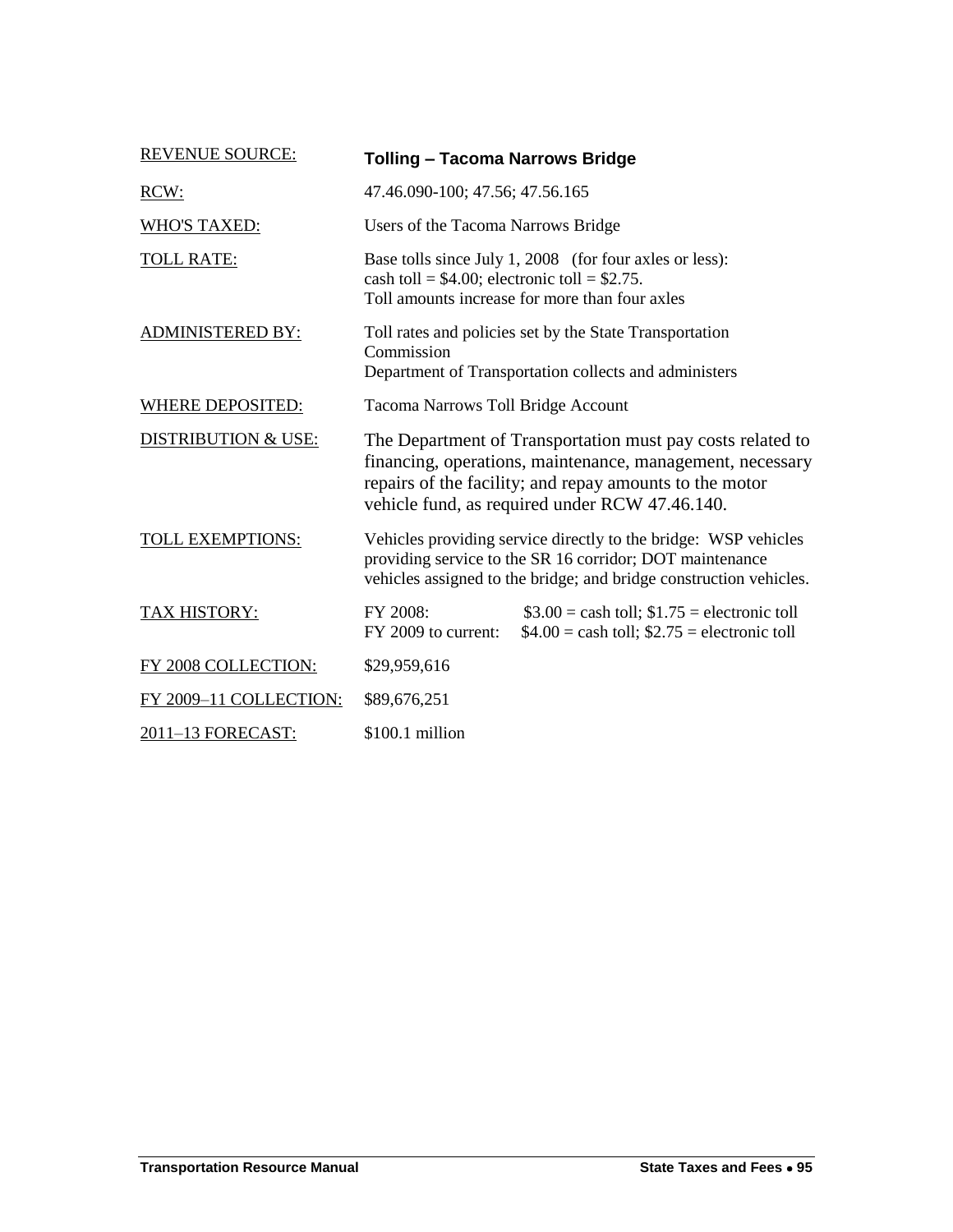| REVENUE SOURCE: | **Tolling – Tacoma Narrows Bridge** |
|---|---|
| RCW: | 47.46.090-100; 47.56; 47.56.165 |
| WHO'S TAXED: | Users of the Tacoma Narrows Bridge |
| TOLL RATE: | Base tolls since July 1, 2008 (for four axles or less):<br>cash toll = $4.00; electronic toll = $2.75.<br>Toll amounts increase for more than four axles |
| ADMINISTERED BY: | Toll rates and policies set by the State Transportation Commission<br>Department of Transportation collects and administers |
| WHERE DEPOSITED: | Tacoma Narrows Toll Bridge Account |
| DISTRIBUTION & USE: | The Department of Transportation must pay costs related to financing, operations, maintenance, management, necessary repairs of the facility; and repay amounts to the motor vehicle fund, as required under RCW 47.46.140. |
| TOLL EXEMPTIONS: | Vehicles providing service directly to the bridge: WSP vehicles providing service to the SR 16 corridor; DOT maintenance vehicles assigned to the bridge; and bridge construction vehicles. |
| TAX HISTORY: | FY 2008: $3.00 = cash toll; $1.75 = electronic toll<br>FY 2009 to current: $4.00 = cash toll; $2.75 = electronic toll |
| FY 2008 COLLECTION: | $29,959,616 |
| FY 2009–11 COLLECTION: | $89,676,251 |
| 2011–13 FORECAST: | $100.1 million |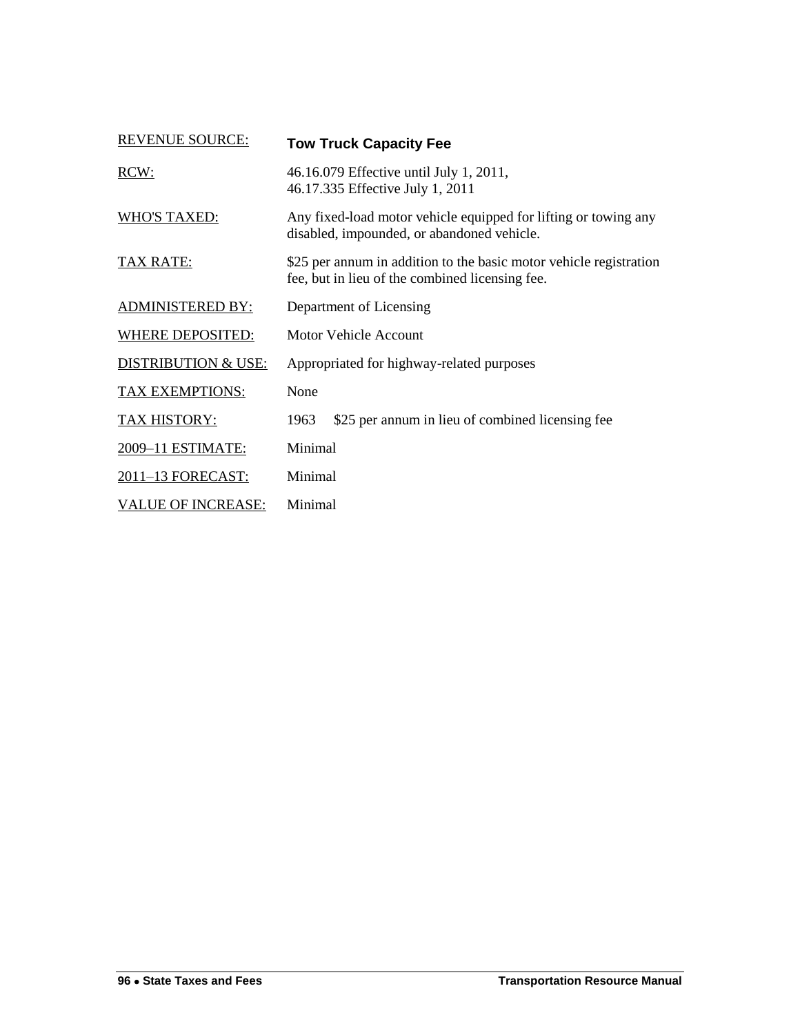| | |
|---|---|
| REVENUE SOURCE: | **Tow Truck Capacity Fee** |
| RCW: | 46.16.079 Effective until July 1, 2011,<br>46.17.335 Effective July 1, 2011 |
| WHO'S TAXED: | Any fixed-load motor vehicle equipped for lifting or towing any disabled, impounded, or abandoned vehicle. |
| TAX RATE: | $25 per annum in addition to the basic motor vehicle registration fee, but in lieu of the combined licensing fee. |
| ADMINISTERED BY: | Department of Licensing |
| WHERE DEPOSITED: | Motor Vehicle Account |
| DISTRIBUTION & USE: | Appropriated for highway-related purposes |
| TAX EXEMPTIONS: | None |
| TAX HISTORY: | 1963 $25 per annum in lieu of combined licensing fee |
| 2009–11 ESTIMATE: | Minimal |
| 2011–13 FORECAST: | Minimal |
| VALUE OF INCREASE: | Minimal |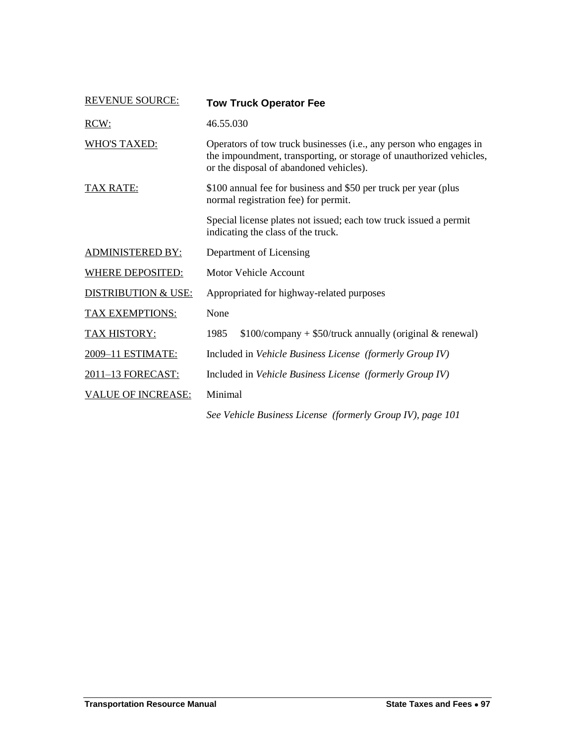| | |
|---|---|
| REVENUE SOURCE: | **Tow Truck Operator Fee** |
| RCW: | 46.55.030 |
| WHO'S TAXED: | Operators of tow truck businesses (i.e., any person who engages in the impoundment, transporting, or storage of unauthorized vehicles, or the disposal of abandoned vehicles). |
| TAX RATE: | $100 annual fee for business and $50 per truck per year (plus normal registration fee) for permit.<br><br>Special license plates not issued; each tow truck issued a permit indicating the class of the truck. |
| ADMINISTERED BY: | Department of Licensing |
| WHERE DEPOSITED: | Motor Vehicle Account |
| DISTRIBUTION & USE: | Appropriated for highway-related purposes |
| TAX EXEMPTIONS: | None |
| TAX HISTORY: | 1985 $100/company + $50/truck annually (original & renewal) |
| 2009–11 ESTIMATE: | Included in *Vehicle Business License (formerly Group IV)* |
| 2011–13 FORECAST: | Included in *Vehicle Business License (formerly Group IV)* |
| VALUE OF INCREASE: | Minimal<br><br>*See Vehicle Business License (formerly Group IV), page 101* |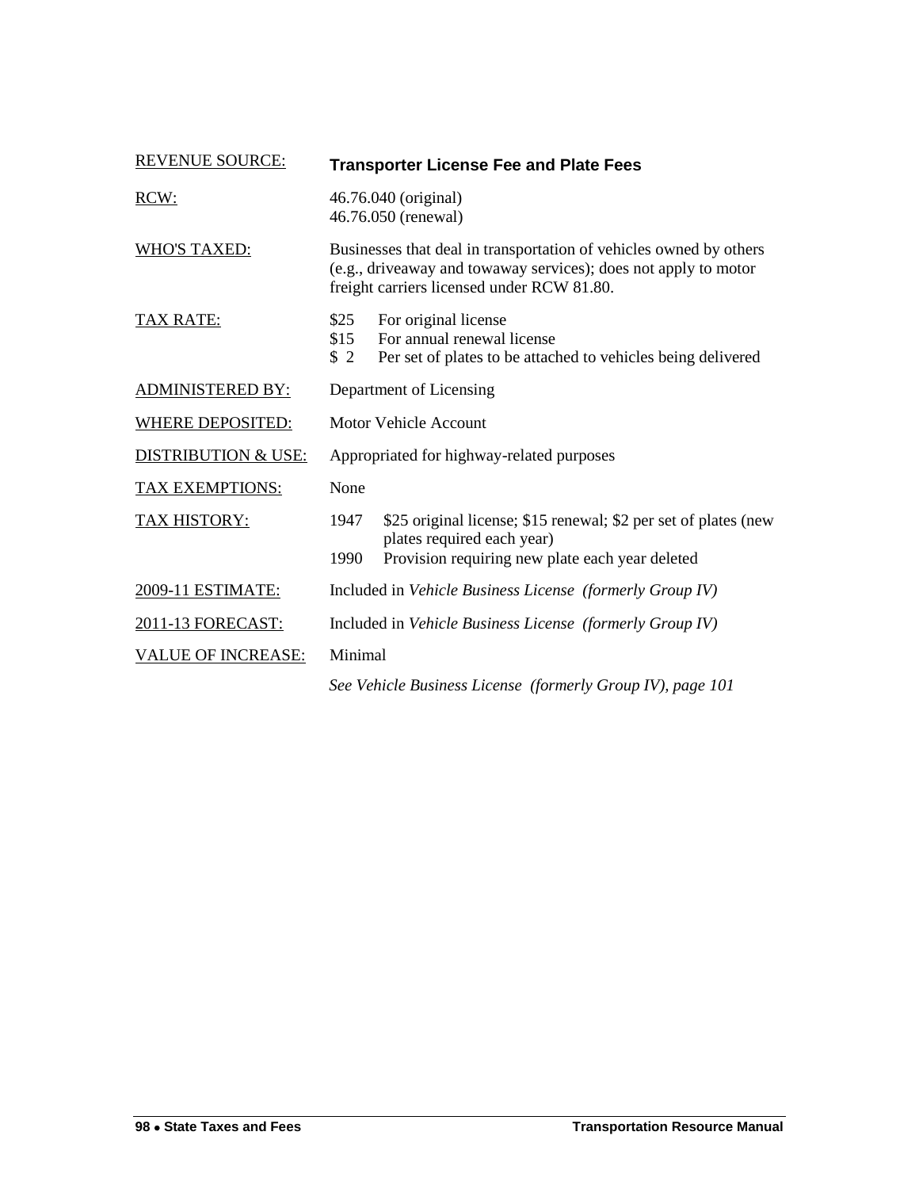| | |
|---|---|
| REVENUE SOURCE: | **Transporter License Fee and Plate Fees** |
| RCW: | 46.76.040 (original)<br>46.76.050 (renewal) |
| WHO'S TAXED: | Businesses that deal in transportation of vehicles owned by others (e.g., driveaway and towaway services); does not apply to motor freight carriers licensed under RCW 81.80. |
| TAX RATE: | $25 For original license<br>$15 For annual renewal license<br>$ 2 Per set of plates to be attached to vehicles being delivered |
| ADMINISTERED BY: | Department of Licensing |
| WHERE DEPOSITED: | Motor Vehicle Account |
| DISTRIBUTION & USE: | Appropriated for highway-related purposes |
| TAX EXEMPTIONS: | None |
| TAX HISTORY: | 1947 $25 original license; $15 renewal; $2 per set of plates (new plates required each year)<br>1990 Provision requiring new plate each year deleted |
| 2009-11 ESTIMATE: | Included in *Vehicle Business License (formerly Group IV)* |
| 2011-13 FORECAST: | Included in *Vehicle Business License (formerly Group IV)* |
| VALUE OF INCREASE: | Minimal |

*See Vehicle Business License (formerly Group IV), page 101*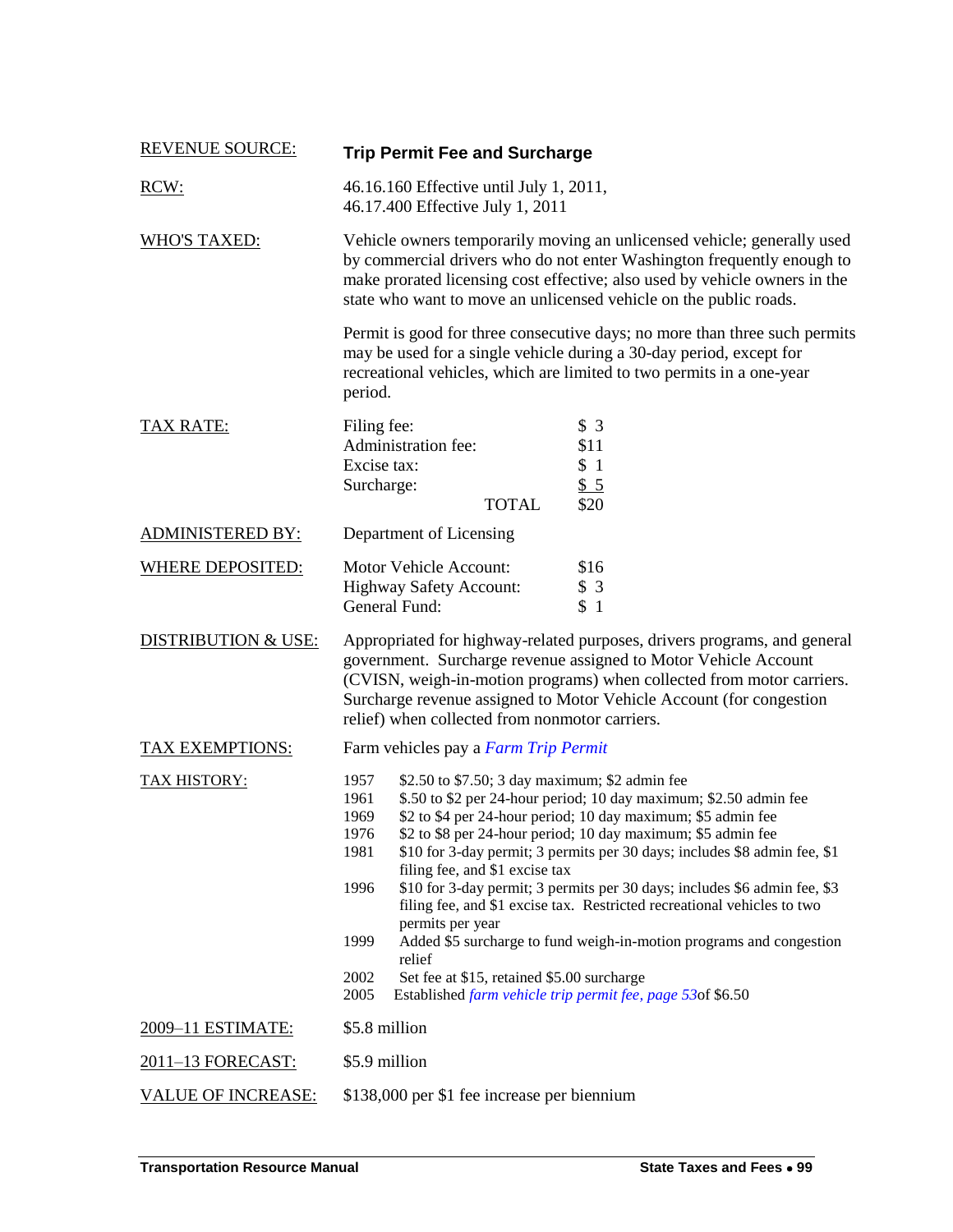| | |
|---|---|
| REVENUE SOURCE: | **Trip Permit Fee and Surcharge** |
| RCW: | 46.16.160 Effective until July 1, 2011,<br>46.17.400 Effective July 1, 2011 |
| WHO'S TAXED: | Vehicle owners temporarily moving an unlicensed vehicle; generally used by commercial drivers who do not enter Washington frequently enough to make prorated licensing cost effective; also used by vehicle owners in the state who want to move an unlicensed vehicle on the public roads.<br><br>Permit is good for three consecutive days; no more than three such permits may be used for a single vehicle during a 30-day period, except for recreational vehicles, which are limited to two permits in a one-year period. |
| TAX RATE: | Filing fee: $3<br>Administration fee: $11<br>Excise tax: $1<br>Surcharge: $5<br>TOTAL $20 |
| ADMINISTERED BY: | Department of Licensing |
| WHERE DEPOSITED: | Motor Vehicle Account: $16<br>Highway Safety Account: $3<br>General Fund: $1 |
| DISTRIBUTION & USE: | Appropriated for highway-related purposes, drivers programs, and general government. Surcharge revenue assigned to Motor Vehicle Account (CVISN, weigh-in-motion programs) when collected from motor carriers. Surcharge revenue assigned to Motor Vehicle Account (for congestion relief) when collected from nonmotor carriers. |
| TAX EXEMPTIONS: | Farm vehicles pay a *Farm Trip Permit* |
| TAX HISTORY: | 1957 $2.50 to $7.50; 3 day maximum; $2 admin fee<br>1961 $.50 to $2 per 24-hour period; 10 day maximum; $2.50 admin fee<br>1969 $2 to $4 per 24-hour period; 10 day maximum; $5 admin fee<br>1976 $2 to $8 per 24-hour period; 10 day maximum; $5 admin fee<br>1981 $10 for 3-day permit; 3 permits per 30 days; includes $8 admin fee, $1 filing fee, and $1 excise tax<br>1996 $10 for 3-day permit; 3 permits per 30 days; includes $6 admin fee, $3 filing fee, and $1 excise tax. Restricted recreational vehicles to two permits per year<br>1999 Added $5 surcharge to fund weigh-in-motion programs and congestion relief<br>2002 Set fee at $15, retained $5.00 surcharge<br>2005 Established *farm vehicle trip permit fee, page 53* of $6.50 |
| 2009–11 ESTIMATE: | $5.8 million |
| 2011–13 FORECAST: | $5.9 million |
| VALUE OF INCREASE: | $138,000 per $1 fee increase per biennium |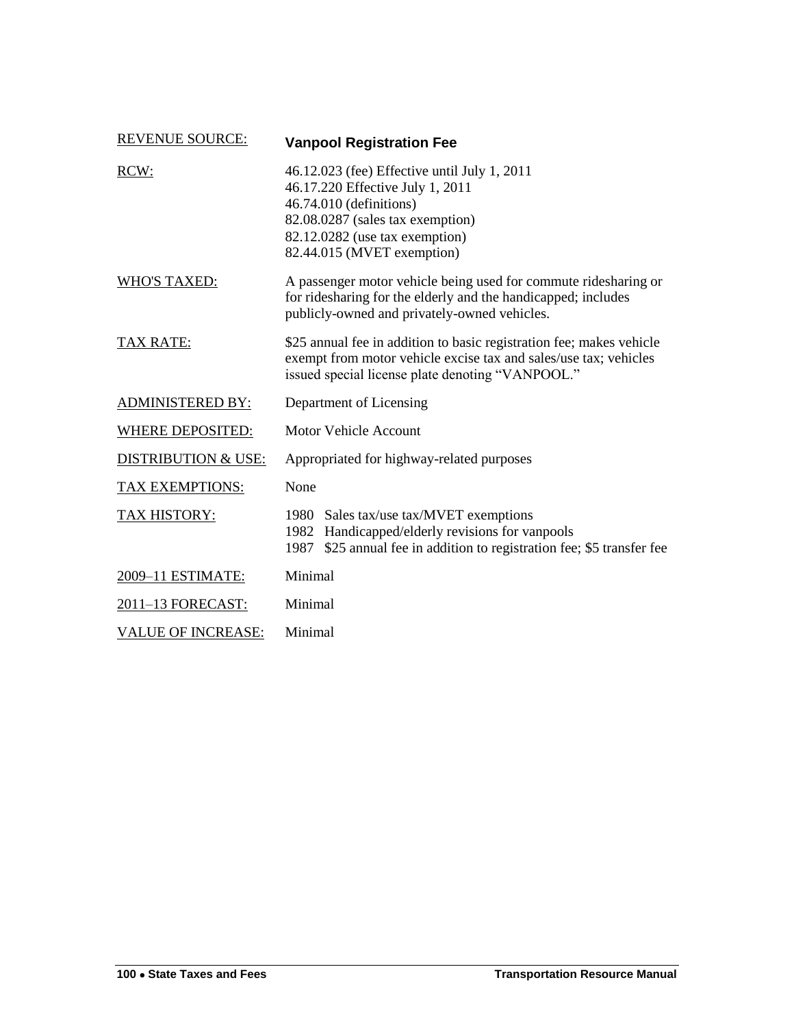| REVENUE SOURCE: | **Vanpool Registration Fee** |
|---|---|
| RCW: | 46.12.023 (fee) Effective until July 1, 2011<br>46.17.220 Effective July 1, 2011<br>46.74.010 (definitions)<br>82.08.0287 (sales tax exemption)<br>82.12.0282 (use tax exemption)<br>82.44.015 (MVET exemption) |
| WHO'S TAXED: | A passenger motor vehicle being used for commute ridesharing or for ridesharing for the elderly and the handicapped; includes publicly-owned and privately-owned vehicles. |
| TAX RATE: | $25 annual fee in addition to basic registration fee; makes vehicle exempt from motor vehicle excise tax and sales/use tax; vehicles issued special license plate denoting "VANPOOL." |
| ADMINISTERED BY: | Department of Licensing |
| WHERE DEPOSITED: | Motor Vehicle Account |
| DISTRIBUTION & USE: | Appropriated for highway-related purposes |
| TAX EXEMPTIONS: | None |
| TAX HISTORY: | 1980 Sales tax/use tax/MVET exemptions<br>1982 Handicapped/elderly revisions for vanpools<br>1987 $25 annual fee in addition to registration fee; $5 transfer fee |
| 2009–11 ESTIMATE: | Minimal |
| 2011–13 FORECAST: | Minimal |
| VALUE OF INCREASE: | Minimal |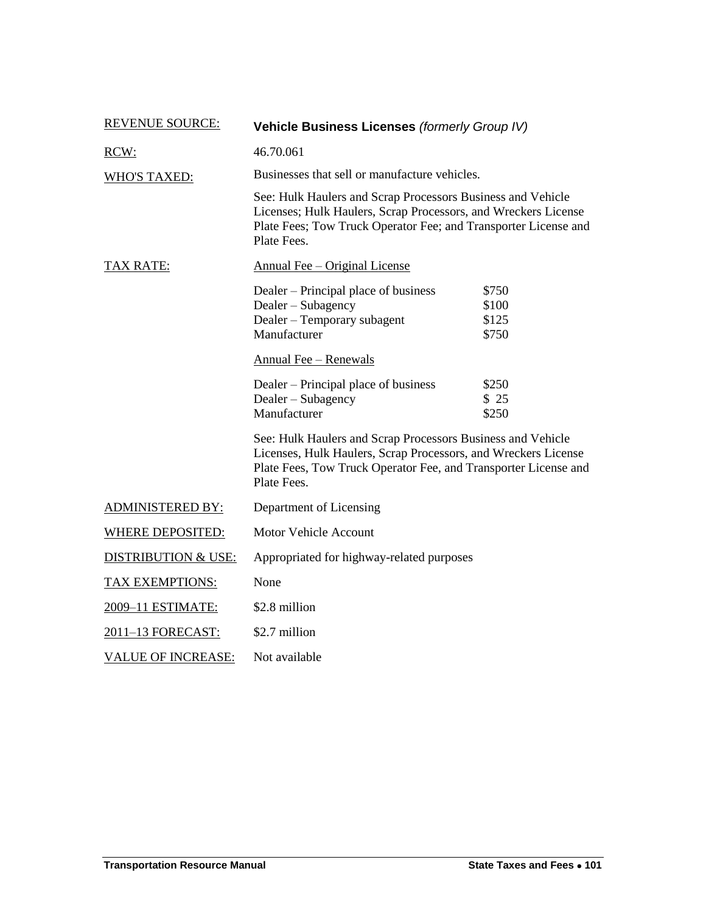| | |
|---|---|
| REVENUE SOURCE: | **Vehicle Business Licenses** *(formerly Group IV)* |
| RCW: | 46.70.061 |
| WHO'S TAXED: | Businesses that sell or manufacture vehicles.<br><br>See: Hulk Haulers and Scrap Processors Business and Vehicle Licenses; Hulk Haulers, Scrap Processors, and Wreckers License Plate Fees; Tow Truck Operator Fee; and Transporter License and Plate Fees. |
| TAX RATE: | Annual Fee – Original License |

| | |
|---|---|
| Dealer – Principal place of business | $750 |
| Dealer – Subagency | $100 |
| Dealer – Temporary subagent | $125 |
| Manufacturer | $750 |

Annual Fee – Renewals

| | |
|---|---|
| Dealer – Principal place of business | $250 |
| Dealer – Subagency | $ 25 |
| Manufacturer | $250 |

See: Hulk Haulers and Scrap Processors Business and Vehicle Licenses, Hulk Haulers, Scrap Processors, and Wreckers License Plate Fees, Tow Truck Operator Fee, and Transporter License and Plate Fees.

| | |
|---|---|
| ADMINISTERED BY: | Department of Licensing |
| WHERE DEPOSITED: | Motor Vehicle Account |
| DISTRIBUTION & USE: | Appropriated for highway-related purposes |
| TAX EXEMPTIONS: | None |
| 2009–11 ESTIMATE: | $2.8 million |
| 2011–13 FORECAST: | $2.7 million |
| VALUE OF INCREASE: | Not available |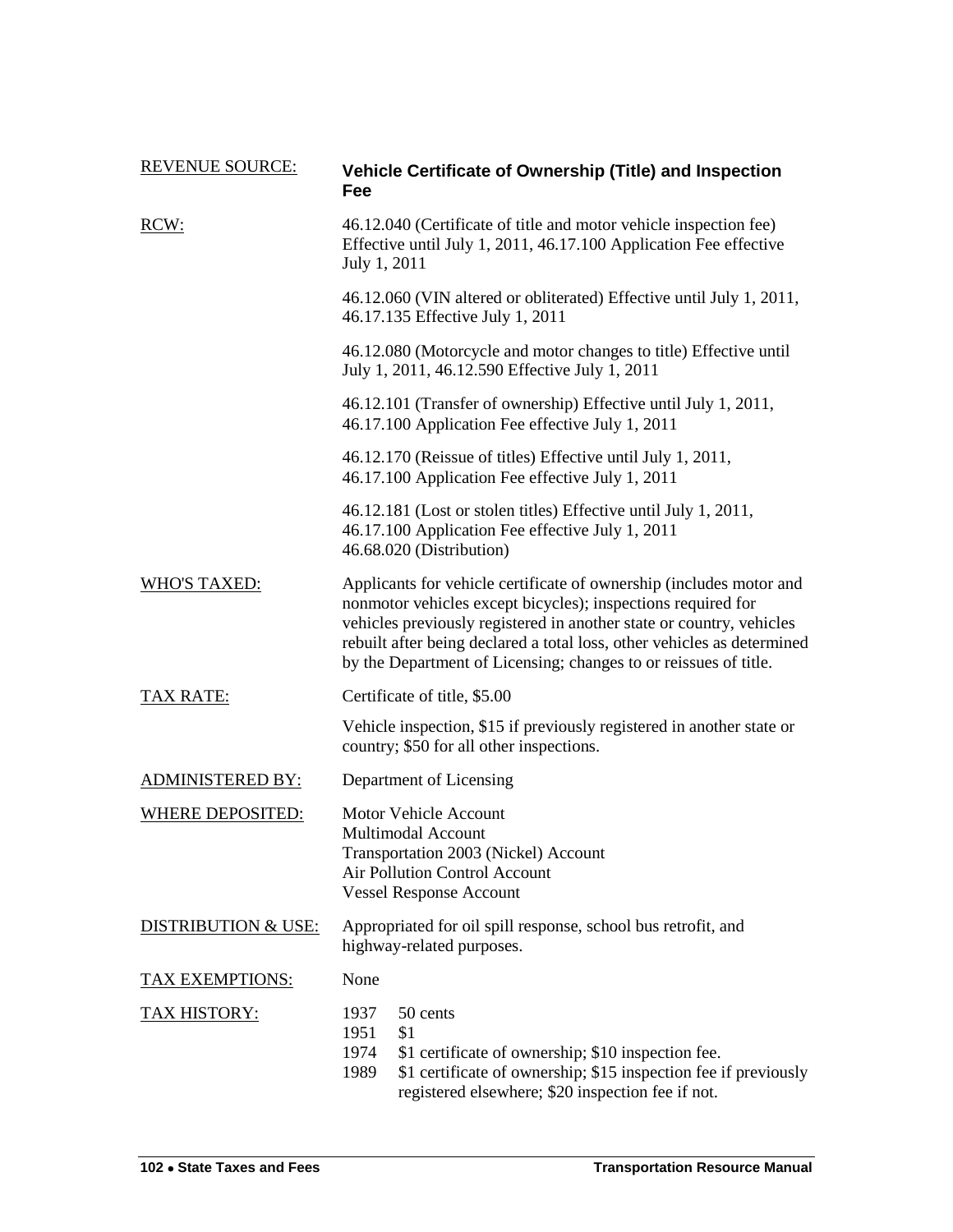| REVENUE SOURCE: | **Vehicle Certificate of Ownership (Title) and Inspection Fee** |
|---|---|
| RCW: | 46.12.040 (Certificate of title and motor vehicle inspection fee) Effective until July 1, 2011, 46.17.100 Application Fee effective July 1, 2011<br><br>46.12.060 (VIN altered or obliterated) Effective until July 1, 2011, 46.17.135 Effective July 1, 2011<br><br>46.12.080 (Motorcycle and motor changes to title) Effective until July 1, 2011, 46.12.590 Effective July 1, 2011<br><br>46.12.101 (Transfer of ownership) Effective until July 1, 2011, 46.17.100 Application Fee effective July 1, 2011<br><br>46.12.170 (Reissue of titles) Effective until July 1, 2011, 46.17.100 Application Fee effective July 1, 2011<br><br>46.12.181 (Lost or stolen titles) Effective until July 1, 2011, 46.17.100 Application Fee effective July 1, 2011<br>46.68.020 (Distribution) |
| WHO'S TAXED: | Applicants for vehicle certificate of ownership (includes motor and nonmotor vehicles except bicycles); inspections required for vehicles previously registered in another state or country, vehicles rebuilt after being declared a total loss, other vehicles as determined by the Department of Licensing; changes to or reissues of title. |
| TAX RATE: | Certificate of title, $5.00<br><br>Vehicle inspection, $15 if previously registered in another state or country; $50 for all other inspections. |
| ADMINISTERED BY: | Department of Licensing |
| WHERE DEPOSITED: | Motor Vehicle Account<br>Multimodal Account<br>Transportation 2003 (Nickel) Account<br>Air Pollution Control Account<br>Vessel Response Account |
| DISTRIBUTION & USE: | Appropriated for oil spill response, school bus retrofit, and highway-related purposes. |
| TAX EXEMPTIONS: | None |
| TAX HISTORY: | 1937 50 cents<br>1951 $1<br>1974 $1 certificate of ownership; $10 inspection fee.<br>1989 $1 certificate of ownership; $15 inspection fee if previously registered elsewhere; $20 inspection fee if not. |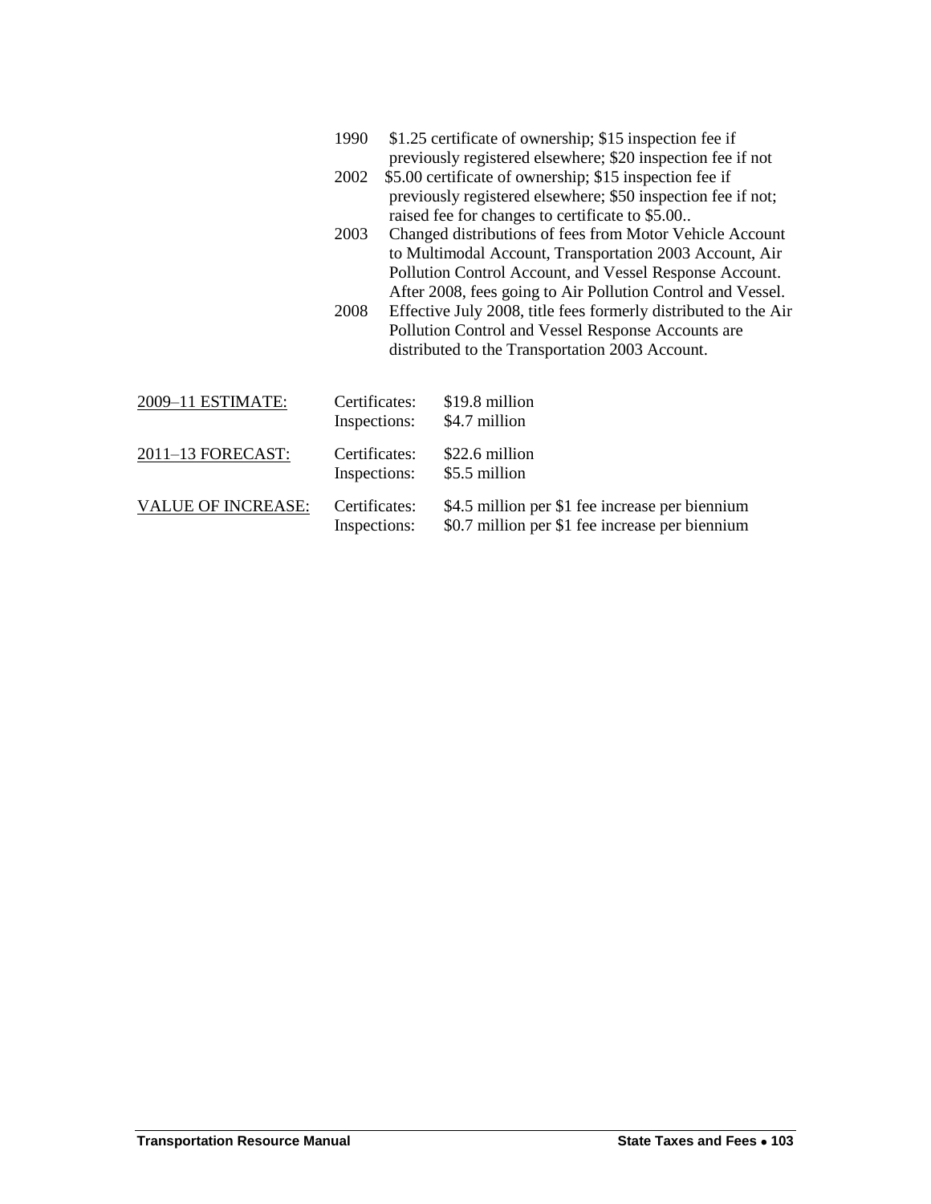| | |
|---|---|
| 1990 | $1.25 certificate of ownership; $15 inspection fee if previously registered elsewhere; $20 inspection fee if not |
| 2002 | $5.00 certificate of ownership; $15 inspection fee if previously registered elsewhere; $50 inspection fee if not; raised fee for changes to certificate to $5.00.. |
| 2003 | Changed distributions of fees from Motor Vehicle Account to Multimodal Account, Transportation 2003 Account, Air Pollution Control Account, and Vessel Response Account. After 2008, fees going to Air Pollution Control and Vessel. |
| 2008 | Effective July 2008, title fees formerly distributed to the Air Pollution Control and Vessel Response Accounts are distributed to the Transportation 2003 Account. |

| | | |
|---|---|---|
| 2009–11 ESTIMATE: | Certificates: | $19.8 million |
| | Inspections: | $4.7 million |
| 2011–13 FORECAST: | Certificates: | $22.6 million |
| | Inspections: | $5.5 million |
| VALUE OF INCREASE: | Certificates: | $4.5 million per $1 fee increase per biennium |
| | Inspections: | $0.7 million per $1 fee increase per biennium |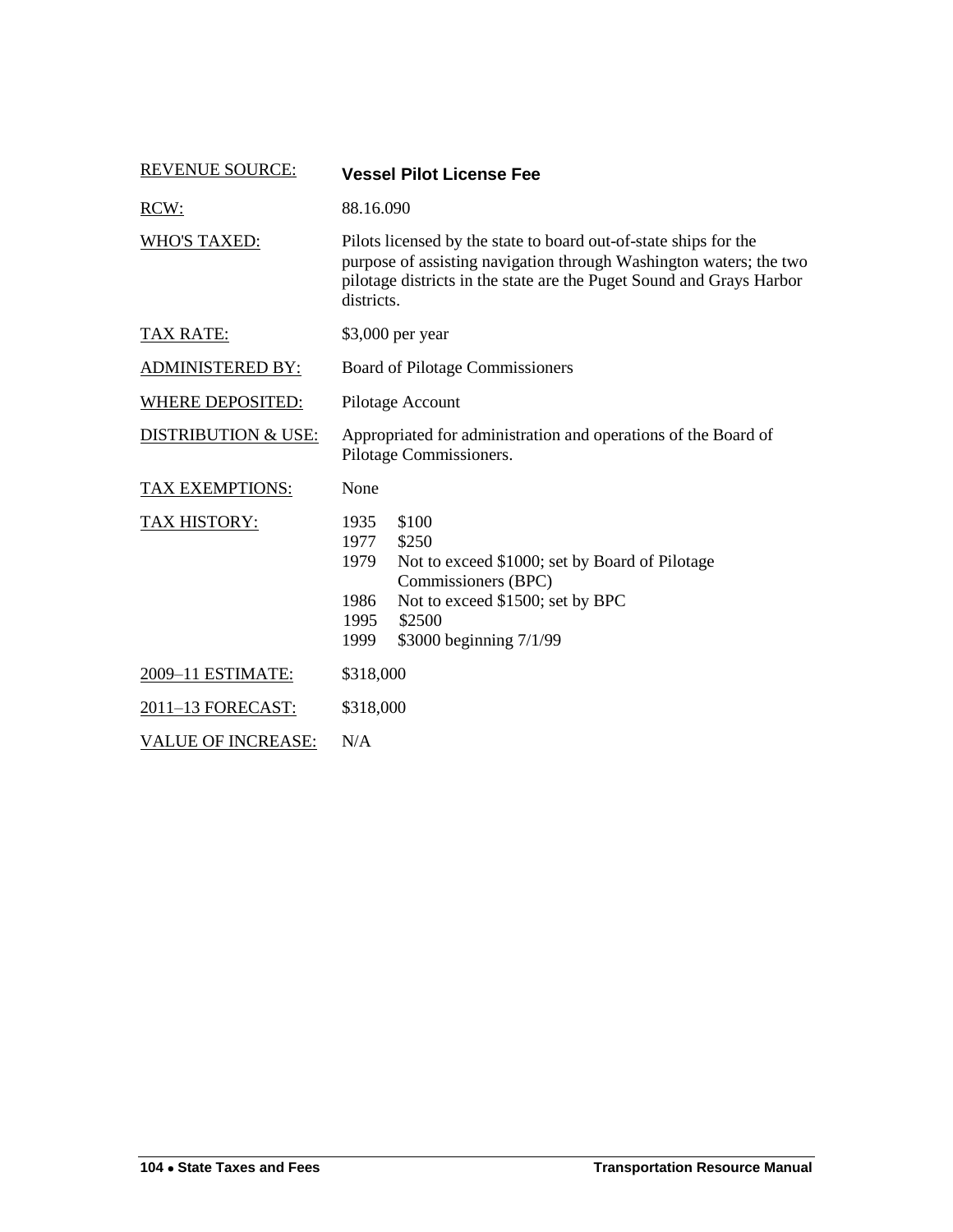| REVENUE SOURCE: | **Vessel Pilot License Fee** |
|---|---|
| RCW: | 88.16.090 |
| WHO'S TAXED: | Pilots licensed by the state to board out-of-state ships for the purpose of assisting navigation through Washington waters; the two pilotage districts in the state are the Puget Sound and Grays Harbor districts. |
| TAX RATE: | $3,000 per year |
| ADMINISTERED BY: | Board of Pilotage Commissioners |
| WHERE DEPOSITED: | Pilotage Account |
| DISTRIBUTION & USE: | Appropriated for administration and operations of the Board of Pilotage Commissioners. |
| TAX EXEMPTIONS: | None |
| TAX HISTORY: | 1935 $100<br>1977 $250<br>1979 Not to exceed $1000; set by Board of Pilotage Commissioners (BPC)<br>1986 Not to exceed $1500; set by BPC<br>1995 $2500<br>1999 $3000 beginning 7/1/99 |
| 2009–11 ESTIMATE: | $318,000 |
| 2011–13 FORECAST: | $318,000 |
| VALUE OF INCREASE: | N/A |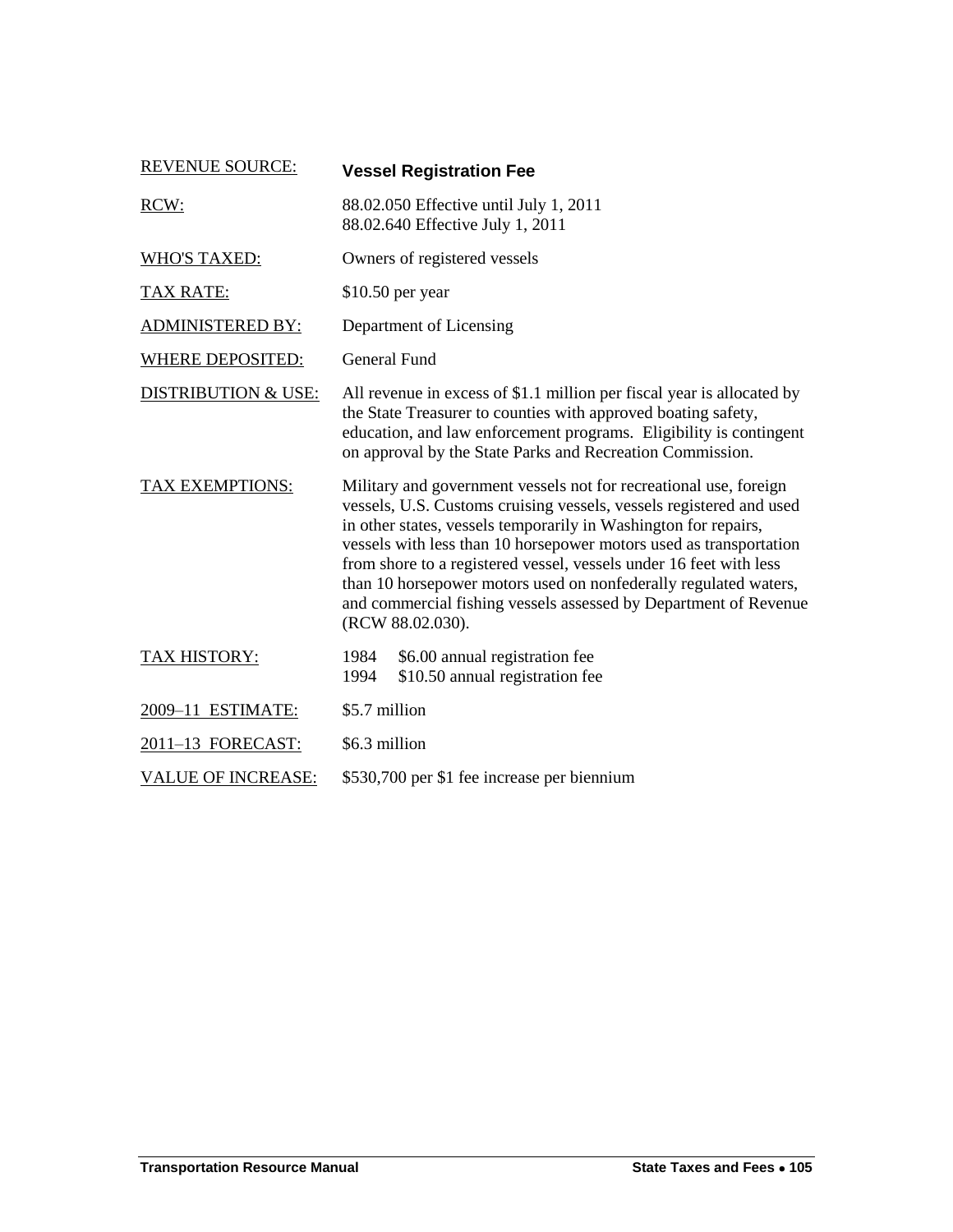| | |
|---|---|
| REVENUE SOURCE: | **Vessel Registration Fee** |
| RCW: | 88.02.050 Effective until July 1, 2011<br>88.02.640 Effective July 1, 2011 |
| WHO'S TAXED: | Owners of registered vessels |
| TAX RATE: | $10.50 per year |
| ADMINISTERED BY: | Department of Licensing |
| WHERE DEPOSITED: | General Fund |
| DISTRIBUTION & USE: | All revenue in excess of $1.1 million per fiscal year is allocated by the State Treasurer to counties with approved boating safety, education, and law enforcement programs. Eligibility is contingent on approval by the State Parks and Recreation Commission. |
| TAX EXEMPTIONS: | Military and government vessels not for recreational use, foreign vessels, U.S. Customs cruising vessels, vessels registered and used in other states, vessels temporarily in Washington for repairs, vessels with less than 10 horsepower motors used as transportation from shore to a registered vessel, vessels under 16 feet with less than 10 horsepower motors used on nonfederally regulated waters, and commercial fishing vessels assessed by Department of Revenue (RCW 88.02.030). |
| TAX HISTORY: | 1984 $6.00 annual registration fee<br>1994 $10.50 annual registration fee |
| 2009–11 ESTIMATE: | $5.7 million |
| 2011–13 FORECAST: | $6.3 million |
| VALUE OF INCREASE: | $530,700 per $1 fee increase per biennium |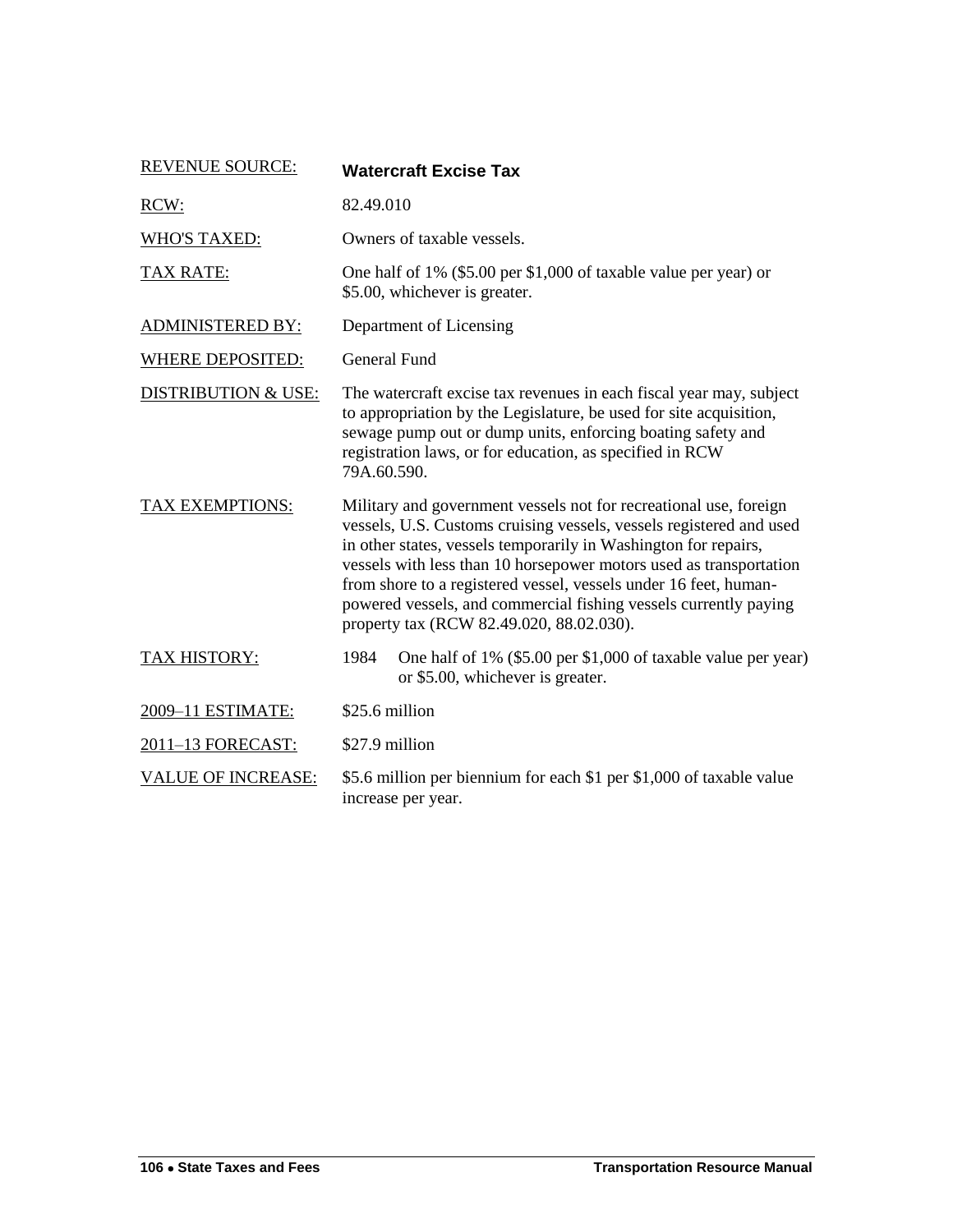| | |
|---|---|
| REVENUE SOURCE: | **Watercraft Excise Tax** |
| RCW: | 82.49.010 |
| WHO'S TAXED: | Owners of taxable vessels. |
| TAX RATE: | One half of 1% ($5.00 per $1,000 of taxable value per year) or $5.00, whichever is greater. |
| ADMINISTERED BY: | Department of Licensing |
| WHERE DEPOSITED: | General Fund |
| DISTRIBUTION & USE: | The watercraft excise tax revenues in each fiscal year may, subject to appropriation by the Legislature, be used for site acquisition, sewage pump out or dump units, enforcing boating safety and registration laws, or for education, as specified in RCW 79A.60.590. |
| TAX EXEMPTIONS: | Military and government vessels not for recreational use, foreign vessels, U.S. Customs cruising vessels, vessels registered and used in other states, vessels temporarily in Washington for repairs, vessels with less than 10 horsepower motors used as transportation from shore to a registered vessel, vessels under 16 feet, human-powered vessels, and commercial fishing vessels currently paying property tax (RCW 82.49.020, 88.02.030). |
| TAX HISTORY: | 1984 One half of 1% ($5.00 per $1,000 of taxable value per year) or $5.00, whichever is greater. |
| 2009–11 ESTIMATE: | $25.6 million |
| 2011–13 FORECAST: | $27.9 million |
| VALUE OF INCREASE: | $5.6 million per biennium for each $1 per $1,000 of taxable value increase per year. |